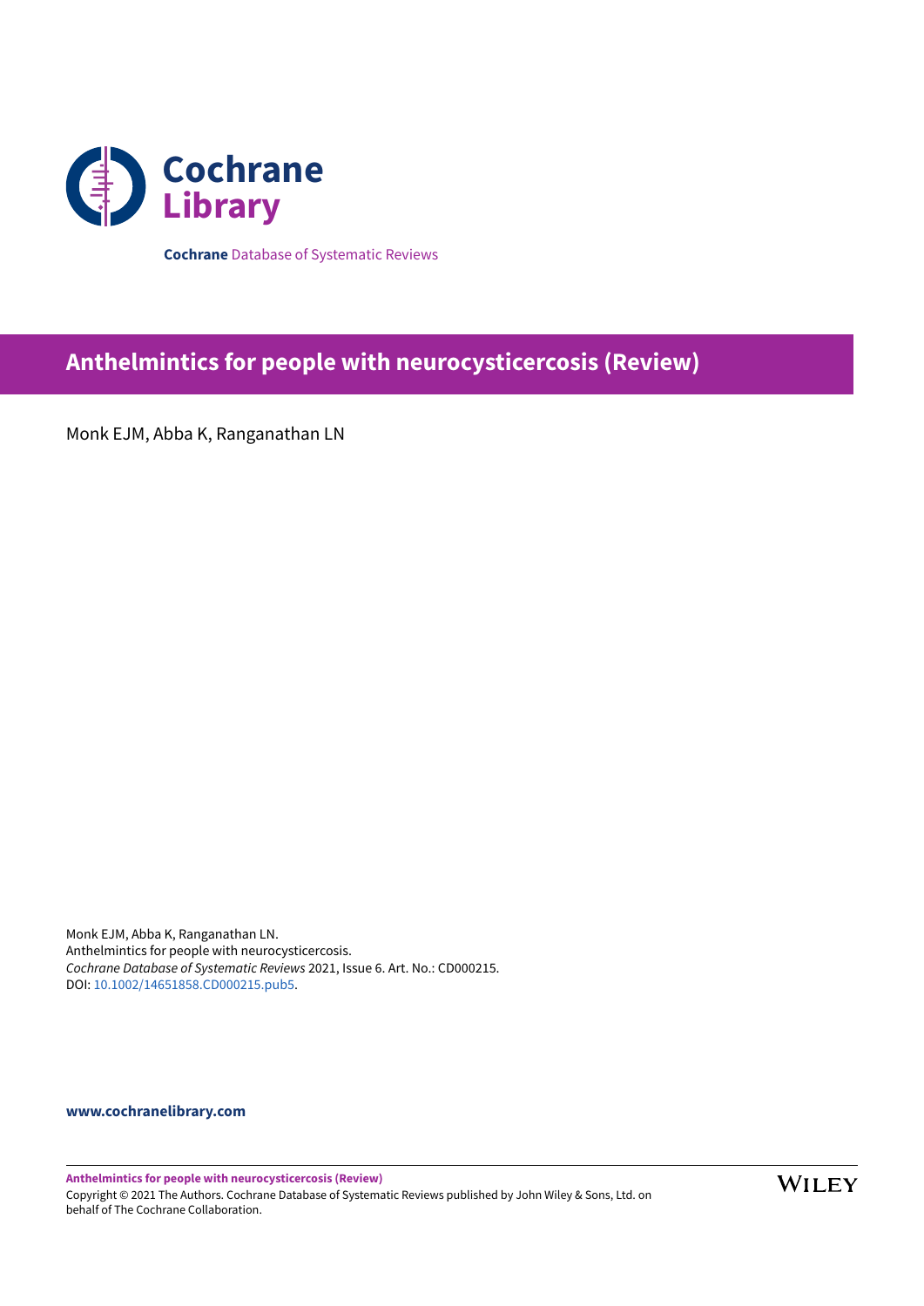Cochrane Library

**Cochrane** Database of Systematic Reviews

# Anthelmintics for people with neurocysticercosis (Review)

Monk EJM, Abba K, Ranganathan LN

Monk EJM, Abba K, Ranganathan LN.
Anthelmintics for people with neurocysticercosis.
*Cochrane Database of Systematic Reviews* 2021, Issue 6. Art. No.: CD000215.
DOI: 10.1002/14651858.CD000215.pub5.

**www.cochranelibrary.com**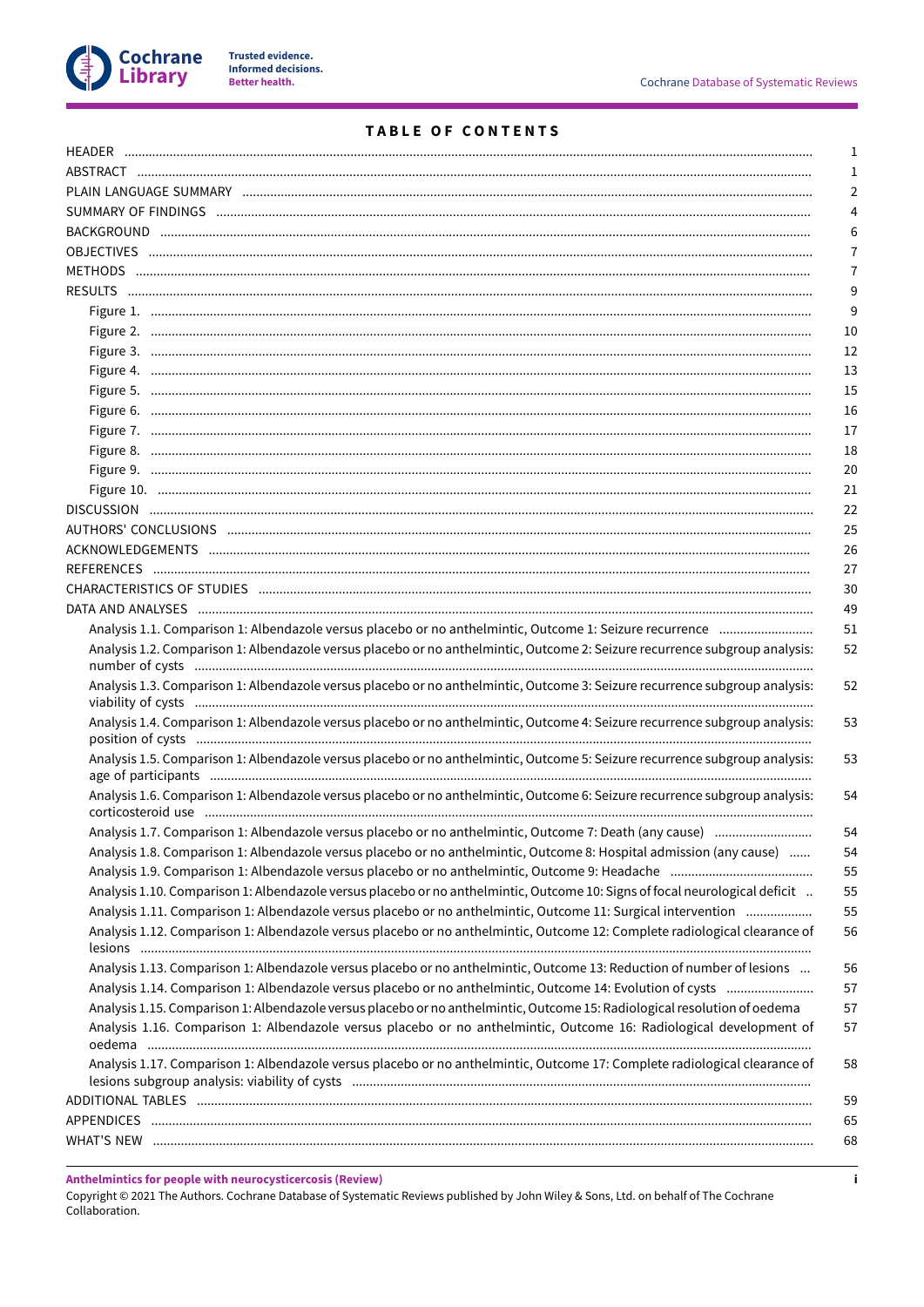# TABLE OF CONTENTS

| | |
|---|---|
| HEADER | 1 |
| ABSTRACT | 1 |
| PLAIN LANGUAGE SUMMARY | 2 |
| SUMMARY OF FINDINGS | 4 |
| BACKGROUND | 6 |
| OBJECTIVES | 7 |
| METHODS | 7 |
| RESULTS | 9 |
| Figure 1. | 9 |
| Figure 2. | 10 |
| Figure 3. | 12 |
| Figure 4. | 13 |
| Figure 5. | 15 |
| Figure 6. | 16 |
| Figure 7. | 17 |
| Figure 8. | 18 |
| Figure 9. | 20 |
| Figure 10. | 21 |
| DISCUSSION | 22 |
| AUTHORS' CONCLUSIONS | 25 |
| ACKNOWLEDGEMENTS | 26 |
| REFERENCES | 27 |
| CHARACTERISTICS OF STUDIES | 30 |
| DATA AND ANALYSES | 49 |
| Analysis 1.1. Comparison 1: Albendazole versus placebo or no anthelmintic, Outcome 1: Seizure recurrence | 51 |
| Analysis 1.2. Comparison 1: Albendazole versus placebo or no anthelmintic, Outcome 2: Seizure recurrence subgroup analysis: number of cysts | 52 |
| Analysis 1.3. Comparison 1: Albendazole versus placebo or no anthelmintic, Outcome 3: Seizure recurrence subgroup analysis: viability of cysts | 52 |
| Analysis 1.4. Comparison 1: Albendazole versus placebo or no anthelmintic, Outcome 4: Seizure recurrence subgroup analysis: position of cysts | 53 |
| Analysis 1.5. Comparison 1: Albendazole versus placebo or no anthelmintic, Outcome 5: Seizure recurrence subgroup analysis: age of participants | 53 |
| Analysis 1.6. Comparison 1: Albendazole versus placebo or no anthelmintic, Outcome 6: Seizure recurrence subgroup analysis: corticosteroid use | 54 |
| Analysis 1.7. Comparison 1: Albendazole versus placebo or no anthelmintic, Outcome 7: Death (any cause) | 54 |
| Analysis 1.8. Comparison 1: Albendazole versus placebo or no anthelmintic, Outcome 8: Hospital admission (any cause) | 54 |
| Analysis 1.9. Comparison 1: Albendazole versus placebo or no anthelmintic, Outcome 9: Headache | 55 |
| Analysis 1.10. Comparison 1: Albendazole versus placebo or no anthelmintic, Outcome 10: Signs of focal neurological deficit | 55 |
| Analysis 1.11. Comparison 1: Albendazole versus placebo or no anthelmintic, Outcome 11: Surgical intervention | 55 |
| Analysis 1.12. Comparison 1: Albendazole versus placebo or no anthelmintic, Outcome 12: Complete radiological clearance of lesions | 56 |
| Analysis 1.13. Comparison 1: Albendazole versus placebo or no anthelmintic, Outcome 13: Reduction of number of lesions | 56 |
| Analysis 1.14. Comparison 1: Albendazole versus placebo or no anthelmintic, Outcome 14: Evolution of cysts | 57 |
| Analysis 1.15. Comparison 1: Albendazole versus placebo or no anthelmintic, Outcome 15: Radiological resolution of oedema | 57 |
| Analysis 1.16. Comparison 1: Albendazole versus placebo or no anthelmintic, Outcome 16: Radiological development of oedema | 57 |
| Analysis 1.17. Comparison 1: Albendazole versus placebo or no anthelmintic, Outcome 17: Complete radiological clearance of lesions subgroup analysis: viability of cysts | 58 |
| ADDITIONAL TABLES | 59 |
| APPENDICES | 65 |
| WHAT'S NEW | 68 |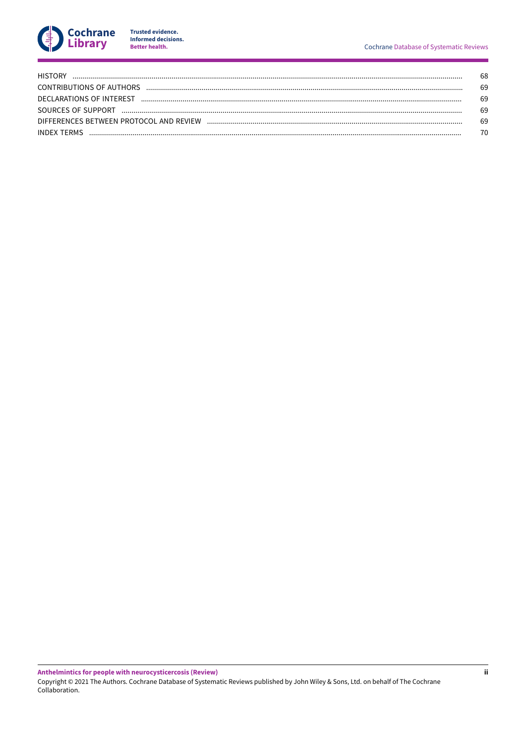| | |
|---|---|
| HISTORY | 68 |
| CONTRIBUTIONS OF AUTHORS | 69 |
| DECLARATIONS OF INTEREST | 69 |
| SOURCES OF SUPPORT | 69 |
| DIFFERENCES BETWEEN PROTOCOL AND REVIEW | 69 |
| INDEX TERMS | 70 |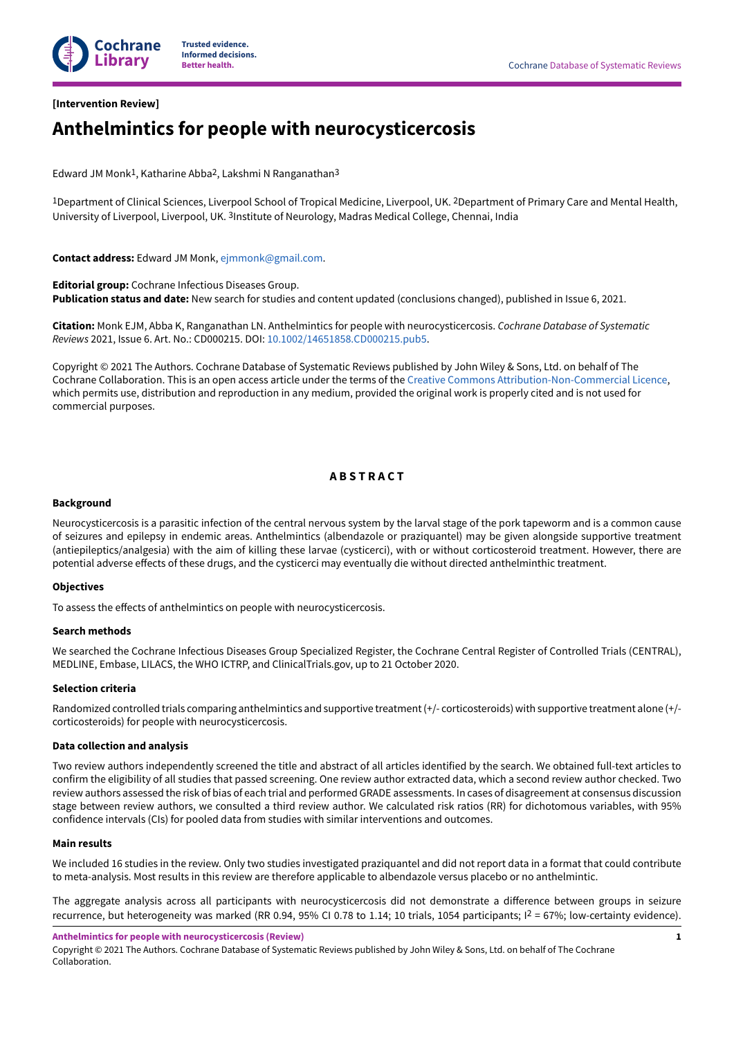[Intervention Review]

# Anthelmintics for people with neurocysticercosis

Edward JM Monk[1], Katharine Abba[2], Lakshmi N Ranganathan[3]

[1]Department of Clinical Sciences, Liverpool School of Tropical Medicine, Liverpool, UK. [2]Department of Primary Care and Mental Health, University of Liverpool, Liverpool, UK. [3]Institute of Neurology, Madras Medical College, Chennai, India

**Contact address:** Edward JM Monk, ejmmonk@gmail.com.

**Editorial group:** Cochrane Infectious Diseases Group.
**Publication status and date:** New search for studies and content updated (conclusions changed), published in Issue 6, 2021.

**Citation:** Monk EJM, Abba K, Ranganathan LN. Anthelmintics for people with neurocysticercosis. *Cochrane Database of Systematic Reviews* 2021, Issue 6. Art. No.: CD000215. DOI: 10.1002/14651858.CD000215.pub5.

Copyright © 2021 The Authors. Cochrane Database of Systematic Reviews published by John Wiley & Sons, Ltd. on behalf of The Cochrane Collaboration. This is an open access article under the terms of the Creative Commons Attribution-Non-Commercial Licence, which permits use, distribution and reproduction in any medium, provided the original work is properly cited and is not used for commercial purposes.

## ABSTRACT

### Background

Neurocysticercosis is a parasitic infection of the central nervous system by the larval stage of the pork tapeworm and is a common cause of seizures and epilepsy in endemic areas. Anthelmintics (albendazole or praziquantel) may be given alongside supportive treatment (antiepileptics/analgesia) with the aim of killing these larvae (cysticerci), with or without corticosteroid treatment. However, there are potential adverse effects of these drugs, and the cysticerci may eventually die without directed anthelminthic treatment.

### Objectives

To assess the effects of anthelmintics on people with neurocysticercosis.

### Search methods

We searched the Cochrane Infectious Diseases Group Specialized Register, the Cochrane Central Register of Controlled Trials (CENTRAL), MEDLINE, Embase, LILACS, the WHO ICTRP, and ClinicalTrials.gov, up to 21 October 2020.

### Selection criteria

Randomized controlled trials comparing anthelmintics and supportive treatment (+/- corticosteroids) with supportive treatment alone (+/- corticosteroids) for people with neurocysticercosis.

### Data collection and analysis

Two review authors independently screened the title and abstract of all articles identified by the search. We obtained full-text articles to confirm the eligibility of all studies that passed screening. One review author extracted data, which a second review author checked. Two review authors assessed the risk of bias of each trial and performed GRADE assessments. In cases of disagreement at consensus discussion stage between review authors, we consulted a third review author. We calculated risk ratios (RR) for dichotomous variables, with 95% confidence intervals (CIs) for pooled data from studies with similar interventions and outcomes.

### Main results

We included 16 studies in the review. Only two studies investigated praziquantel and did not report data in a format that could contribute to meta-analysis. Most results in this review are therefore applicable to albendazole versus placebo or no anthelmintic.

The aggregate analysis across all participants with neurocysticercosis did not demonstrate a difference between groups in seizure recurrence, but heterogeneity was marked (RR 0.94, 95% CI 0.78 to 1.14; 10 trials, 1054 participants; $I^2$ = 67%; low-certainty evidence).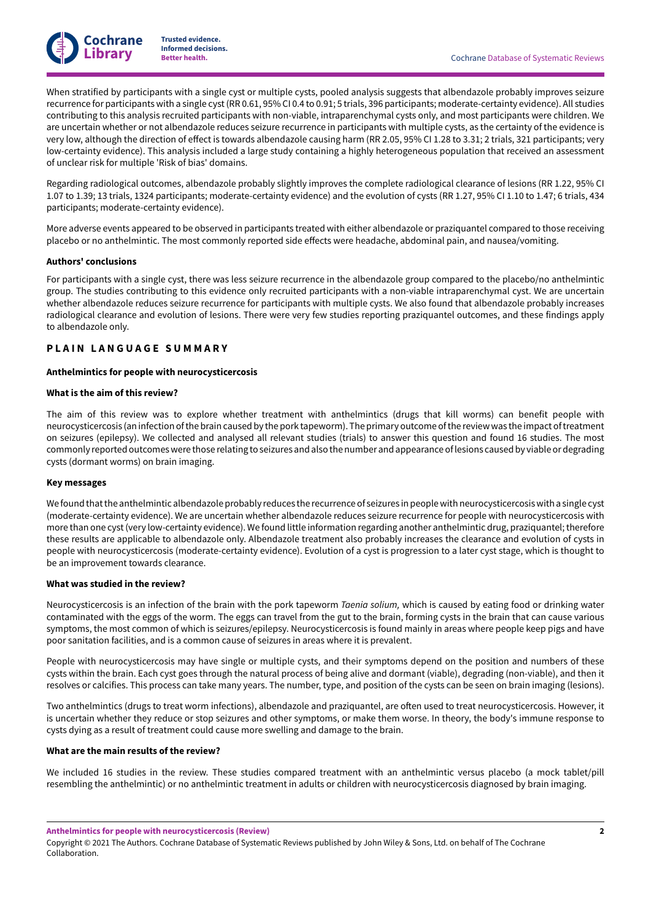When stratified by participants with a single cyst or multiple cysts, pooled analysis suggests that albendazole probably improves seizure recurrence for participants with a single cyst (RR 0.61, 95% CI 0.4 to 0.91; 5 trials, 396 participants; moderate-certainty evidence). All studies contributing to this analysis recruited participants with non-viable, intraparenchymal cysts only, and most participants were children. We are uncertain whether or not albendazole reduces seizure recurrence in participants with multiple cysts, as the certainty of the evidence is very low, although the direction of effect is towards albendazole causing harm (RR 2.05, 95% CI 1.28 to 3.31; 2 trials, 321 participants; very low-certainty evidence). This analysis included a large study containing a highly heterogeneous population that received an assessment of unclear risk for multiple 'Risk of bias' domains.

Regarding radiological outcomes, albendazole probably slightly improves the complete radiological clearance of lesions (RR 1.22, 95% CI 1.07 to 1.39; 13 trials, 1324 participants; moderate-certainty evidence) and the evolution of cysts (RR 1.27, 95% CI 1.10 to 1.47; 6 trials, 434 participants; moderate-certainty evidence).

More adverse events appeared to be observed in participants treated with either albendazole or praziquantel compared to those receiving placebo or no anthelmintic. The most commonly reported side effects were headache, abdominal pain, and nausea/vomiting.

**Authors' conclusions**

For participants with a single cyst, there was less seizure recurrence in the albendazole group compared to the placebo/no anthelmintic group. The studies contributing to this evidence only recruited participants with a non-viable intraparenchymal cyst. We are uncertain whether albendazole reduces seizure recurrence for participants with multiple cysts. We also found that albendazole probably increases radiological clearance and evolution of lesions. There were very few studies reporting praziquantel outcomes, and these findings apply to albendazole only.

## PLAIN LANGUAGE SUMMARY

### Anthelmintics for people with neurocysticercosis

**What is the aim of this review?**

The aim of this review was to explore whether treatment with anthelmintics (drugs that kill worms) can benefit people with neurocysticercosis (an infection of the brain caused by the pork tapeworm). The primary outcome of the review was the impact of treatment on seizures (epilepsy). We collected and analysed all relevant studies (trials) to answer this question and found 16 studies. The most commonly reported outcomes were those relating to seizures and also the number and appearance of lesions caused by viable or degrading cysts (dormant worms) on brain imaging.

**Key messages**

We found that the anthelmintic albendazole probably reduces the recurrence of seizures in people with neurocysticercosis with a single cyst (moderate-certainty evidence). We are uncertain whether albendazole reduces seizure recurrence for people with neurocysticercosis with more than one cyst (very low-certainty evidence). We found little information regarding another anthelmintic drug, praziquantel; therefore these results are applicable to albendazole only. Albendazole treatment also probably increases the clearance and evolution of cysts in people with neurocysticercosis (moderate-certainty evidence). Evolution of a cyst is progression to a later cyst stage, which is thought to be an improvement towards clearance.

**What was studied in the review?**

Neurocysticercosis is an infection of the brain with the pork tapeworm *Taenia solium,* which is caused by eating food or drinking water contaminated with the eggs of the worm. The eggs can travel from the gut to the brain, forming cysts in the brain that can cause various symptoms, the most common of which is seizures/epilepsy. Neurocysticercosis is found mainly in areas where people keep pigs and have poor sanitation facilities, and is a common cause of seizures in areas where it is prevalent.

People with neurocysticercosis may have single or multiple cysts, and their symptoms depend on the position and numbers of these cysts within the brain. Each cyst goes through the natural process of being alive and dormant (viable), degrading (non-viable), and then it resolves or calcifies. This process can take many years. The number, type, and position of the cysts can be seen on brain imaging (lesions).

Two anthelmintics (drugs to treat worm infections), albendazole and praziquantel, are often used to treat neurocysticercosis. However, it is uncertain whether they reduce or stop seizures and other symptoms, or make them worse. In theory, the body's immune response to cysts dying as a result of treatment could cause more swelling and damage to the brain.

**What are the main results of the review?**

We included 16 studies in the review. These studies compared treatment with an anthelmintic versus placebo (a mock tablet/pill resembling the anthelmintic) or no anthelmintic treatment in adults or children with neurocysticercosis diagnosed by brain imaging.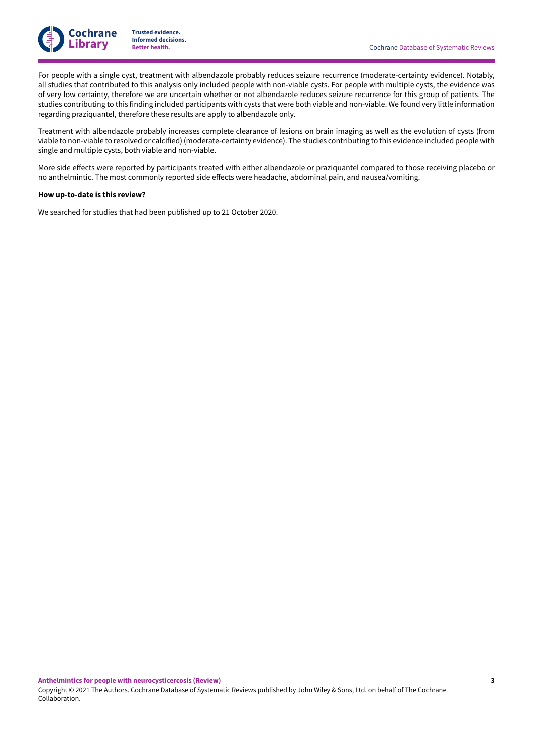For people with a single cyst, treatment with albendazole probably reduces seizure recurrence (moderate-certainty evidence). Notably, all studies that contributed to this analysis only included people with non-viable cysts. For people with multiple cysts, the evidence was of very low certainty, therefore we are uncertain whether or not albendazole reduces seizure recurrence for this group of patients. The studies contributing to this finding included participants with cysts that were both viable and non-viable. We found very little information regarding praziquantel, therefore these results are apply to albendazole only.

Treatment with albendazole probably increases complete clearance of lesions on brain imaging as well as the evolution of cysts (from viable to non-viable to resolved or calcified) (moderate-certainty evidence). The studies contributing to this evidence included people with single and multiple cysts, both viable and non-viable.

More side effects were reported by participants treated with either albendazole or praziquantel compared to those receiving placebo or no anthelmintic. The most commonly reported side effects were headache, abdominal pain, and nausea/vomiting.

**How up-to-date is this review?**

We searched for studies that had been published up to 21 October 2020.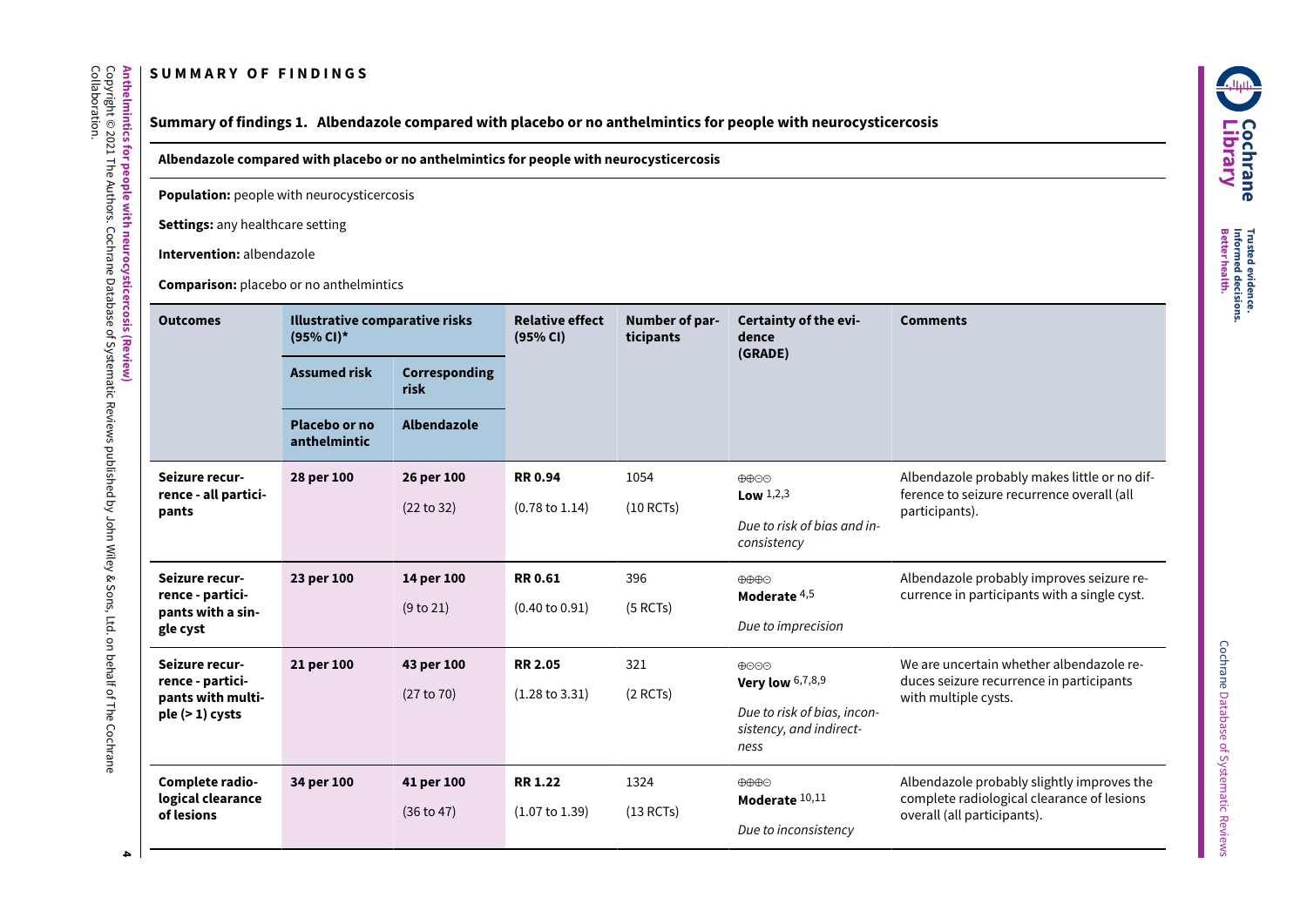# SUMMARY OF FINDINGS

## Summary of findings 1. Albendazole compared with placebo or no anthelmintics for people with neurocysticercosis

**Albendazole compared with placebo or no anthelmintics for people with neurocysticercosis**

**Population:** people with neurocysticercosis

**Settings:** any healthcare setting

**Intervention:** albendazole

**Comparison:** placebo or no anthelmintics

| Outcomes | Illustrative comparative risks (95% CI)* | | Relative effect (95% CI) | Number of participants | Certainty of the evidence (GRADE) | Comments |
|---|---|---|---|---|---|---|
| | Assumed risk | Corresponding risk | | | | |
| | Placebo or no anthelmintic | Albendazole | | | | |
| **Seizure recurrence - all participants** | **28 per 100** | **26 per 100** (22 to 32) | **RR 0.94** (0.78 to 1.14) | 1054 (10 RCTs) | ⊕⊕⊝⊝ **Low** [1,2,3] *Due to risk of bias and inconsistency* | Albendazole probably makes little or no difference to seizure recurrence overall (all participants). |
| **Seizure recurrence - participants with a single cyst** | **23 per 100** | **14 per 100** (9 to 21) | **RR 0.61** (0.40 to 0.91) | 396 (5 RCTs) | ⊕⊕⊕⊝ **Moderate** [4,5] *Due to imprecision* | Albendazole probably improves seizure recurrence in participants with a single cyst. |
| **Seizure recurrence - participants with multiple (> 1) cysts** | **21 per 100** | **43 per 100** (27 to 70) | **RR 2.05** (1.28 to 3.31) | 321 (2 RCTs) | ⊕⊝⊝⊝ **Very low** [6,7,8,9] *Due to risk of bias, inconsistency, and indirectness* | We are uncertain whether albendazole reduces seizure recurrence in participants with multiple cysts. |
| **Complete radiological clearance of lesions** | **34 per 100** | **41 per 100** (36 to 47) | **RR 1.22** (1.07 to 1.39) | 1324 (13 RCTs) | ⊕⊕⊕⊝ **Moderate** [10,11] *Due to inconsistency* | Albendazole probably slightly improves the complete radiological clearance of lesions overall (all participants). |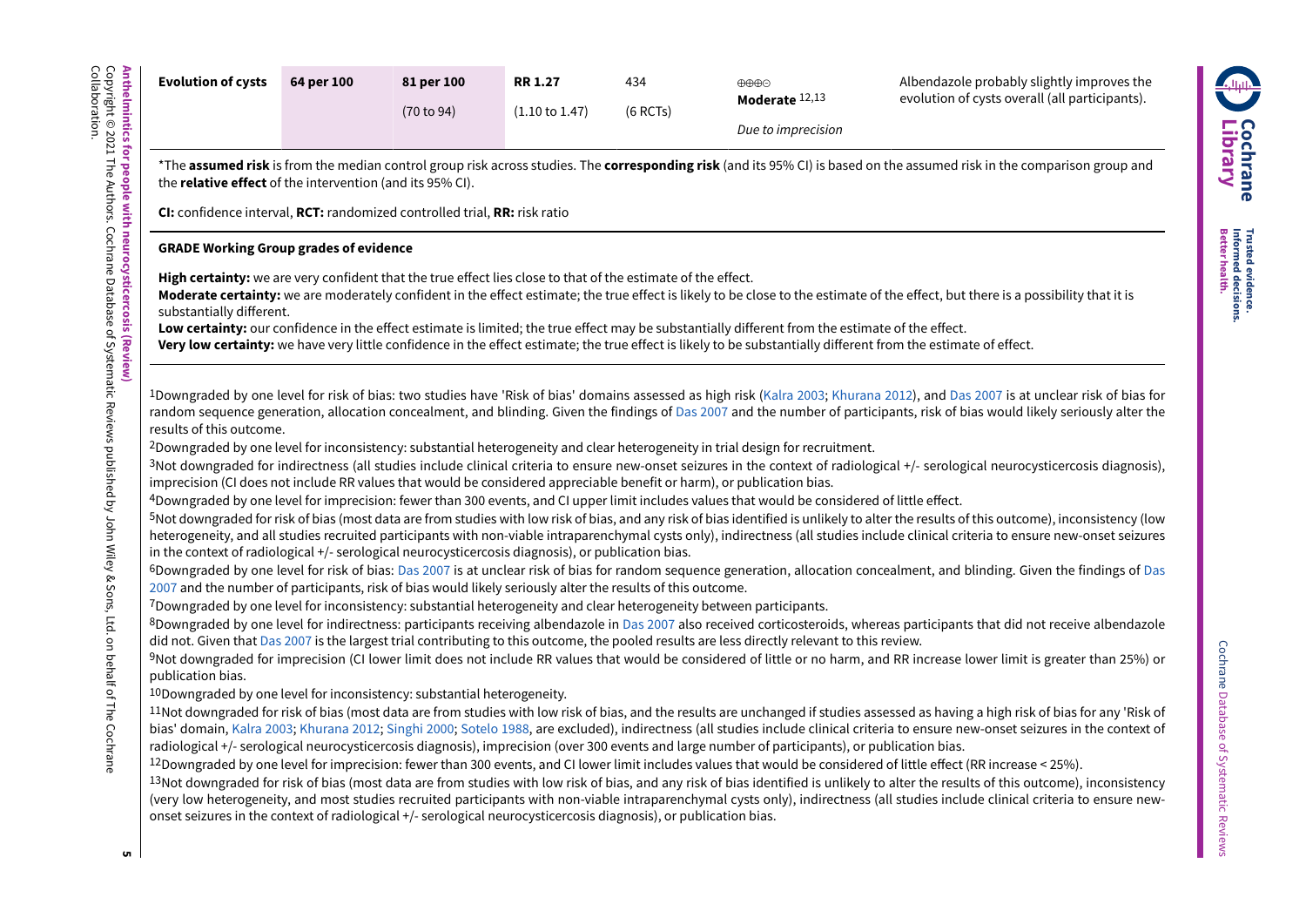| Evolution of cysts | 64 per 100 | 81 per 100 (70 to 94) | RR 1.27 (1.10 to 1.47) | 434 (6 RCTs) | ⊕⊕⊕⊝ Moderate [12,13] Due to imprecision | Albendazole probably slightly improves the evolution of cysts overall (all participants). |
|---|---|---|---|---|---|---|

*The **assumed risk** is from the median control group risk across studies. The **corresponding risk** (and its 95% CI) is based on the assumed risk in the comparison group and the **relative effect** of the intervention (and its 95% CI).

**CI:** confidence interval, **RCT:** randomized controlled trial, **RR:** risk ratio

**GRADE Working Group grades of evidence**

**High certainty:** we are very confident that the true effect lies close to that of the estimate of the effect.
**Moderate certainty:** we are moderately confident in the effect estimate; the true effect is likely to be close to the estimate of the effect, but there is a possibility that it is substantially different.
**Low certainty:** our confidence in the effect estimate is limited; the true effect may be substantially different from the estimate of the effect.
**Very low certainty:** we have very little confidence in the effect estimate; the true effect is likely to be substantially different from the estimate of effect.

[1]Downgraded by one level for risk of bias: two studies have 'Risk of bias' domains assessed as high risk (Kalra 2003; Khurana 2012), and Das 2007 is at unclear risk of bias for random sequence generation, allocation concealment, and blinding. Given the findings of Das 2007 and the number of participants, risk of bias would likely seriously alter the results of this outcome.

[2]Downgraded by one level for inconsistency: substantial heterogeneity and clear heterogeneity in trial design for recruitment.

[3]Not downgraded for indirectness (all studies include clinical criteria to ensure new-onset seizures in the context of radiological +/- serological neurocysticercosis diagnosis), imprecision (CI does not include RR values that would be considered appreciable benefit or harm), or publication bias.

[4]Downgraded by one level for imprecision: fewer than 300 events, and CI upper limit includes values that would be considered of little effect.

[5]Not downgraded for risk of bias (most data are from studies with low risk of bias, and any risk of bias identified is unlikely to alter the results of this outcome), inconsistency (low heterogeneity, and all studies recruited participants with non-viable intraparenchymal cysts only), indirectness (all studies include clinical criteria to ensure new-onset seizures in the context of radiological +/- serological neurocysticercosis diagnosis), or publication bias.

[6]Downgraded by one level for risk of bias: Das 2007 is at unclear risk of bias for random sequence generation, allocation concealment, and blinding. Given the findings of Das 2007 and the number of participants, risk of bias would likely seriously alter the results of this outcome.

[7]Downgraded by one level for inconsistency: substantial heterogeneity and clear heterogeneity between participants.

[8]Downgraded by one level for indirectness: participants receiving albendazole in Das 2007 also received corticosteroids, whereas participants that did not receive albendazole did not. Given that Das 2007 is the largest trial contributing to this outcome, the pooled results are less directly relevant to this review.

[9]Not downgraded for imprecision (CI lower limit does not include RR values that would be considered of little or no harm, and RR increase lower limit is greater than 25%) or publication bias.

[10]Downgraded by one level for inconsistency: substantial heterogeneity.

[11]Not downgraded for risk of bias (most data are from studies with low risk of bias, and the results are unchanged if studies assessed as having a high risk of bias for any 'Risk of bias' domain, Kalra 2003; Khurana 2012; Singhi 2000; Sotelo 1988, are excluded), indirectness (all studies include clinical criteria to ensure new-onset seizures in the context of radiological +/- serological neurocysticercosis diagnosis), imprecision (over 300 events and large number of participants), or publication bias.

[12]Downgraded by one level for imprecision: fewer than 300 events, and CI lower limit includes values that would be considered of little effect (RR increase < 25%).

[13]Not downgraded for risk of bias (most data are from studies with low risk of bias, and any risk of bias identified is unlikely to alter the results of this outcome), inconsistency (very low heterogeneity, and most studies recruited participants with non-viable intraparenchymal cysts only), indirectness (all studies include clinical criteria to ensure new-onset seizures in the context of radiological +/- serological neurocysticercosis diagnosis), or publication bias.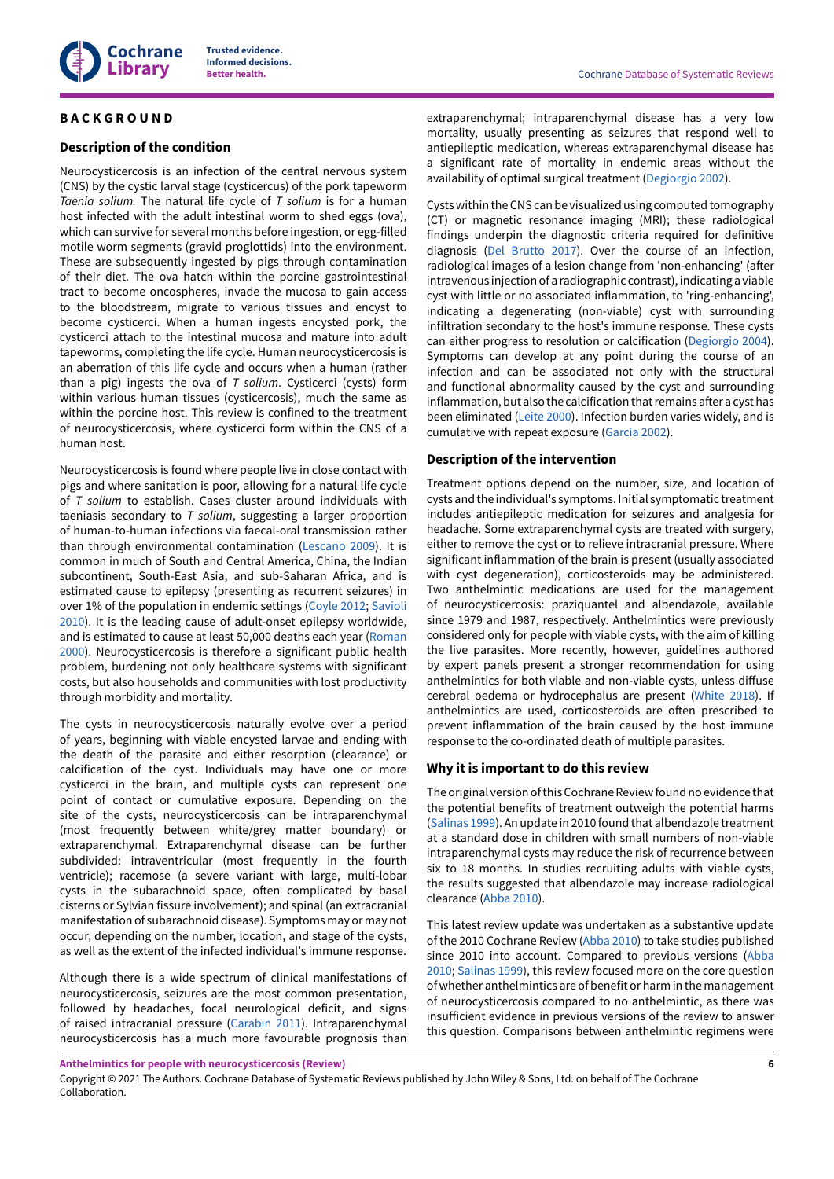# BACKGROUND

## Description of the condition

Neurocysticercosis is an infection of the central nervous system (CNS) by the cystic larval stage (cysticercus) of the pork tapeworm *Taenia solium.* The natural life cycle of *T solium* is for a human host infected with the adult intestinal worm to shed eggs (ova), which can survive for several months before ingestion, or egg-filled motile worm segments (gravid proglottids) into the environment. These are subsequently ingested by pigs through contamination of their diet. The ova hatch within the porcine gastrointestinal tract to become oncospheres, invade the mucosa to gain access to the bloodstream, migrate to various tissues and encyst to become cysticerci. When a human ingests encysted pork, the cysticerci attach to the intestinal mucosa and mature into adult tapeworms, completing the life cycle. Human neurocysticercosis is an aberration of this life cycle and occurs when a human (rather than a pig) ingests the ova of *T solium*. Cysticerci (cysts) form within various human tissues (cysticercosis), much the same as within the porcine host. This review is confined to the treatment of neurocysticercosis, where cysticerci form within the CNS of a human host.

Neurocysticercosis is found where people live in close contact with pigs and where sanitation is poor, allowing for a natural life cycle of *T solium* to establish. Cases cluster around individuals with taeniasis secondary to *T solium*, suggesting a larger proportion of human-to-human infections via faecal-oral transmission rather than through environmental contamination (Lescano 2009). It is common in much of South and Central America, China, the Indian subcontinent, South-East Asia, and sub-Saharan Africa, and is estimated cause to epilepsy (presenting as recurrent seizures) in over 1% of the population in endemic settings (Coyle 2012; Savioli 2010). It is the leading cause of adult-onset epilepsy worldwide, and is estimated to cause at least 50,000 deaths each year (Roman 2000). Neurocysticercosis is therefore a significant public health problem, burdening not only healthcare systems with significant costs, but also households and communities with lost productivity through morbidity and mortality.

The cysts in neurocysticercosis naturally evolve over a period of years, beginning with viable encysted larvae and ending with the death of the parasite and either resorption (clearance) or calcification of the cyst. Individuals may have one or more cysticerci in the brain, and multiple cysts can represent one point of contact or cumulative exposure. Depending on the site of the cysts, neurocysticercosis can be intraparenchymal (most frequently between white/grey matter boundary) or extraparenchymal. Extraparenchymal disease can be further subdivided: intraventricular (most frequently in the fourth ventricle); racemose (a severe variant with large, multi-lobar cysts in the subarachnoid space, often complicated by basal cisterns or Sylvian fissure involvement); and spinal (an extracranial manifestation of subarachnoid disease). Symptoms may or may not occur, depending on the number, location, and stage of the cysts, as well as the extent of the infected individual's immune response.

Although there is a wide spectrum of clinical manifestations of neurocysticercosis, seizures are the most common presentation, followed by headaches, focal neurological deficit, and signs of raised intracranial pressure (Carabin 2011). Intraparenchymal neurocysticercosis has a much more favourable prognosis than extraparenchymal; intraparenchymal disease has a very low mortality, usually presenting as seizures that respond well to antiepileptic medication, whereas extraparenchymal disease has a significant rate of mortality in endemic areas without the availability of optimal surgical treatment (Degiorgio 2002).

Cysts within the CNS can be visualized using computed tomography (CT) or magnetic resonance imaging (MRI); these radiological findings underpin the diagnostic criteria required for definitive diagnosis (Del Brutto 2017). Over the course of an infection, radiological images of a lesion change from 'non-enhancing' (after intravenous injection of a radiographic contrast), indicating a viable cyst with little or no associated inflammation, to 'ring-enhancing', indicating a degenerating (non-viable) cyst with surrounding infiltration secondary to the host's immune response. These cysts can either progress to resolution or calcification (Degiorgio 2004). Symptoms can develop at any point during the course of an infection and can be associated not only with the structural and functional abnormality caused by the cyst and surrounding inflammation, but also the calcification that remains after a cyst has been eliminated (Leite 2000). Infection burden varies widely, and is cumulative with repeat exposure (Garcia 2002).

## Description of the intervention

Treatment options depend on the number, size, and location of cysts and the individual's symptoms. Initial symptomatic treatment includes antiepileptic medication for seizures and analgesia for headache. Some extraparenchymal cysts are treated with surgery, either to remove the cyst or to relieve intracranial pressure. Where significant inflammation of the brain is present (usually associated with cyst degeneration), corticosteroids may be administered. Two anthelmintic medications are used for the management of neurocysticercosis: praziquantel and albendazole, available since 1979 and 1987, respectively. Anthelmintics were previously considered only for people with viable cysts, with the aim of killing the live parasites. More recently, however, guidelines authored by expert panels present a stronger recommendation for using anthelmintics for both viable and non-viable cysts, unless diffuse cerebral oedema or hydrocephalus are present (White 2018). If anthelmintics are used, corticosteroids are often prescribed to prevent inflammation of the brain caused by the host immune response to the co-ordinated death of multiple parasites.

## Why it is important to do this review

The original version of this Cochrane Review found no evidence that the potential benefits of treatment outweigh the potential harms (Salinas 1999). An update in 2010 found that albendazole treatment at a standard dose in children with small numbers of non-viable intraparenchymal cysts may reduce the risk of recurrence between six to 18 months. In studies recruiting adults with viable cysts, the results suggested that albendazole may increase radiological clearance (Abba 2010).

This latest review update was undertaken as a substantive update of the 2010 Cochrane Review (Abba 2010) to take studies published since 2010 into account. Compared to previous versions (Abba 2010; Salinas 1999), this review focused more on the core question of whether anthelmintics are of benefit or harm in the management of neurocysticercosis compared to no anthelmintic, as there was insufficient evidence in previous versions of the review to answer this question. Comparisons between anthelmintic regimens were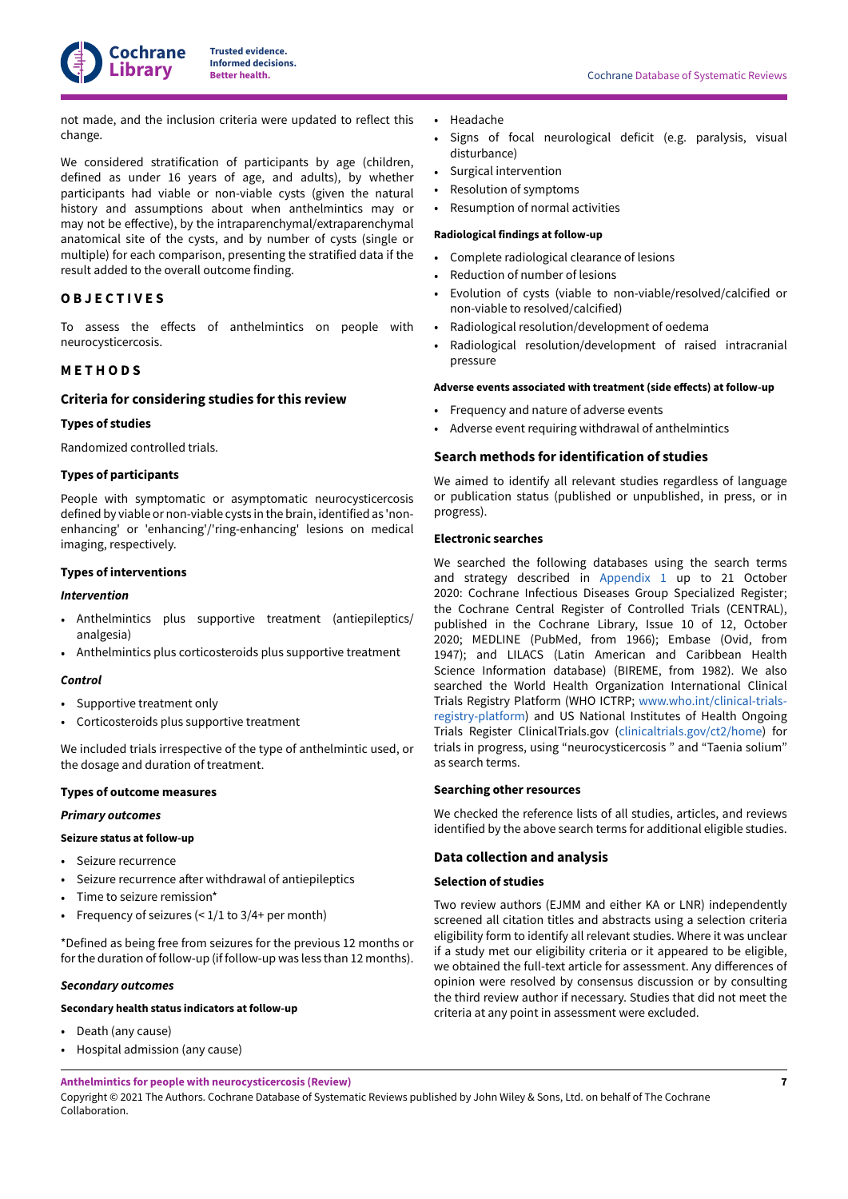not made, and the inclusion criteria were updated to reflect this change.

We considered stratification of participants by age (children, defined as under 16 years of age, and adults), by whether participants had viable or non-viable cysts (given the natural history and assumptions about when anthelmintics may or may not be effective), by the intraparenchymal/extraparenchymal anatomical site of the cysts, and by number of cysts (single or multiple) for each comparison, presenting the stratified data if the result added to the overall outcome finding.

# OBJECTIVES

To assess the effects of anthelmintics on people with neurocysticercosis.

# METHODS

## Criteria for considering studies for this review

### Types of studies

Randomized controlled trials.

### Types of participants

People with symptomatic or asymptomatic neurocysticercosis defined by viable or non-viable cysts in the brain, identified as 'non-enhancing' or 'enhancing'/'ring-enhancing' lesions on medical imaging, respectively.

### Types of interventions

#### *Intervention*

- Anthelmintics plus supportive treatment (antiepileptics/analgesia)
- Anthelmintics plus corticosteroids plus supportive treatment

#### *Control*

- Supportive treatment only
- Corticosteroids plus supportive treatment

We included trials irrespective of the type of anthelmintic used, or the dosage and duration of treatment.

### Types of outcome measures

#### *Primary outcomes*

##### Seizure status at follow-up

- Seizure recurrence
- Seizure recurrence after withdrawal of antiepileptics
- Time to seizure remission*
- Frequency of seizures (< 1/1 to 3/4+ per month)

*Defined as being free from seizures for the previous 12 months or for the duration of follow-up (if follow-up was less than 12 months).

#### *Secondary outcomes*

##### Secondary health status indicators at follow-up

- Death (any cause)
- Hospital admission (any cause)
- Headache
- Signs of focal neurological deficit (e.g. paralysis, visual disturbance)
- Surgical intervention
- Resolution of symptoms
- Resumption of normal activities

##### Radiological findings at follow-up

- Complete radiological clearance of lesions
- Reduction of number of lesions
- Evolution of cysts (viable to non-viable/resolved/calcified or non-viable to resolved/calcified)
- Radiological resolution/development of oedema
- Radiological resolution/development of raised intracranial pressure

##### Adverse events associated with treatment (side effects) at follow-up

- Frequency and nature of adverse events
- Adverse event requiring withdrawal of anthelmintics

## Search methods for identification of studies

We aimed to identify all relevant studies regardless of language or publication status (published or unpublished, in press, or in progress).

### Electronic searches

We searched the following databases using the search terms and strategy described in Appendix 1 up to 21 October 2020: Cochrane Infectious Diseases Group Specialized Register; the Cochrane Central Register of Controlled Trials (CENTRAL), published in the Cochrane Library, Issue 10 of 12, October 2020; MEDLINE (PubMed, from 1966); Embase (Ovid, from 1947); and LILACS (Latin American and Caribbean Health Science Information database) (BIREME, from 1982). We also searched the World Health Organization International Clinical Trials Registry Platform (WHO ICTRP; www.who.int/clinical-trials-registry-platform) and US National Institutes of Health Ongoing Trials Register ClinicalTrials.gov (clinicaltrials.gov/ct2/home) for trials in progress, using "neurocysticercosis " and "Taenia solium" as search terms.

### Searching other resources

We checked the reference lists of all studies, articles, and reviews identified by the above search terms for additional eligible studies.

## Data collection and analysis

### Selection of studies

Two review authors (EJMM and either KA or LNR) independently screened all citation titles and abstracts using a selection criteria eligibility form to identify all relevant studies. Where it was unclear if a study met our eligibility criteria or it appeared to be eligible, we obtained the full-text article for assessment. Any differences of opinion were resolved by consensus discussion or by consulting the third review author if necessary. Studies that did not meet the criteria at any point in assessment were excluded.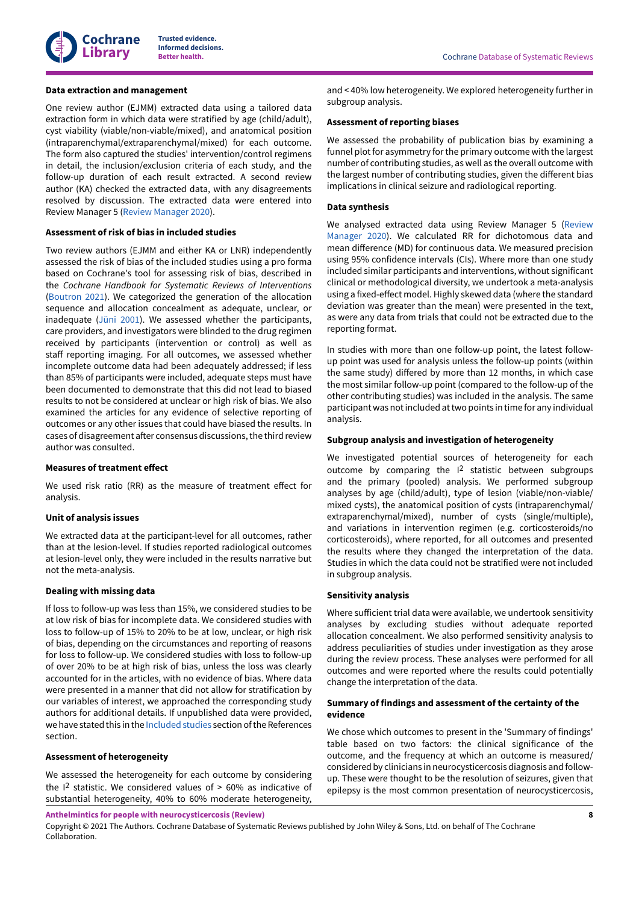#### Data extraction and management

One review author (EJMM) extracted data using a tailored data extraction form in which data were stratified by age (child/adult), cyst viability (viable/non-viable/mixed), and anatomical position (intraparenchymal/extraparenchymal/mixed) for each outcome. The form also captured the studies' intervention/control regimens in detail, the inclusion/exclusion criteria of each study, and the follow-up duration of each result extracted. A second review author (KA) checked the extracted data, with any disagreements resolved by discussion. The extracted data were entered into Review Manager 5 (Review Manager 2020).

#### Assessment of risk of bias in included studies

Two review authors (EJMM and either KA or LNR) independently assessed the risk of bias of the included studies using a pro forma based on Cochrane's tool for assessing risk of bias, described in the *Cochrane Handbook for Systematic Reviews of Interventions* (Boutron 2021). We categorized the generation of the allocation sequence and allocation concealment as adequate, unclear, or inadequate (Jüni 2001). We assessed whether the participants, care providers, and investigators were blinded to the drug regimen received by participants (intervention or control) as well as staff reporting imaging. For all outcomes, we assessed whether incomplete outcome data had been adequately addressed; if less than 85% of participants were included, adequate steps must have been documented to demonstrate that this did not lead to biased results to not be considered at unclear or high risk of bias. We also examined the articles for any evidence of selective reporting of outcomes or any other issues that could have biased the results. In cases of disagreement after consensus discussions, the third review author was consulted.

#### Measures of treatment effect

We used risk ratio (RR) as the measure of treatment effect for analysis.

#### Unit of analysis issues

We extracted data at the participant-level for all outcomes, rather than at the lesion-level. If studies reported radiological outcomes at lesion-level only, they were included in the results narrative but not the meta-analysis.

#### Dealing with missing data

If loss to follow-up was less than 15%, we considered studies to be at low risk of bias for incomplete data. We considered studies with loss to follow-up of 15% to 20% to be at low, unclear, or high risk of bias, depending on the circumstances and reporting of reasons for loss to follow-up. We considered studies with loss to follow-up of over 20% to be at high risk of bias, unless the loss was clearly accounted for in the articles, with no evidence of bias. Where data were presented in a manner that did not allow for stratification by our variables of interest, we approached the corresponding study authors for additional details. If unpublished data were provided, we have stated this in the Included studies section of the References section.

#### Assessment of heterogeneity

We assessed the heterogeneity for each outcome by considering the $I^2$ statistic. We considered values of > 60% as indicative of substantial heterogeneity, 40% to 60% moderate heterogeneity, and < 40% low heterogeneity. We explored heterogeneity further in subgroup analysis.

#### Assessment of reporting biases

We assessed the probability of publication bias by examining a funnel plot for asymmetry for the primary outcome with the largest number of contributing studies, as well as the overall outcome with the largest number of contributing studies, given the different bias implications in clinical seizure and radiological reporting.

#### Data synthesis

We analysed extracted data using Review Manager 5 (Review Manager 2020). We calculated RR for dichotomous data and mean difference (MD) for continuous data. We measured precision using 95% confidence intervals (CIs). Where more than one study included similar participants and interventions, without significant clinical or methodological diversity, we undertook a meta-analysis using a fixed-effect model. Highly skewed data (where the standard deviation was greater than the mean) were presented in the text, as were any data from trials that could not be extracted due to the reporting format.

In studies with more than one follow-up point, the latest follow-up point was used for analysis unless the follow-up points (within the same study) differed by more than 12 months, in which case the most similar follow-up point (compared to the follow-up of the other contributing studies) was included in the analysis. The same participant was not included at two points in time for any individual analysis.

#### Subgroup analysis and investigation of heterogeneity

We investigated potential sources of heterogeneity for each outcome by comparing the $I^2$ statistic between subgroups and the primary (pooled) analysis. We performed subgroup analyses by age (child/adult), type of lesion (viable/non-viable/mixed cysts), the anatomical position of cysts (intraparenchymal/extraparenchymal/mixed), number of cysts (single/multiple), and variations in intervention regimen (e.g. corticosteroids/no corticosteroids), where reported, for all outcomes and presented the results where they changed the interpretation of the data. Studies in which the data could not be stratified were not included in subgroup analysis.

#### Sensitivity analysis

Where sufficient trial data were available, we undertook sensitivity analyses by excluding studies without adequate reported allocation concealment. We also performed sensitivity analysis to address peculiarities of studies under investigation as they arose during the review process. These analyses were performed for all outcomes and were reported where the results could potentially change the interpretation of the data.

#### Summary of findings and assessment of the certainty of the evidence

We chose which outcomes to present in the 'Summary of findings' table based on two factors: the clinical significance of the outcome, and the frequency at which an outcome is measured/considered by clinicians in neurocysticercosis diagnosis and follow-up. These were thought to be the resolution of seizures, given that epilepsy is the most common presentation of neurocysticercosis,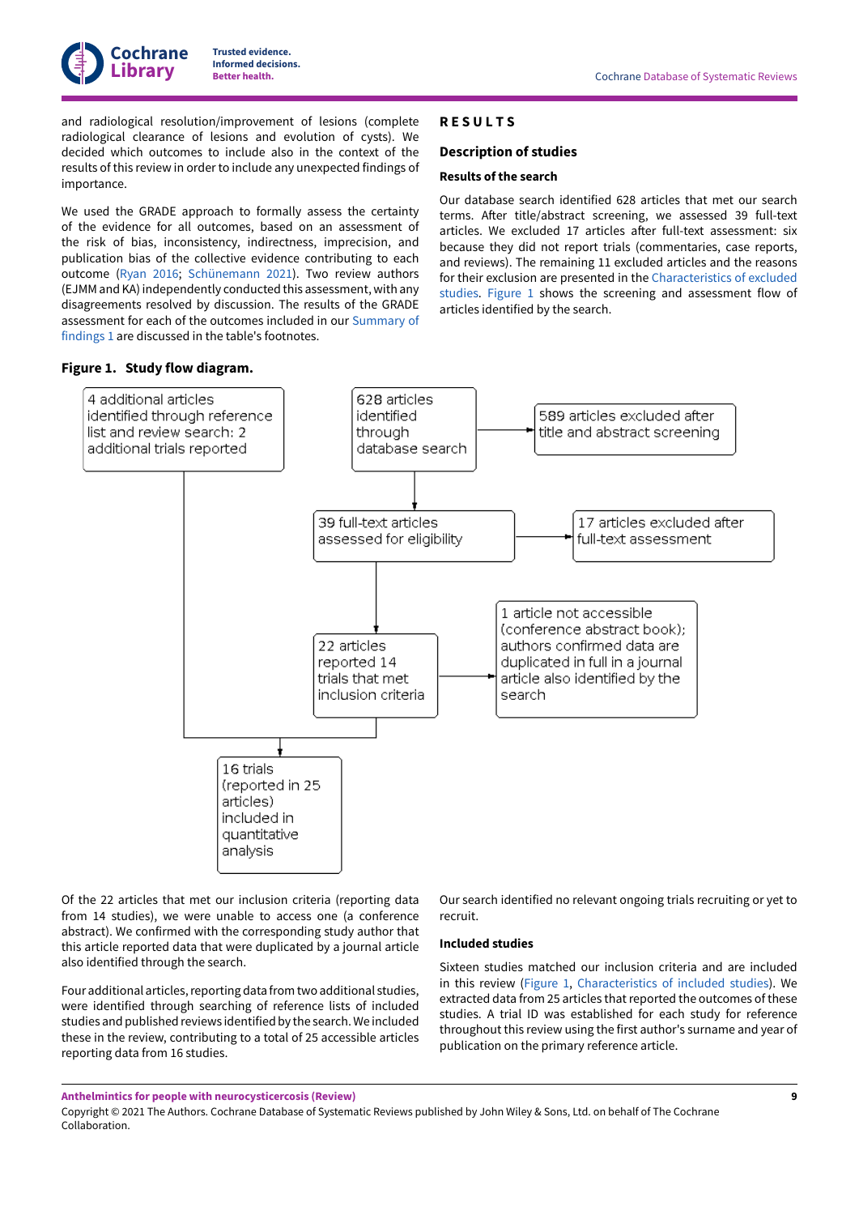and radiological resolution/improvement of lesions (complete radiological clearance of lesions and evolution of cysts). We decided which outcomes to include also in the context of the results of this review in order to include any unexpected findings of importance.

We used the GRADE approach to formally assess the certainty of the evidence for all outcomes, based on an assessment of the risk of bias, inconsistency, indirectness, imprecision, and publication bias of the collective evidence contributing to each outcome (Ryan 2016; Schünemann 2021). Two review authors (EJMM and KA) independently conducted this assessment, with any disagreements resolved by discussion. The results of the GRADE assessment for each of the outcomes included in our Summary of findings 1 are discussed in the table's footnotes.

# RESULTS

## Description of studies

### Results of the search

Our database search identified 628 articles that met our search terms. After title/abstract screening, we assessed 39 full-text articles. We excluded 17 articles after full-text assessment: six because they did not report trials (commentaries, case reports, and reviews). The remaining 11 excluded articles and the reasons for their exclusion are presented in the Characteristics of excluded studies. Figure 1 shows the screening and assessment flow of articles identified by the search.

**Figure 1. Study flow diagram.**

- 628 articles identified through database search → 589 articles excluded after title and abstract screening
- 39 full-text articles assessed for eligibility → 17 articles excluded after full-text assessment
- 22 articles reported 14 trials that met inclusion criteria → 1 article not accessible (conference abstract book); authors confirmed data are duplicated in full in a journal article also identified by the search
- 4 additional articles identified through reference list and review search: 2 additional trials reported
- 16 trials (reported in 25 articles) included in quantitative analysis

Of the 22 articles that met our inclusion criteria (reporting data from 14 studies), we were unable to access one (a conference abstract). We confirmed with the corresponding study author that this article reported data that were duplicated by a journal article also identified through the search.

Four additional articles, reporting data from two additional studies, were identified through searching of reference lists of included studies and published reviews identified by the search. We included these in the review, contributing to a total of 25 accessible articles reporting data from 16 studies.

Our search identified no relevant ongoing trials recruiting or yet to recruit.

### Included studies

Sixteen studies matched our inclusion criteria and are included in this review (Figure 1, Characteristics of included studies). We extracted data from 25 articles that reported the outcomes of these studies. A trial ID was established for each study for reference throughout this review using the first author's surname and year of publication on the primary reference article.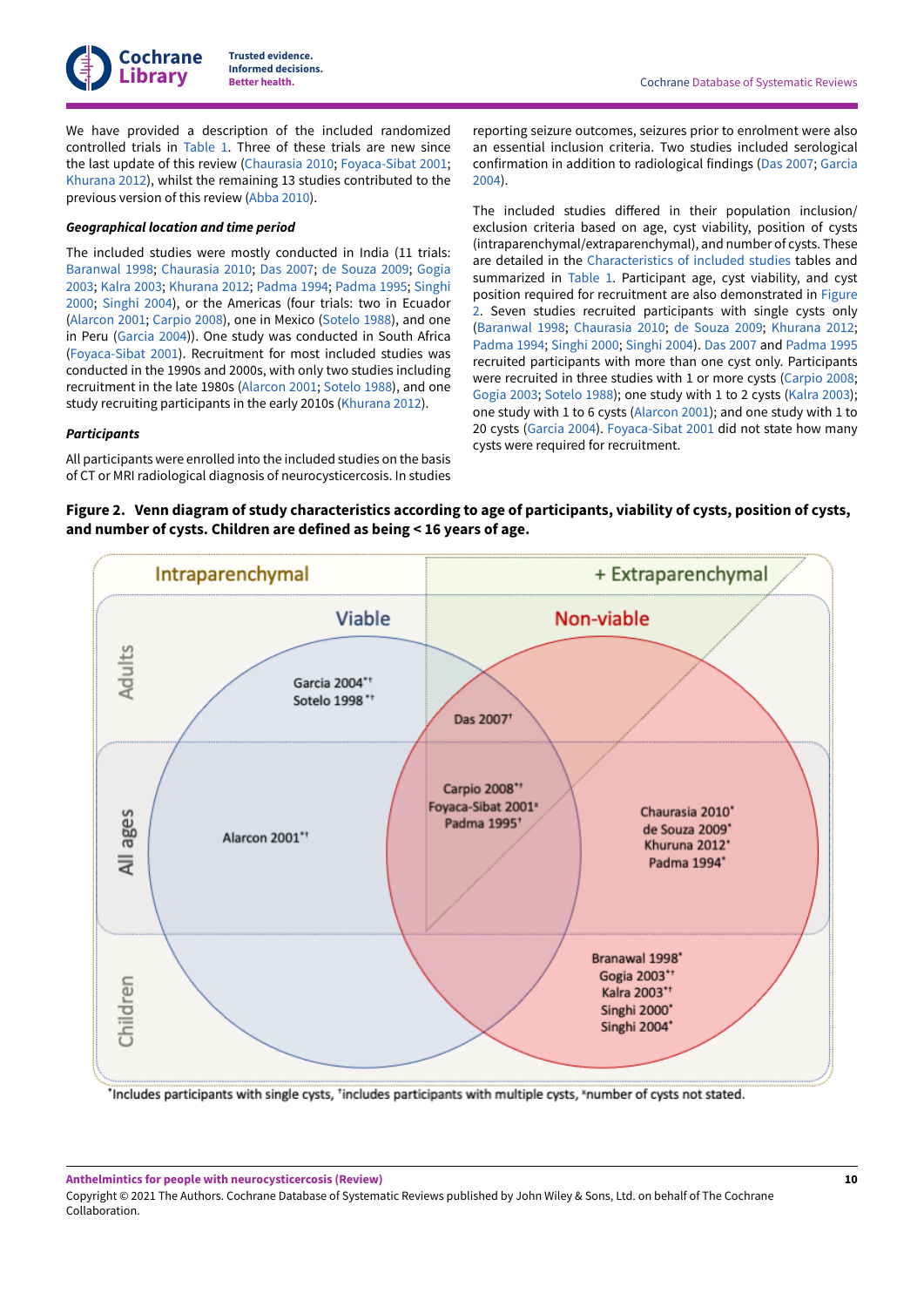We have provided a description of the included randomized controlled trials in Table 1. Three of these trials are new since the last update of this review (Chaurasia 2010; Foyaca-Sibat 2001; Khurana 2012), whilst the remaining 13 studies contributed to the previous version of this review (Abba 2010).

#### *Geographical location and time period*

The included studies were mostly conducted in India (11 trials: Baranwal 1998; Chaurasia 2010; Das 2007; de Souza 2009; Gogia 2003; Kalra 2003; Khurana 2012; Padma 1994; Padma 1995; Singhi 2000; Singhi 2004), or the Americas (four trials: two in Ecuador (Alarcon 2001; Carpio 2008), one in Mexico (Sotelo 1988), and one in Peru (Garcia 2004)). One study was conducted in South Africa (Foyaca-Sibat 2001). Recruitment for most included studies was conducted in the 1990s and 2000s, with only two studies including recruitment in the late 1980s (Alarcon 2001; Sotelo 1988), and one study recruiting participants in the early 2010s (Khurana 2012).

#### *Participants*

All participants were enrolled into the included studies on the basis of CT or MRI radiological diagnosis of neurocysticercosis. In studies reporting seizure outcomes, seizures prior to enrolment were also an essential inclusion criteria. Two studies included serological confirmation in addition to radiological findings (Das 2007; Garcia 2004).

The included studies differed in their population inclusion/exclusion criteria based on age, cyst viability, position of cysts (intraparenchymal/extraparenchymal), and number of cysts. These are detailed in the Characteristics of included studies tables and summarized in Table 1. Participant age, cyst viability, and cyst position required for recruitment are also demonstrated in Figure 2. Seven studies recruited participants with single cysts only (Baranwal 1998; Chaurasia 2010; de Souza 2009; Khurana 2012; Padma 1994; Singhi 2000; Singhi 2004). Das 2007 and Padma 1995 recruited participants with more than one cyst only. Participants were recruited in three studies with 1 or more cysts (Carpio 2008; Gogia 2003; Sotelo 1988); one study with 1 to 2 cysts (Kalra 2003); one study with 1 to 6 cysts (Alarcon 2001); and one study with 1 to 20 cysts (Garcia 2004). Foyaca-Sibat 2001 did not state how many cysts were required for recruitment.

**Figure 2. Venn diagram of study characteristics according to age of participants, viability of cysts, position of cysts, and number of cysts. Children are defined as being < 16 years of age.**

*Includes participants with single cysts, †includes participants with multiple cysts, ×number of cysts not stated.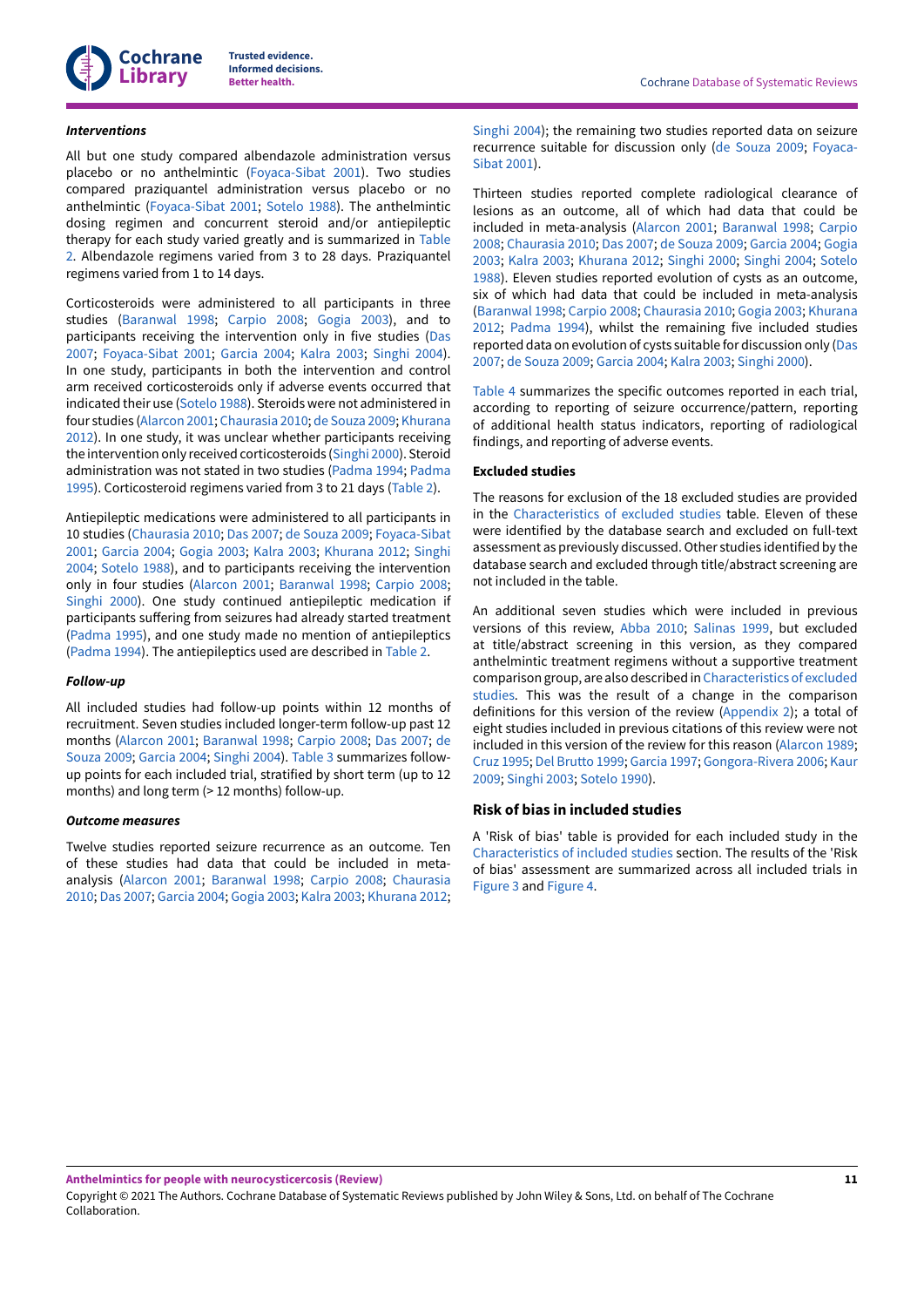#### *Interventions*

All but one study compared albendazole administration versus placebo or no anthelmintic (Foyaca-Sibat 2001). Two studies compared praziquantel administration versus placebo or no anthelmintic (Foyaca-Sibat 2001; Sotelo 1988). The anthelmintic dosing regimen and concurrent steroid and/or antiepileptic therapy for each study varied greatly and is summarized in Table 2. Albendazole regimens varied from 3 to 28 days. Praziquantel regimens varied from 1 to 14 days.

Corticosteroids were administered to all participants in three studies (Baranwal 1998; Carpio 2008; Gogia 2003), and to participants receiving the intervention only in five studies (Das 2007; Foyaca-Sibat 2001; Garcia 2004; Kalra 2003; Singhi 2004). In one study, participants in both the intervention and control arm received corticosteroids only if adverse events occurred that indicated their use (Sotelo 1988). Steroids were not administered in four studies (Alarcon 2001; Chaurasia 2010; de Souza 2009; Khurana 2012). In one study, it was unclear whether participants receiving the intervention only received corticosteroids (Singhi 2000). Steroid administration was not stated in two studies (Padma 1994; Padma 1995). Corticosteroid regimens varied from 3 to 21 days (Table 2).

Antiepileptic medications were administered to all participants in 10 studies (Chaurasia 2010; Das 2007; de Souza 2009; Foyaca-Sibat 2001; Garcia 2004; Gogia 2003; Kalra 2003; Khurana 2012; Singhi 2004; Sotelo 1988), and to participants receiving the intervention only in four studies (Alarcon 2001; Baranwal 1998; Carpio 2008; Singhi 2000). One study continued antiepileptic medication if participants suffering from seizures had already started treatment (Padma 1995), and one study made no mention of antiepileptics (Padma 1994). The antiepileptics used are described in Table 2.

#### *Follow-up*

All included studies had follow-up points within 12 months of recruitment. Seven studies included longer-term follow-up past 12 months (Alarcon 2001; Baranwal 1998; Carpio 2008; Das 2007; de Souza 2009; Garcia 2004; Singhi 2004). Table 3 summarizes follow-up points for each included trial, stratified by short term (up to 12 months) and long term (> 12 months) follow-up.

#### *Outcome measures*

Twelve studies reported seizure recurrence as an outcome. Ten of these studies had data that could be included in meta-analysis (Alarcon 2001; Baranwal 1998; Carpio 2008; Chaurasia 2010; Das 2007; Garcia 2004; Gogia 2003; Kalra 2003; Khurana 2012; Singhi 2004); the remaining two studies reported data on seizure recurrence suitable for discussion only (de Souza 2009; Foyaca-Sibat 2001).

Thirteen studies reported complete radiological clearance of lesions as an outcome, all of which had data that could be included in meta-analysis (Alarcon 2001; Baranwal 1998; Carpio 2008; Chaurasia 2010; Das 2007; de Souza 2009; Garcia 2004; Gogia 2003; Kalra 2003; Khurana 2012; Singhi 2000; Singhi 2004; Sotelo 1988). Eleven studies reported evolution of cysts as an outcome, six of which had data that could be included in meta-analysis (Baranwal 1998; Carpio 2008; Chaurasia 2010; Gogia 2003; Khurana 2012; Padma 1994), whilst the remaining five included studies reported data on evolution of cysts suitable for discussion only (Das 2007; de Souza 2009; Garcia 2004; Kalra 2003; Singhi 2000).

Table 4 summarizes the specific outcomes reported in each trial, according to reporting of seizure occurrence/pattern, reporting of additional health status indicators, reporting of radiological findings, and reporting of adverse events.

#### Excluded studies

The reasons for exclusion of the 18 excluded studies are provided in the Characteristics of excluded studies table. Eleven of these were identified by the database search and excluded on full-text assessment as previously discussed. Other studies identified by the database search and excluded through title/abstract screening are not included in the table.

An additional seven studies which were included in previous versions of this review, Abba 2010; Salinas 1999, but excluded at title/abstract screening in this version, as they compared anthelmintic treatment regimens without a supportive treatment comparison group, are also described in Characteristics of excluded studies. This was the result of a change in the comparison definitions for this version of the review (Appendix 2); a total of eight studies included in previous citations of this review were not included in this version of the review for this reason (Alarcon 1989; Cruz 1995; Del Brutto 1999; Garcia 1997; Gongora-Rivera 2006; Kaur 2009; Singhi 2003; Sotelo 1990).

### Risk of bias in included studies

A 'Risk of bias' table is provided for each included study in the Characteristics of included studies section. The results of the 'Risk of bias' assessment are summarized across all included trials in Figure 3 and Figure 4.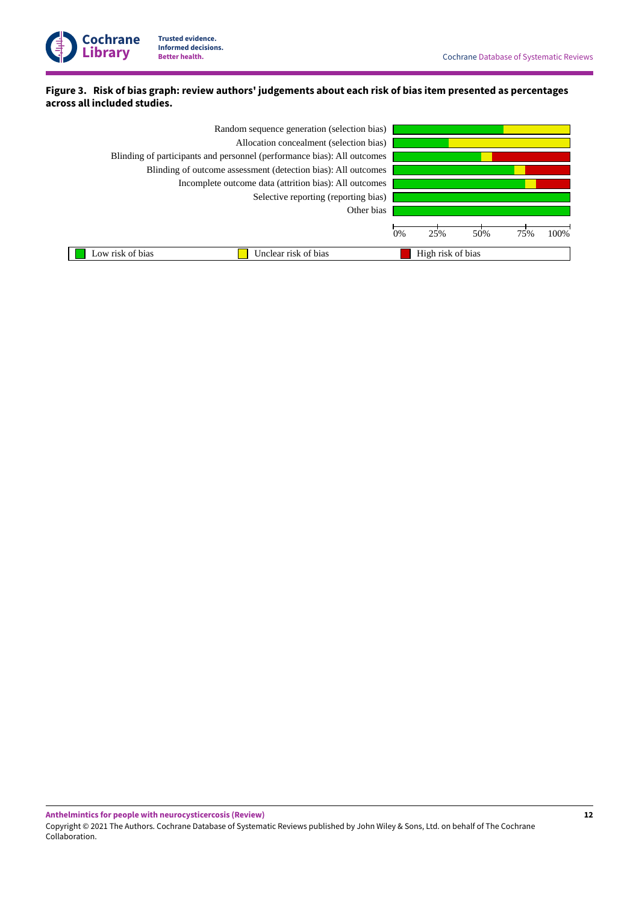**Figure 3. Risk of bias graph: review authors' judgements about each risk of bias item presented as percentages across all included studies.**

Random sequence generation (selection bias)

Allocation concealment (selection bias)

Blinding of participants and personnel (performance bias): All outcomes

Blinding of outcome assessment (detection bias): All outcomes

Incomplete outcome data (attrition bias): All outcomes

Selective reporting (reporting bias)

Other bias

0% 25% 50% 75% 100%

Low risk of bias | Unclear risk of bias | High risk of bias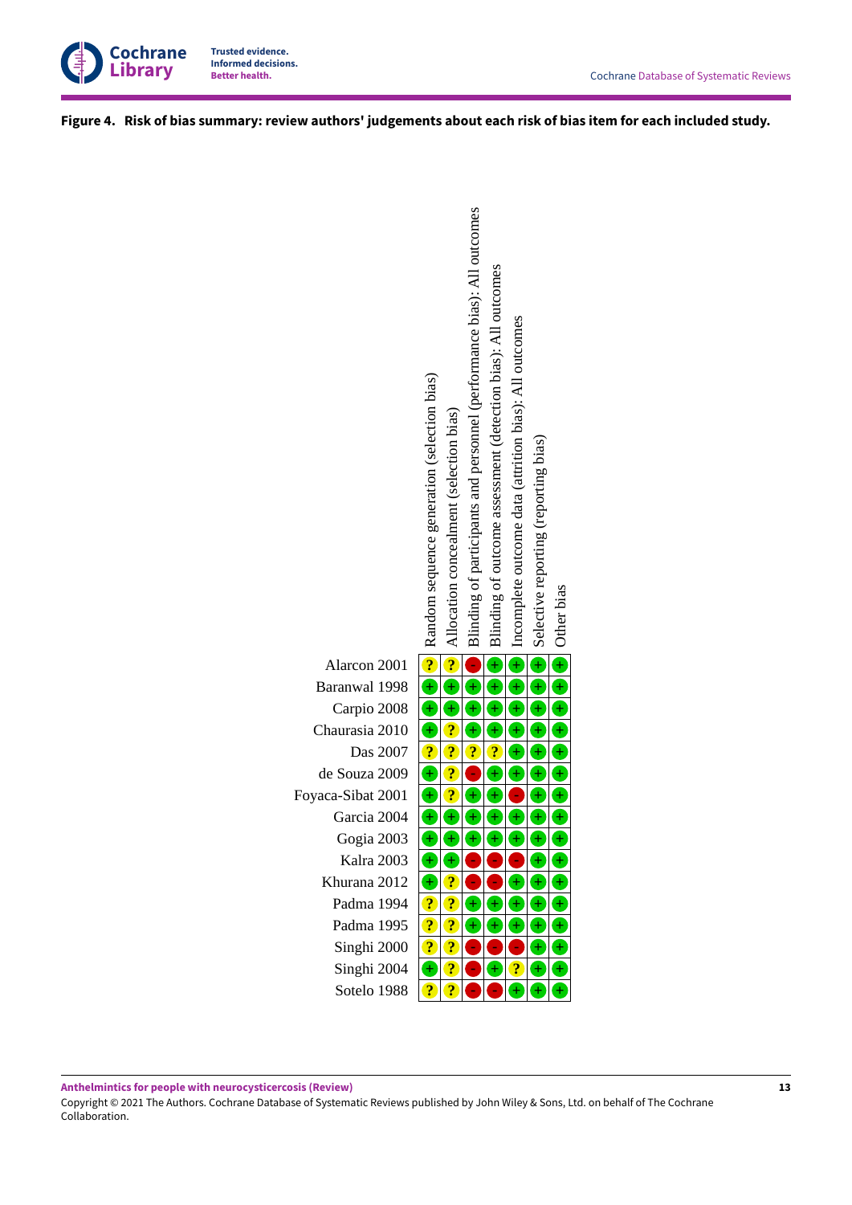**Figure 4. Risk of bias summary: review authors' judgements about each risk of bias item for each included study.**

| Study | Random sequence generation (selection bias) | Allocation concealment (selection bias) | Blinding of participants and personnel (performance bias): All outcomes | Blinding of outcome assessment (detection bias): All outcomes | Incomplete outcome data (attrition bias): All outcomes | Selective reporting (reporting bias) | Other bias |
|---|---|---|---|---|---|---|---|
| Alarcon 2001 | ? | ? | - | + | + | + | + |
| Baranwal 1998 | + | + | + | + | + | + | + |
| Carpio 2008 | + | + | + | + | + | + | + |
| Chaurasia 2010 | + | ? | + | + | + | + | + |
| Das 2007 | ? | ? | ? | ? | + | + | + |
| de Souza 2009 | + | ? | - | + | + | + | + |
| Foyaca-Sibat 2001 | + | ? | + | + | - | + | + |
| Garcia 2004 | + | + | + | + | + | + | + |
| Gogia 2003 | + | + | + | + | + | + | + |
| Kalra 2003 | + | + | - | - | - | + | + |
| Khurana 2012 | + | ? | - | - | + | + | + |
| Padma 1994 | ? | ? | + | + | + | + | + |
| Padma 1995 | ? | ? | + | + | + | + | + |
| Singhi 2000 | ? | ? | - | - | - | + | + |
| Singhi 2004 | + | ? | - | + | ? | + | + |
| Sotelo 1988 | ? | ? | - | - | + | + | + |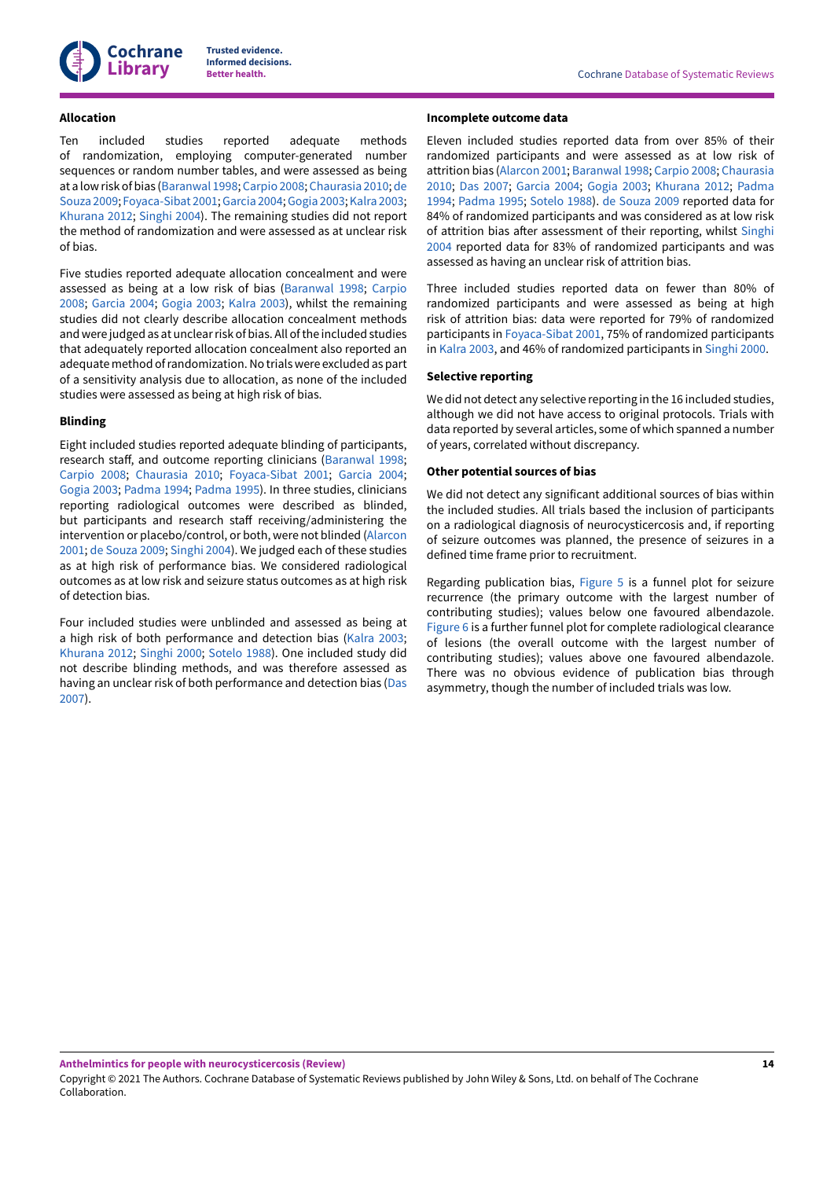### Allocation

Ten included studies reported adequate methods of randomization, employing computer-generated number sequences or random number tables, and were assessed as being at a low risk of bias (Baranwal 1998; Carpio 2008; Chaurasia 2010; de Souza 2009; Foyaca-Sibat 2001; Garcia 2004; Gogia 2003; Kalra 2003; Khurana 2012; Singhi 2004). The remaining studies did not report the method of randomization and were assessed as at unclear risk of bias.

Five studies reported adequate allocation concealment and were assessed as being at a low risk of bias (Baranwal 1998; Carpio 2008; Garcia 2004; Gogia 2003; Kalra 2003), whilst the remaining studies did not clearly describe allocation concealment methods and were judged as at unclear risk of bias. All of the included studies that adequately reported allocation concealment also reported an adequate method of randomization. No trials were excluded as part of a sensitivity analysis due to allocation, as none of the included studies were assessed as being at high risk of bias.

### Blinding

Eight included studies reported adequate blinding of participants, research staff, and outcome reporting clinicians (Baranwal 1998; Carpio 2008; Chaurasia 2010; Foyaca-Sibat 2001; Garcia 2004; Gogia 2003; Padma 1994; Padma 1995). In three studies, clinicians reporting radiological outcomes were described as blinded, but participants and research staff receiving/administering the intervention or placebo/control, or both, were not blinded (Alarcon 2001; de Souza 2009; Singhi 2004). We judged each of these studies as at high risk of performance bias. We considered radiological outcomes as at low risk and seizure status outcomes as at high risk of detection bias.

Four included studies were unblinded and assessed as being at a high risk of both performance and detection bias (Kalra 2003; Khurana 2012; Singhi 2000; Sotelo 1988). One included study did not describe blinding methods, and was therefore assessed as having an unclear risk of both performance and detection bias (Das 2007).

### Incomplete outcome data

Eleven included studies reported data from over 85% of their randomized participants and were assessed as at low risk of attrition bias (Alarcon 2001; Baranwal 1998; Carpio 2008; Chaurasia 2010; Das 2007; Garcia 2004; Gogia 2003; Khurana 2012; Padma 1994; Padma 1995; Sotelo 1988). de Souza 2009 reported data for 84% of randomized participants and was considered as at low risk of attrition bias after assessment of their reporting, whilst Singhi 2004 reported data for 83% of randomized participants and was assessed as having an unclear risk of attrition bias.

Three included studies reported data on fewer than 80% of randomized participants and were assessed as being at high risk of attrition bias: data were reported for 79% of randomized participants in Foyaca-Sibat 2001, 75% of randomized participants in Kalra 2003, and 46% of randomized participants in Singhi 2000.

### Selective reporting

We did not detect any selective reporting in the 16 included studies, although we did not have access to original protocols. Trials with data reported by several articles, some of which spanned a number of years, correlated without discrepancy.

### Other potential sources of bias

We did not detect any significant additional sources of bias within the included studies. All trials based the inclusion of participants on a radiological diagnosis of neurocysticercosis and, if reporting of seizure outcomes was planned, the presence of seizures in a defined time frame prior to recruitment.

Regarding publication bias, Figure 5 is a funnel plot for seizure recurrence (the primary outcome with the largest number of contributing studies); values below one favoured albendazole. Figure 6 is a further funnel plot for complete radiological clearance of lesions (the overall outcome with the largest number of contributing studies); values above one favoured albendazole. There was no obvious evidence of publication bias through asymmetry, though the number of included trials was low.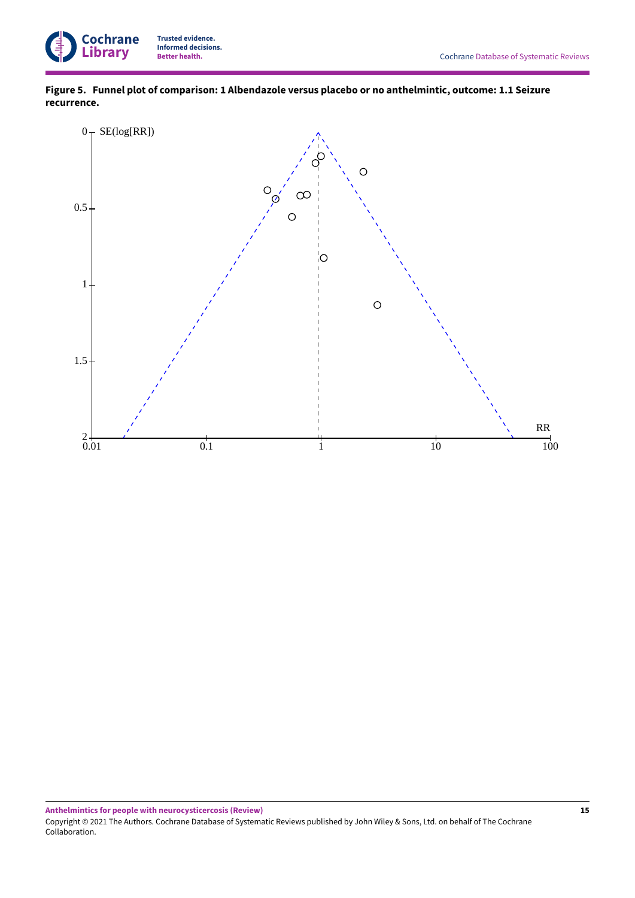**Figure 5. Funnel plot of comparison: 1 Albendazole versus placebo or no anthelmintic, outcome: 1.1 Seizure recurrence.**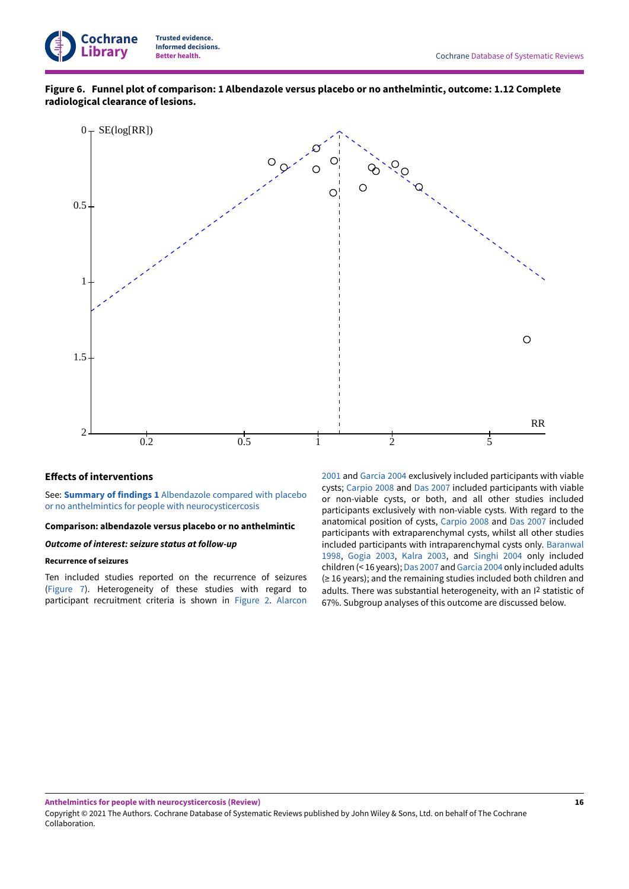**Figure 6. Funnel plot of comparison: 1 Albendazole versus placebo or no anthelmintic, outcome: 1.12 Complete radiological clearance of lesions.**

## Effects of interventions

See: **Summary of findings 1** Albendazole compared with placebo or no anthelmintics for people with neurocysticercosis

#### Comparison: albendazole versus placebo or no anthelmintic

##### *Outcome of interest: seizure status at follow-up*

###### Recurrence of seizures

Ten included studies reported on the recurrence of seizures (Figure 7). Heterogeneity of these studies with regard to participant recruitment criteria is shown in Figure 2. Alarcon 2001 and Garcia 2004 exclusively included participants with viable cysts; Carpio 2008 and Das 2007 included participants with viable or non-viable cysts, or both, and all other studies included participants exclusively with non-viable cysts. With regard to the anatomical position of cysts, Carpio 2008 and Das 2007 included participants with extraparenchymal cysts, whilst all other studies included participants with intraparenchymal cysts only. Baranwal 1998, Gogia 2003, Kalra 2003, and Singhi 2004 only included children (< 16 years); Das 2007 and Garcia 2004 only included adults (≥ 16 years); and the remaining studies included both children and adults. There was substantial heterogeneity, with an $I^2$ statistic of 67%. Subgroup analyses of this outcome are discussed below.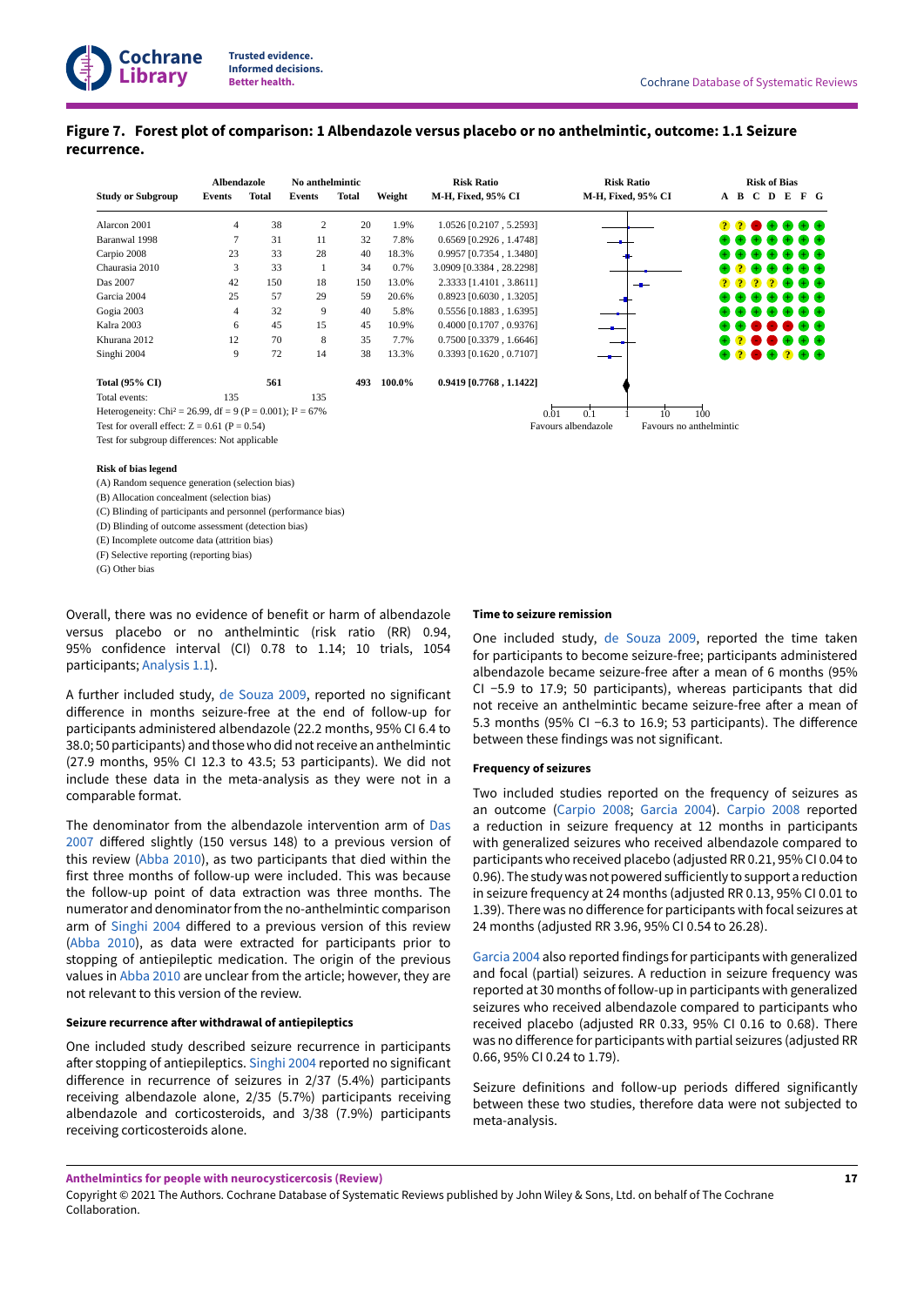**Figure 7. Forest plot of comparison: 1 Albendazole versus placebo or no anthelmintic, outcome: 1.1 Seizure recurrence.**

| Study or Subgroup | Albendazole Events | Albendazole Total | No anthelmintic Events | No anthelmintic Total | Weight | Risk Ratio M-H, Fixed, 95% CI | Risk of Bias A | B | C | D | E | F | G |
|---|---|---|---|---|---|---|---|---|---|---|---|---|---|
| Alarcon 2001 | 4 | 38 | 2 | 20 | 1.9% | 1.0526 [0.2107 , 5.2593] | ? | ? | − | + | + | + | + |
| Baranwal 1998 | 7 | 31 | 11 | 32 | 7.8% | 0.6569 [0.2926 , 1.4748] | + | + | + | + | + | + | + |
| Carpio 2008 | 23 | 33 | 28 | 40 | 18.3% | 0.9957 [0.7354 , 1.3480] | + | + | + | + | + | + | + |
| Chaurasia 2010 | 3 | 33 | 1 | 34 | 0.7% | 3.0909 [0.3384 , 28.2298] | + | ? | + | + | + | + | + |
| Das 2007 | 42 | 150 | 18 | 150 | 13.0% | 2.3333 [1.4101 , 3.8611] | ? | ? | ? | ? | + | + | + |
| Garcia 2004 | 25 | 57 | 29 | 59 | 20.6% | 0.8923 [0.6030 , 1.3205] | + | + | + | + | + | + | + |
| Gogia 2003 | 4 | 32 | 9 | 40 | 5.8% | 0.5556 [0.1883 , 1.6395] | + | + | + | + | + | + | + |
| Kalra 2003 | 6 | 45 | 15 | 45 | 10.9% | 0.4000 [0.1707 , 0.9376] | + | + | − | − | − | + | + |
| Khurana 2012 | 12 | 70 | 8 | 35 | 7.7% | 0.7500 [0.3379 , 1.6646] | + | ? | − | − | + | + | + |
| Singhi 2004 | 9 | 72 | 14 | 38 | 13.3% | 0.3393 [0.1620 , 0.7107] | + | ? | − | + | ? | + | + |
| **Total (95% CI)** | | **561** | | **493** | **100.0%** | **0.9419 [0.7768 , 1.1422]** | | | | | | | |
| Total events: | 135 | | 135 | | | | | | | | | | |

Heterogeneity: Chi² = 26.99, df = 9 (P = 0.001); I² = 67%

Test for overall effect: Z = 0.61 (P = 0.54)

Test for subgroup differences: Not applicable

Scale: 0.01, 0.1, 1, 10, 100 — Favours albendazole / Favours no anthelmintic

**Risk of bias legend**

(A) Random sequence generation (selection bias)
(B) Allocation concealment (selection bias)
(C) Blinding of participants and personnel (performance bias)
(D) Blinding of outcome assessment (detection bias)
(E) Incomplete outcome data (attrition bias)
(F) Selective reporting (reporting bias)
(G) Other bias

Overall, there was no evidence of benefit or harm of albendazole versus placebo or no anthelmintic (risk ratio (RR) 0.94, 95% confidence interval (CI) 0.78 to 1.14; 10 trials, 1054 participants; Analysis 1.1).

A further included study, de Souza 2009, reported no significant difference in months seizure-free at the end of follow-up for participants administered albendazole (22.2 months, 95% CI 6.4 to 38.0; 50 participants) and those who did not receive an anthelmintic (27.9 months, 95% CI 12.3 to 43.5; 53 participants). We did not include these data in the meta-analysis as they were not in a comparable format.

The denominator from the albendazole intervention arm of Das 2007 differed slightly (150 versus 148) to a previous version of this review (Abba 2010), as two participants that died within the first three months of follow-up were included. This was because the follow-up point of data extraction was three months. The numerator and denominator from the no-anthelmintic comparison arm of Singhi 2004 differed to a previous version of this review (Abba 2010), as data were extracted for participants prior to stopping of antiepileptic medication. The origin of the previous values in Abba 2010 are unclear from the article; however, they are not relevant to this version of the review.

#### Seizure recurrence after withdrawal of antiepileptics

One included study described seizure recurrence in participants after stopping of antiepileptics. Singhi 2004 reported no significant difference in recurrence of seizures in 2/37 (5.4%) participants receiving albendazole alone, 2/35 (5.7%) participants receiving albendazole and corticosteroids, and 3/38 (7.9%) participants receiving corticosteroids alone.

#### Time to seizure remission

One included study, de Souza 2009, reported the time taken for participants to become seizure-free; participants administered albendazole became seizure-free after a mean of 6 months (95% CI −5.9 to 17.9; 50 participants), whereas participants that did not receive an anthelmintic became seizure-free after a mean of 5.3 months (95% CI −6.3 to 16.9; 53 participants). The difference between these findings was not significant.

#### Frequency of seizures

Two included studies reported on the frequency of seizures as an outcome (Carpio 2008; Garcia 2004). Carpio 2008 reported a reduction in seizure frequency at 12 months in participants with generalized seizures who received albendazole compared to participants who received placebo (adjusted RR 0.21, 95% CI 0.04 to 0.96). The study was not powered sufficiently to support a reduction in seizure frequency at 24 months (adjusted RR 0.13, 95% CI 0.01 to 1.39). There was no difference for participants with focal seizures at 24 months (adjusted RR 3.96, 95% CI 0.54 to 26.28).

Garcia 2004 also reported findings for participants with generalized and focal (partial) seizures. A reduction in seizure frequency was reported at 30 months of follow-up in participants with generalized seizures who received albendazole compared to participants who received placebo (adjusted RR 0.33, 95% CI 0.16 to 0.68). There was no difference for participants with partial seizures (adjusted RR 0.66, 95% CI 0.24 to 1.79).

Seizure definitions and follow-up periods differed significantly between these two studies, therefore data were not subjected to meta-analysis.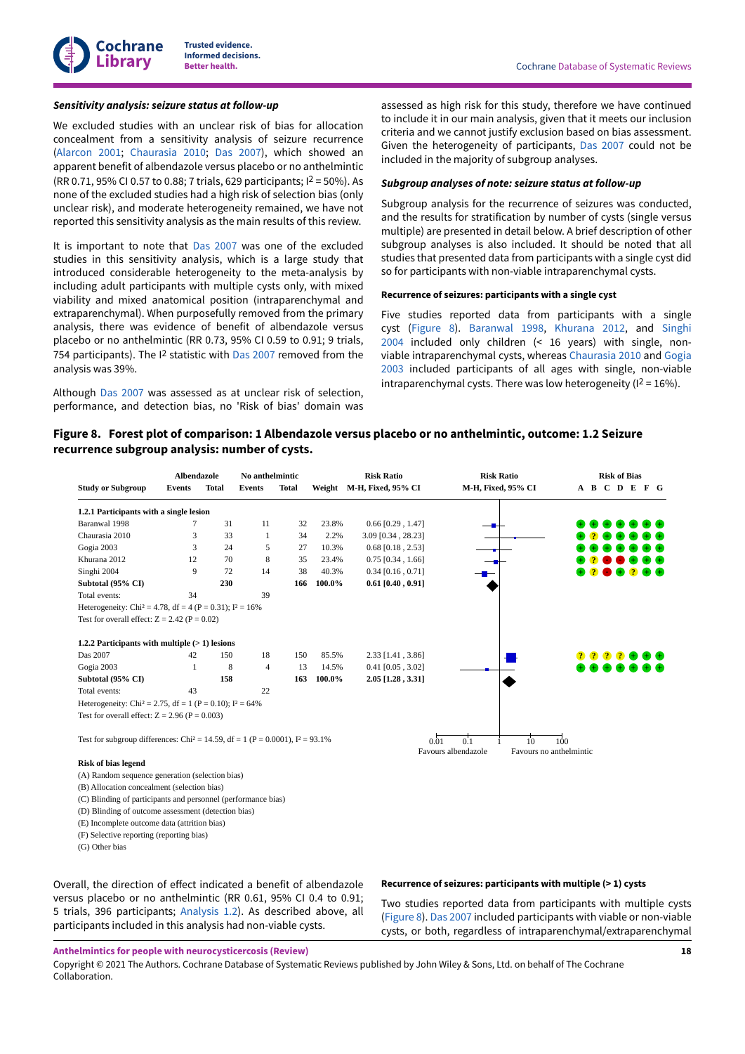***Sensitivity analysis: seizure status at follow-up***

We excluded studies with an unclear risk of bias for allocation concealment from a sensitivity analysis of seizure recurrence (Alarcon 2001; Chaurasia 2010; Das 2007), which showed an apparent benefit of albendazole versus placebo or no anthelmintic (RR 0.71, 95% CI 0.57 to 0.88; 7 trials, 629 participants; $I^2$ = 50%). As none of the excluded studies had a high risk of selection bias (only unclear risk), and moderate heterogeneity remained, we have not reported this sensitivity analysis as the main results of this review.

It is important to note that Das 2007 was one of the excluded studies in this sensitivity analysis, which is a large study that introduced considerable heterogeneity to the meta-analysis by including adult participants with multiple cysts only, with mixed viability and mixed anatomical position (intraparenchymal and extraparenchymal). When purposefully removed from the primary analysis, there was evidence of benefit of albendazole versus placebo or no anthelmintic (RR 0.73, 95% CI 0.59 to 0.91; 9 trials, 754 participants). The $I^2$ statistic with Das 2007 removed from the analysis was 39%.

Although Das 2007 was assessed as at unclear risk of selection, performance, and detection bias, no 'Risk of bias' domain was assessed as high risk for this study, therefore we have continued to include it in our main analysis, given that it meets our inclusion criteria and we cannot justify exclusion based on bias assessment. Given the heterogeneity of participants, Das 2007 could not be included in the majority of subgroup analyses.

***Subgroup analyses of note: seizure status at follow-up***

Subgroup analysis for the recurrence of seizures was conducted, and the results for stratification by number of cysts (single versus multiple) are presented in detail below. A brief description of other subgroup analyses is also included. It should be noted that all studies that presented data from participants with a single cyst did so for participants with non-viable intraparenchymal cysts.

**Recurrence of seizures: participants with a single cyst**

Five studies reported data from participants with a single cyst (Figure 8). Baranwal 1998, Khurana 2012, and Singhi 2004 included only children (< 16 years) with single, non-viable intraparenchymal cysts, whereas Chaurasia 2010 and Gogia 2003 included participants of all ages with single, non-viable intraparenchymal cysts. There was low heterogeneity ($I^2$ = 16%).

**Figure 8. Forest plot of comparison: 1 Albendazole versus placebo or no anthelmintic, outcome: 1.2 Seizure recurrence subgroup analysis: number of cysts.**

| Study or Subgroup | Albendazole Events | Albendazole Total | No anthelmintic Events | No anthelmintic Total | Weight | Risk Ratio M-H, Fixed, 95% CI | Risk of Bias A B C D E F G |
|---|---|---|---|---|---|---|---|
| **1.2.1 Participants with a single lesion** | | | | | | | |
| Baranwal 1998 | 7 | 31 | 11 | 32 | 23.8% | 0.66 [0.29 , 1.47] | + + + + + + + |
| Chaurasia 2010 | 3 | 33 | 1 | 34 | 2.2% | 3.09 [0.34 , 28.23] | + ? + + + + + |
| Gogia 2003 | 3 | 24 | 5 | 27 | 10.3% | 0.68 [0.18 , 2.53] | + + + + + + + |
| Khurana 2012 | 12 | 70 | 8 | 35 | 23.4% | 0.75 [0.34 , 1.66] | + ? - - + + + |
| Singhi 2004 | 9 | 72 | 14 | 38 | 40.3% | 0.34 [0.16 , 0.71] | + ? - + ? + + |
| **Subtotal (95% CI)** | | **230** | | **166** | **100.0%** | **0.61 [0.40 , 0.91]** | |
| Total events: | 34 | | 39 | | | | |
| Heterogeneity: $Chi^2$ = 4.78, df = 4 (P = 0.31); $I^2$ = 16% | | | | | | | |
| Test for overall effect: Z = 2.42 (P = 0.02) | | | | | | | |
| **1.2.2 Participants with multiple (> 1) lesions** | | | | | | | |
| Das 2007 | 42 | 150 | 18 | 150 | 85.5% | 2.33 [1.41 , 3.86] | ? ? ? ? + + + |
| Gogia 2003 | 1 | 8 | 4 | 13 | 14.5% | 0.41 [0.05 , 3.02] | + + + + + + + |
| **Subtotal (95% CI)** | | **158** | | **163** | **100.0%** | **2.05 [1.28 , 3.31]** | |
| Total events: | 43 | | 22 | | | | |
| Heterogeneity: $Chi^2$ = 2.75, df = 1 (P = 0.10); $I^2$ = 64% | | | | | | | |
| Test for overall effect: Z = 2.96 (P = 0.003) | | | | | | | |
| Test for subgroup differences: $Chi^2$ = 14.59, df = 1 (P = 0.0001), $I^2$ = 93.1% | | | | | | | |

Axis: 0.01, 0.1, 1, 10, 100 — Favours albendazole / Favours no anthelmintic

**Risk of bias legend**

(A) Random sequence generation (selection bias)
(B) Allocation concealment (selection bias)
(C) Blinding of participants and personnel (performance bias)
(D) Blinding of outcome assessment (detection bias)
(E) Incomplete outcome data (attrition bias)
(F) Selective reporting (reporting bias)
(G) Other bias

Overall, the direction of effect indicated a benefit of albendazole versus placebo or no anthelmintic (RR 0.61, 95% CI 0.4 to 0.91; 5 trials, 396 participants; Analysis 1.2). As described above, all participants included in this analysis had non-viable cysts.

**Recurrence of seizures: participants with multiple (> 1) cysts**

Two studies reported data from participants with multiple cysts (Figure 8). Das 2007 included participants with viable or non-viable cysts, or both, regardless of intraparenchymal/extraparenchymal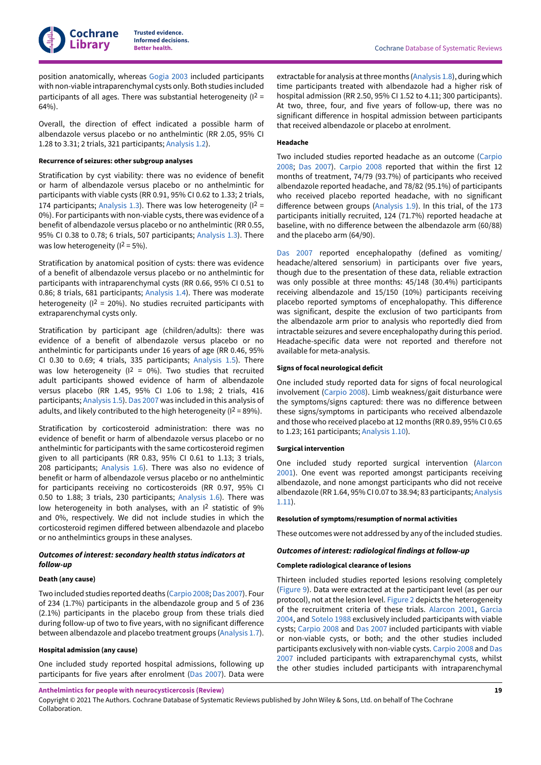position anatomically, whereas Gogia 2003 included participants with non-viable intraparenchymal cysts only. Both studies included participants of all ages. There was substantial heterogeneity ($I^2$ = 64%).

Overall, the direction of effect indicated a possible harm of albendazole versus placebo or no anthelmintic (RR 2.05, 95% CI 1.28 to 3.31; 2 trials, 321 participants; Analysis 1.2).

**Recurrence of seizures: other subgroup analyses**

Stratification by cyst viability: there was no evidence of benefit or harm of albendazole versus placebo or no anthelmintic for participants with viable cysts (RR 0.91, 95% CI 0.62 to 1.33; 2 trials, 174 participants; Analysis 1.3). There was low heterogeneity ($I^2$ = 0%). For participants with non-viable cysts, there was evidence of a benefit of albendazole versus placebo or no anthelmintic (RR 0.55, 95% CI 0.38 to 0.78; 6 trials, 507 participants; Analysis 1.3). There was low heterogeneity ($I^2$ = 5%).

Stratification by anatomical position of cysts: there was evidence of a benefit of albendazole versus placebo or no anthelmintic for participants with intraparenchymal cysts (RR 0.66, 95% CI 0.51 to 0.86; 8 trials, 681 participants; Analysis 1.4). There was moderate heterogeneity ($I^2$ = 20%). No studies recruited participants with extraparenchymal cysts only.

Stratification by participant age (children/adults): there was evidence of a benefit of albendazole versus placebo or no anthelmintic for participants under 16 years of age (RR 0.46, 95% CI 0.30 to 0.69; 4 trials, 335 participants; Analysis 1.5). There was low heterogeneity ($I^2$ = 0%). Two studies that recruited adult participants showed evidence of harm of albendazole versus placebo (RR 1.45, 95% CI 1.06 to 1.98; 2 trials, 416 participants; Analysis 1.5). Das 2007 was included in this analysis of adults, and likely contributed to the high heterogeneity ($I^2$ = 89%).

Stratification by corticosteroid administration: there was no evidence of benefit or harm of albendazole versus placebo or no anthelmintic for participants with the same corticosteroid regimen given to all participants (RR 0.83, 95% CI 0.61 to 1.13; 3 trials, 208 participants; Analysis 1.6). There was also no evidence of benefit or harm of albendazole versus placebo or no anthelmintic for participants receiving no corticosteroids (RR 0.97, 95% CI 0.50 to 1.88; 3 trials, 230 participants; Analysis 1.6). There was low heterogeneity in both analyses, with an $I^2$ statistic of 9% and 0%, respectively. We did not include studies in which the corticosteroid regimen differed between albendazole and placebo or no anthelmintics groups in these analyses.

### *Outcomes of interest: secondary health status indicators at follow-up*

**Death (any cause)**

Two included studies reported deaths (Carpio 2008; Das 2007). Four of 234 (1.7%) participants in the albendazole group and 5 of 236 (2.1%) participants in the placebo group from these trials died during follow-up of two to five years, with no significant difference between albendazole and placebo treatment groups (Analysis 1.7).

**Hospital admission (any cause)**

One included study reported hospital admissions, following up participants for five years after enrolment (Das 2007). Data were extractable for analysis at three months (Analysis 1.8), during which time participants treated with albendazole had a higher risk of hospital admission (RR 2.50, 95% CI 1.52 to 4.11; 300 participants). At two, three, four, and five years of follow-up, there was no significant difference in hospital admission between participants that received albendazole or placebo at enrolment.

**Headache**

Two included studies reported headache as an outcome (Carpio 2008; Das 2007). Carpio 2008 reported that within the first 12 months of treatment, 74/79 (93.7%) of participants who received albendazole reported headache, and 78/82 (95.1%) of participants who received placebo reported headache, with no significant difference between groups (Analysis 1.9). In this trial, of the 173 participants initially recruited, 124 (71.7%) reported headache at baseline, with no difference between the albendazole arm (60/88) and the placebo arm (64/90).

Das 2007 reported encephalopathy (defined as vomiting/headache/altered sensorium) in participants over five years, though due to the presentation of these data, reliable extraction was only possible at three months: 45/148 (30.4%) participants receiving albendazole and 15/150 (10%) participants receiving placebo reported symptoms of encephalopathy. This difference was significant, despite the exclusion of two participants from the albendazole arm prior to analysis who reportedly died from intractable seizures and severe encephalopathy during this period. Headache-specific data were not reported and therefore not available for meta-analysis.

**Signs of focal neurological deficit**

One included study reported data for signs of focal neurological involvement (Carpio 2008). Limb weakness/gait disturbance were the symptoms/signs captured: there was no difference between these signs/symptoms in participants who received albendazole and those who received placebo at 12 months (RR 0.89, 95% CI 0.65 to 1.23; 161 participants; Analysis 1.10).

**Surgical intervention**

One included study reported surgical intervention (Alarcon 2001). One event was reported amongst participants receiving albendazole, and none amongst participants who did not receive albendazole (RR 1.64, 95% CI 0.07 to 38.94; 83 participants; Analysis 1.11).

**Resolution of symptoms/resumption of normal activities**

These outcomes were not addressed by any of the included studies.

### *Outcomes of interest: radiological findings at follow-up*

**Complete radiological clearance of lesions**

Thirteen included studies reported lesions resolving completely (Figure 9). Data were extracted at the participant level (as per our protocol), not at the lesion level. Figure 2 depicts the heterogeneity of the recruitment criteria of these trials. Alarcon 2001, Garcia 2004, and Sotelo 1988 exclusively included participants with viable cysts; Carpio 2008 and Das 2007 included participants with viable or non-viable cysts, or both; and the other studies included participants exclusively with non-viable cysts. Carpio 2008 and Das 2007 included participants with extraparenchymal cysts, whilst the other studies included participants with intraparenchymal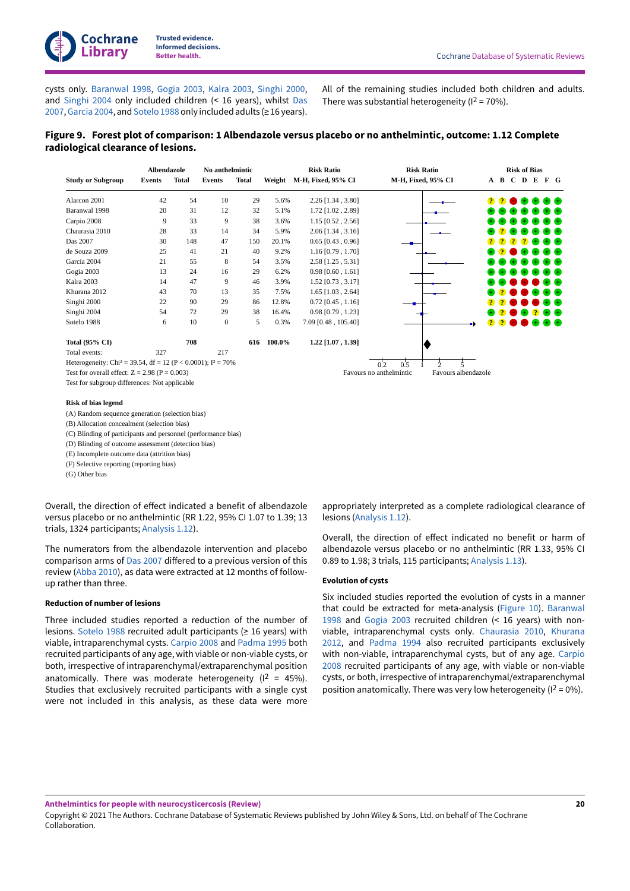cysts only. Baranwal 1998, Gogia 2003, Kalra 2003, Singhi 2000, and Singhi 2004 only included children (< 16 years), whilst Das 2007, Garcia 2004, and Sotelo 1988 only included adults (≥ 16 years).

All of the remaining studies included both children and adults. There was substantial heterogeneity ($I^2$ = 70%).

**Figure 9. Forest plot of comparison: 1 Albendazole versus placebo or no anthelmintic, outcome: 1.12 Complete radiological clearance of lesions.**

| Study or Subgroup | Albendazole Events | Albendazole Total | No anthelmintic Events | No anthelmintic Total | Weight | Risk Ratio M-H, Fixed, 95% CI | Risk of Bias A B C D E F G |
|---|---|---|---|---|---|---|---|
| Alarcon 2001 | 42 | 54 | 10 | 29 | 5.6% | 2.26 [1.34 , 3.80] | ? ? - + + + + |
| Baranwal 1998 | 20 | 31 | 12 | 32 | 5.1% | 1.72 [1.02 , 2.89] | + + + + + + + |
| Carpio 2008 | 9 | 33 | 9 | 38 | 3.6% | 1.15 [0.52 , 2.56] | + + + + + + + |
| Chaurasia 2010 | 28 | 33 | 14 | 34 | 5.9% | 2.06 [1.34 , 3.16] | + ? + + + + + |
| Das 2007 | 30 | 148 | 47 | 150 | 20.1% | 0.65 [0.43 , 0.96] | ? ? ? ? + + + |
| de Souza 2009 | 25 | 41 | 21 | 40 | 9.2% | 1.16 [0.79 , 1.70] | + ? - + + + + |
| Garcia 2004 | 21 | 55 | 8 | 54 | 3.5% | 2.58 [1.25 , 5.31] | + + + + + + + |
| Gogia 2003 | 13 | 24 | 16 | 29 | 6.2% | 0.98 [0.60 , 1.61] | + + + + + + + |
| Kalra 2003 | 14 | 47 | 9 | 46 | 3.9% | 1.52 [0.73 , 3.17] | + + - - - + + |
| Khurana 2012 | 43 | 70 | 13 | 35 | 7.5% | 1.65 [1.03 , 2.64] | + ? - - + + + |
| Singhi 2000 | 22 | 90 | 29 | 86 | 12.8% | 0.72 [0.45 , 1.16] | ? ? - - - + + |
| Singhi 2004 | 54 | 72 | 29 | 38 | 16.4% | 0.98 [0.79 , 1.23] | + ? - + ? + + |
| Sotelo 1988 | 6 | 10 | 0 | 5 | 0.3% | 7.09 [0.48 , 105.40] | ? ? - - + + + |
| **Total (95% CI)** | | **708** | | **616** | **100.0%** | **1.22 [1.07 , 1.39]** | |
| Total events: | 327 | | 217 | | | | |

Heterogeneity: $Chi^2$ = 39.54, df = 12 (P < 0.0001); $I^2$ = 70%

Test for overall effect: Z = 2.98 (P = 0.003)

Test for subgroup differences: Not applicable

Favours no anthelmintic — Favours albendazole

**Risk of bias legend**

(A) Random sequence generation (selection bias)
(B) Allocation concealment (selection bias)
(C) Blinding of participants and personnel (performance bias)
(D) Blinding of outcome assessment (detection bias)
(E) Incomplete outcome data (attrition bias)
(F) Selective reporting (reporting bias)
(G) Other bias

Overall, the direction of effect indicated a benefit of albendazole versus placebo or no anthelmintic (RR 1.22, 95% CI 1.07 to 1.39; 13 trials, 1324 participants; Analysis 1.12).

The numerators from the albendazole intervention and placebo comparison arms of Das 2007 differed to a previous version of this review (Abba 2010), as data were extracted at 12 months of follow-up rather than three.

#### Reduction of number of lesions

Three included studies reported a reduction of the number of lesions. Sotelo 1988 recruited adult participants (≥ 16 years) with viable, intraparenchymal cysts. Carpio 2008 and Padma 1995 both recruited participants of any age, with viable or non-viable cysts, or both, irrespective of intraparenchymal/extraparenchymal position anatomically. There was moderate heterogeneity ($I^2$ = 45%). Studies that exclusively recruited participants with a single cyst were not included in this analysis, as these data were more appropriately interpreted as a complete radiological clearance of lesions (Analysis 1.12).

Overall, the direction of effect indicated no benefit or harm of albendazole versus placebo or no anthelmintic (RR 1.33, 95% CI 0.89 to 1.98; 3 trials, 115 participants; Analysis 1.13).

#### Evolution of cysts

Six included studies reported the evolution of cysts in a manner that could be extracted for meta-analysis (Figure 10). Baranwal 1998 and Gogia 2003 recruited children (< 16 years) with non-viable, intraparenchymal cysts only. Chaurasia 2010, Khurana 2012, and Padma 1994 also recruited participants exclusively with non-viable, intraparenchymal cysts, but of any age. Carpio 2008 recruited participants of any age, with viable or non-viable cysts, or both, irrespective of intraparenchymal/extraparenchymal position anatomically. There was very low heterogeneity ($I^2$ = 0%).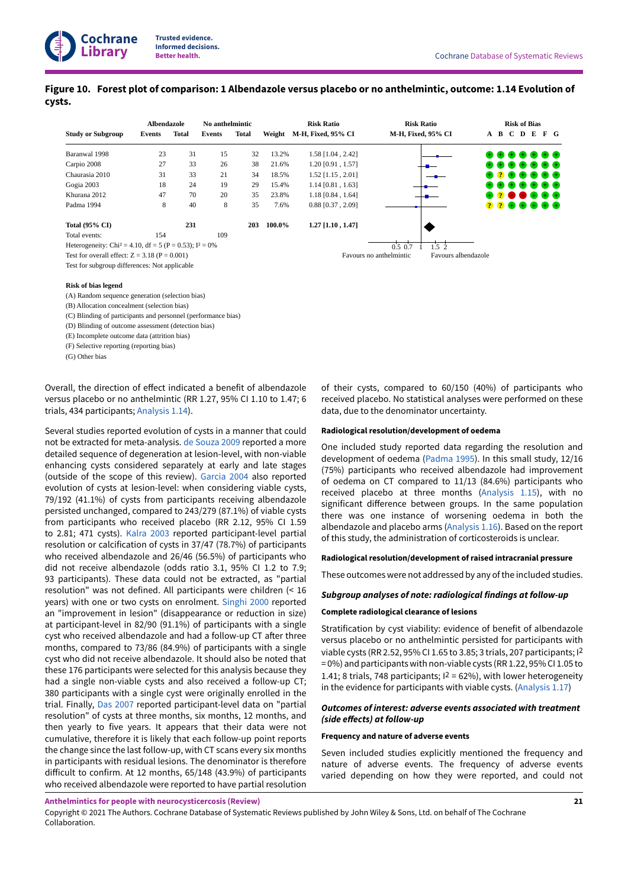## Figure 10. Forest plot of comparison: 1 Albendazole versus placebo or no anthelmintic, outcome: 1.14 Evolution of cysts.

| Study or Subgroup | Albendazole Events | Albendazole Total | No anthelmintic Events | No anthelmintic Total | Weight | Risk Ratio M-H, Fixed, 95% CI | Risk of Bias A | B | C | D | E | F | G |
|---|---|---|---|---|---|---|---|---|---|---|---|---|---|
| Baranwal 1998 | 23 | 31 | 15 | 32 | 13.2% | 1.58 [1.04 , 2.42] | + | + | + | + | + | + | + |
| Carpio 2008 | 27 | 33 | 26 | 38 | 21.6% | 1.20 [0.91 , 1.57] | + | + | + | + | + | + | + |
| Chaurasia 2010 | 31 | 33 | 21 | 34 | 18.5% | 1.52 [1.15 , 2.01] | + | ? | + | + | + | + | + |
| Gogia 2003 | 18 | 24 | 19 | 29 | 15.4% | 1.14 [0.81 , 1.63] | + | + | + | + | + | + | + |
| Khurana 2012 | 47 | 70 | 20 | 35 | 23.8% | 1.18 [0.84 , 1.64] | + | ? | - | - | + | + | + |
| Padma 1994 | 8 | 40 | 8 | 35 | 7.6% | 0.88 [0.37 , 2.09] | ? | ? | + | + | + | + | + |
| **Total (95% CI)** | | **231** | | **203** | **100.0%** | **1.27 [1.10 , 1.47]** | | | | | | | |
| Total events: | 154 | | 109 | | | | | | | | | | |

Heterogeneity: Chi² = 4.10, df = 5 (P = 0.53); I² = 0%

Test for overall effect: Z = 3.18 (P = 0.001)

Test for subgroup differences: Not applicable

Favours no anthelmintic | Favours albendazole (axis: 0.5, 0.7, 1, 1.5, 2)

**Risk of bias legend**

(A) Random sequence generation (selection bias)
(B) Allocation concealment (selection bias)
(C) Blinding of participants and personnel (performance bias)
(D) Blinding of outcome assessment (detection bias)
(E) Incomplete outcome data (attrition bias)
(F) Selective reporting (reporting bias)
(G) Other bias

Overall, the direction of effect indicated a benefit of albendazole versus placebo or no anthelmintic (RR 1.27, 95% CI 1.10 to 1.47; 6 trials, 434 participants; Analysis 1.14).

Several studies reported evolution of cysts in a manner that could not be extracted for meta-analysis. de Souza 2009 reported a more detailed sequence of degeneration at lesion-level, with non-viable enhancing cysts considered separately at early and late stages (outside of the scope of this review). Garcia 2004 also reported evolution of cysts at lesion-level: when considering viable cysts, 79/192 (41.1%) of cysts from participants receiving albendazole persisted unchanged, compared to 243/279 (87.1%) of viable cysts from participants who received placebo (RR 2.12, 95% CI 1.59 to 2.81; 471 cysts). Kalra 2003 reported participant-level partial resolution or calcification of cysts in 37/47 (78.7%) of participants who received albendazole and 26/46 (56.5%) of participants who did not receive albendazole (odds ratio 3.1, 95% CI 1.2 to 7.9; 93 participants). These data could not be extracted, as "partial resolution" was not defined. All participants were children (< 16 years) with one or two cysts on enrolment. Singhi 2000 reported an "improvement in lesion" (disappearance or reduction in size) at participant-level in 82/90 (91.1%) of participants with a single cyst who received albendazole and had a follow-up CT after three months, compared to 73/86 (84.9%) of participants with a single cyst who did not receive albendazole. It should also be noted that these 176 participants were selected for this analysis because they had a single non-viable cysts and also received a follow-up CT; 380 participants with a single cyst were originally enrolled in the trial. Finally, Das 2007 reported participant-level data on "partial resolution" of cysts at three months, six months, 12 months, and then yearly to five years. It appears that their data were not cumulative, therefore it is likely that each follow-up point reports the change since the last follow-up, with CT scans every six months in participants with residual lesions. The denominator is therefore difficult to confirm. At 12 months, 65/148 (43.9%) of participants who received albendazole were reported to have partial resolution of their cysts, compared to 60/150 (40%) of participants who received placebo. No statistical analyses were performed on these data, due to the denominator uncertainty.

#### Radiological resolution/development of oedema

One included study reported data regarding the resolution and development of oedema (Padma 1995). In this small study, 12/16 (75%) participants who received albendazole had improvement of oedema on CT compared to 11/13 (84.6%) participants who received placebo at three months (Analysis 1.15), with no significant difference between groups. In the same population there was one instance of worsening oedema in both the albendazole and placebo arms (Analysis 1.16). Based on the report of this study, the administration of corticosteroids is unclear.

#### Radiological resolution/development of raised intracranial pressure

These outcomes were not addressed by any of the included studies.

### *Subgroup analyses of note: radiological findings at follow-up*

#### Complete radiological clearance of lesions

Stratification by cyst viability: evidence of benefit of albendazole versus placebo or no anthelmintic persisted for participants with viable cysts (RR 2.52, 95% CI 1.65 to 3.85; 3 trials, 207 participants; $I^2 = 0\%$) and participants with non-viable cysts (RR 1.22, 95% CI 1.05 to 1.41; 8 trials, 748 participants; $I^2 = 62\%$), with lower heterogeneity in the evidence for participants with viable cysts. (Analysis 1.17)

### *Outcomes of interest: adverse events associated with treatment (side effects) at follow-up*

#### Frequency and nature of adverse events

Seven included studies explicitly mentioned the frequency and nature of adverse events. The frequency of adverse events varied depending on how they were reported, and could not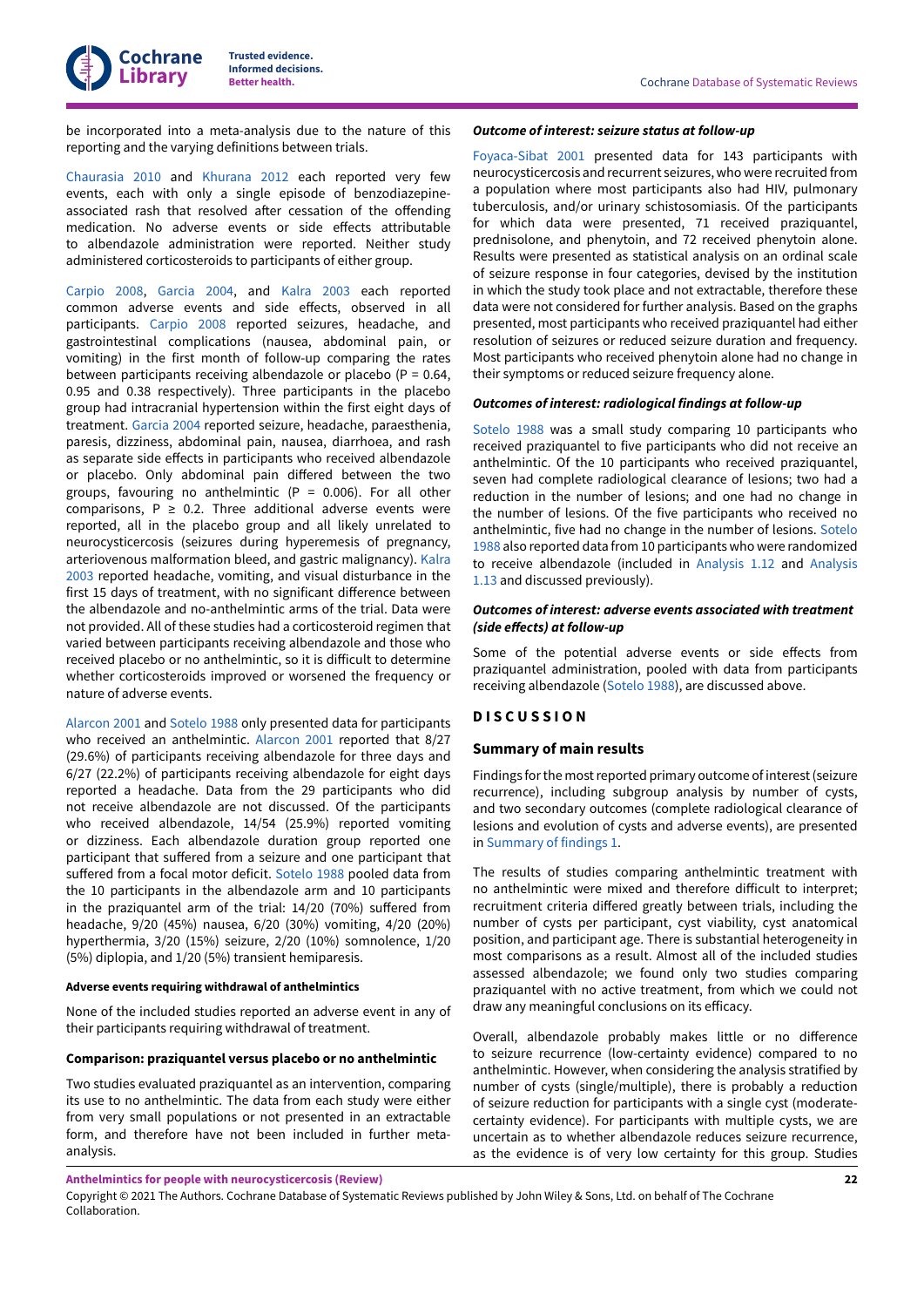be incorporated into a meta-analysis due to the nature of this reporting and the varying definitions between trials.

Chaurasia 2010 and Khurana 2012 each reported very few events, each with only a single episode of benzodiazepine-associated rash that resolved after cessation of the offending medication. No adverse events or side effects attributable to albendazole administration were reported. Neither study administered corticosteroids to participants of either group.

Carpio 2008, Garcia 2004, and Kalra 2003 each reported common adverse events and side effects, observed in all participants. Carpio 2008 reported seizures, headache, and gastrointestinal complications (nausea, abdominal pain, or vomiting) in the first month of follow-up comparing the rates between participants receiving albendazole or placebo (P = 0.64, 0.95 and 0.38 respectively). Three participants in the placebo group had intracranial hypertension within the first eight days of treatment. Garcia 2004 reported seizure, headache, paraesthenia, paresis, dizziness, abdominal pain, nausea, diarrhoea, and rash as separate side effects in participants who received albendazole or placebo. Only abdominal pain differed between the two groups, favouring no anthelmintic (P = 0.006). For all other comparisons, P ≥ 0.2. Three additional adverse events were reported, all in the placebo group and all likely unrelated to neurocysticercosis (seizures during hyperemesis of pregnancy, arteriovenous malformation bleed, and gastric malignancy). Kalra 2003 reported headache, vomiting, and visual disturbance in the first 15 days of treatment, with no significant difference between the albendazole and no-anthelmintic arms of the trial. Data were not provided. All of these studies had a corticosteroid regimen that varied between participants receiving albendazole and those who received placebo or no anthelmintic, so it is difficult to determine whether corticosteroids improved or worsened the frequency or nature of adverse events.

Alarcon 2001 and Sotelo 1988 only presented data for participants who received an anthelmintic. Alarcon 2001 reported that 8/27 (29.6%) of participants receiving albendazole for three days and 6/27 (22.2%) of participants receiving albendazole for eight days reported a headache. Data from the 29 participants who did not receive albendazole are not discussed. Of the participants who received albendazole, 14/54 (25.9%) reported vomiting or dizziness. Each albendazole duration group reported one participant that suffered from a seizure and one participant that suffered from a focal motor deficit. Sotelo 1988 pooled data from the 10 participants in the albendazole arm and 10 participants in the praziquantel arm of the trial: 14/20 (70%) suffered from headache, 9/20 (45%) nausea, 6/20 (30%) vomiting, 4/20 (20%) hyperthermia, 3/20 (15%) seizure, 2/20 (10%) somnolence, 1/20 (5%) diplopia, and 1/20 (5%) transient hemiparesis.

#### Adverse events requiring withdrawal of anthelmintics

None of the included studies reported an adverse event in any of their participants requiring withdrawal of treatment.

### Comparison: praziquantel versus placebo or no anthelmintic

Two studies evaluated praziquantel as an intervention, comparing its use to no anthelmintic. The data from each study were either from very small populations or not presented in an extractable form, and therefore have not been included in further meta-analysis.

#### *Outcome of interest: seizure status at follow-up*

Foyaca-Sibat 2001 presented data for 143 participants with neurocysticercosis and recurrent seizures, who were recruited from a population where most participants also had HIV, pulmonary tuberculosis, and/or urinary schistosomiasis. Of the participants for which data were presented, 71 received praziquantel, prednisolone, and phenytoin, and 72 received phenytoin alone. Results were presented as statistical analysis on an ordinal scale of seizure response in four categories, devised by the institution in which the study took place and not extractable, therefore these data were not considered for further analysis. Based on the graphs presented, most participants who received praziquantel had either resolution of seizures or reduced seizure duration and frequency. Most participants who received phenytoin alone had no change in their symptoms or reduced seizure frequency alone.

#### *Outcomes of interest: radiological findings at follow-up*

Sotelo 1988 was a small study comparing 10 participants who received praziquantel to five participants who did not receive an anthelmintic. Of the 10 participants who received praziquantel, seven had complete radiological clearance of lesions; two had a reduction in the number of lesions; and one had no change in the number of lesions. Of the five participants who received no anthelmintic, five had no change in the number of lesions. Sotelo 1988 also reported data from 10 participants who were randomized to receive albendazole (included in Analysis 1.12 and Analysis 1.13 and discussed previously).

#### *Outcomes of interest: adverse events associated with treatment (side effects) at follow-up*

Some of the potential adverse events or side effects from praziquantel administration, pooled with data from participants receiving albendazole (Sotelo 1988), are discussed above.

# DISCUSSION

## Summary of main results

Findings for the most reported primary outcome of interest (seizure recurrence), including subgroup analysis by number of cysts, and two secondary outcomes (complete radiological clearance of lesions and evolution of cysts and adverse events), are presented in Summary of findings 1.

The results of studies comparing anthelmintic treatment with no anthelmintic were mixed and therefore difficult to interpret; recruitment criteria differed greatly between trials, including the number of cysts per participant, cyst viability, cyst anatomical position, and participant age. There is substantial heterogeneity in most comparisons as a result. Almost all of the included studies assessed albendazole; we found only two studies comparing praziquantel with no active treatment, from which we could not draw any meaningful conclusions on its efficacy.

Overall, albendazole probably makes little or no difference to seizure recurrence (low-certainty evidence) compared to no anthelmintic. However, when considering the analysis stratified by number of cysts (single/multiple), there is probably a reduction of seizure reduction for participants with a single cyst (moderate-certainty evidence). For participants with multiple cysts, we are uncertain as to whether albendazole reduces seizure recurrence, as the evidence is of very low certainty for this group. Studies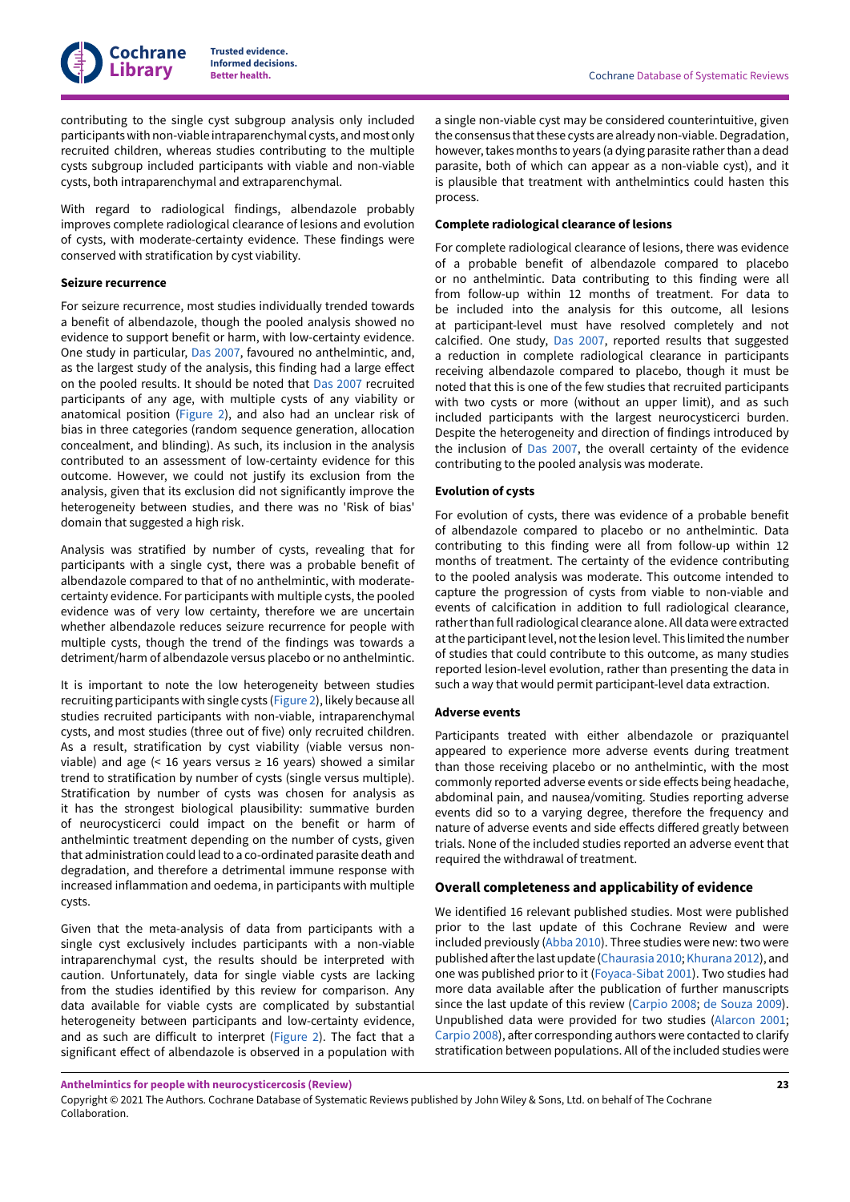contributing to the single cyst subgroup analysis only included participants with non-viable intraparenchymal cysts, and most only recruited children, whereas studies contributing to the multiple cysts subgroup included participants with viable and non-viable cysts, both intraparenchymal and extraparenchymal.

With regard to radiological findings, albendazole probably improves complete radiological clearance of lesions and evolution of cysts, with moderate-certainty evidence. These findings were conserved with stratification by cyst viability.

**Seizure recurrence**

For seizure recurrence, most studies individually trended towards a benefit of albendazole, though the pooled analysis showed no evidence to support benefit or harm, with low-certainty evidence. One study in particular, Das 2007, favoured no anthelmintic, and, as the largest study of the analysis, this finding had a large effect on the pooled results. It should be noted that Das 2007 recruited participants of any age, with multiple cysts of any viability or anatomical position (Figure 2), and also had an unclear risk of bias in three categories (random sequence generation, allocation concealment, and blinding). As such, its inclusion in the analysis contributed to an assessment of low-certainty evidence for this outcome. However, we could not justify its exclusion from the analysis, given that its exclusion did not significantly improve the heterogeneity between studies, and there was no 'Risk of bias' domain that suggested a high risk.

Analysis was stratified by number of cysts, revealing that for participants with a single cyst, there was a probable benefit of albendazole compared to that of no anthelmintic, with moderate-certainty evidence. For participants with multiple cysts, the pooled evidence was of very low certainty, therefore we are uncertain whether albendazole reduces seizure recurrence for people with multiple cysts, though the trend of the findings was towards a detriment/harm of albendazole versus placebo or no anthelmintic.

It is important to note the low heterogeneity between studies recruiting participants with single cysts (Figure 2), likely because all studies recruited participants with non-viable, intraparenchymal cysts, and most studies (three out of five) only recruited children. As a result, stratification by cyst viability (viable versus non-viable) and age (< 16 years versus ≥ 16 years) showed a similar trend to stratification by number of cysts (single versus multiple). Stratification by number of cysts was chosen for analysis as it has the strongest biological plausibility: summative burden of neurocysticerci could impact on the benefit or harm of anthelmintic treatment depending on the number of cysts, given that administration could lead to a co-ordinated parasite death and degradation, and therefore a detrimental immune response with increased inflammation and oedema, in participants with multiple cysts.

Given that the meta-analysis of data from participants with a single cyst exclusively includes participants with a non-viable intraparenchymal cyst, the results should be interpreted with caution. Unfortunately, data for single viable cysts are lacking from the studies identified by this review for comparison. Any data available for viable cysts are complicated by substantial heterogeneity between participants and low-certainty evidence, and as such are difficult to interpret (Figure 2). The fact that a significant effect of albendazole is observed in a population with a single non-viable cyst may be considered counterintuitive, given the consensus that these cysts are already non-viable. Degradation, however, takes months to years (a dying parasite rather than a dead parasite, both of which can appear as a non-viable cyst), and it is plausible that treatment with anthelmintics could hasten this process.

**Complete radiological clearance of lesions**

For complete radiological clearance of lesions, there was evidence of a probable benefit of albendazole compared to placebo or no anthelmintic. Data contributing to this finding were all from follow-up within 12 months of treatment. For data to be included into the analysis for this outcome, all lesions at participant-level must have resolved completely and not calcified. One study, Das 2007, reported results that suggested a reduction in complete radiological clearance in participants receiving albendazole compared to placebo, though it must be noted that this is one of the few studies that recruited participants with two cysts or more (without an upper limit), and as such included participants with the largest neurocysticerci burden. Despite the heterogeneity and direction of findings introduced by the inclusion of Das 2007, the overall certainty of the evidence contributing to the pooled analysis was moderate.

**Evolution of cysts**

For evolution of cysts, there was evidence of a probable benefit of albendazole compared to placebo or no anthelmintic. Data contributing to this finding were all from follow-up within 12 months of treatment. The certainty of the evidence contributing to the pooled analysis was moderate. This outcome intended to capture the progression of cysts from viable to non-viable and events of calcification in addition to full radiological clearance, rather than full radiological clearance alone. All data were extracted at the participant level, not the lesion level. This limited the number of studies that could contribute to this outcome, as many studies reported lesion-level evolution, rather than presenting the data in such a way that would permit participant-level data extraction.

**Adverse events**

Participants treated with either albendazole or praziquantel appeared to experience more adverse events during treatment than those receiving placebo or no anthelmintic, with the most commonly reported adverse events or side effects being headache, abdominal pain, and nausea/vomiting. Studies reporting adverse events did so to a varying degree, therefore the frequency and nature of adverse events and side effects differed greatly between trials. None of the included studies reported an adverse event that required the withdrawal of treatment.

## Overall completeness and applicability of evidence

We identified 16 relevant published studies. Most were published prior to the last update of this Cochrane Review and were included previously (Abba 2010). Three studies were new: two were published after the last update (Chaurasia 2010; Khurana 2012), and one was published prior to it (Foyaca-Sibat 2001). Two studies had more data available after the publication of further manuscripts since the last update of this review (Carpio 2008; de Souza 2009). Unpublished data were provided for two studies (Alarcon 2001; Carpio 2008), after corresponding authors were contacted to clarify stratification between populations. All of the included studies were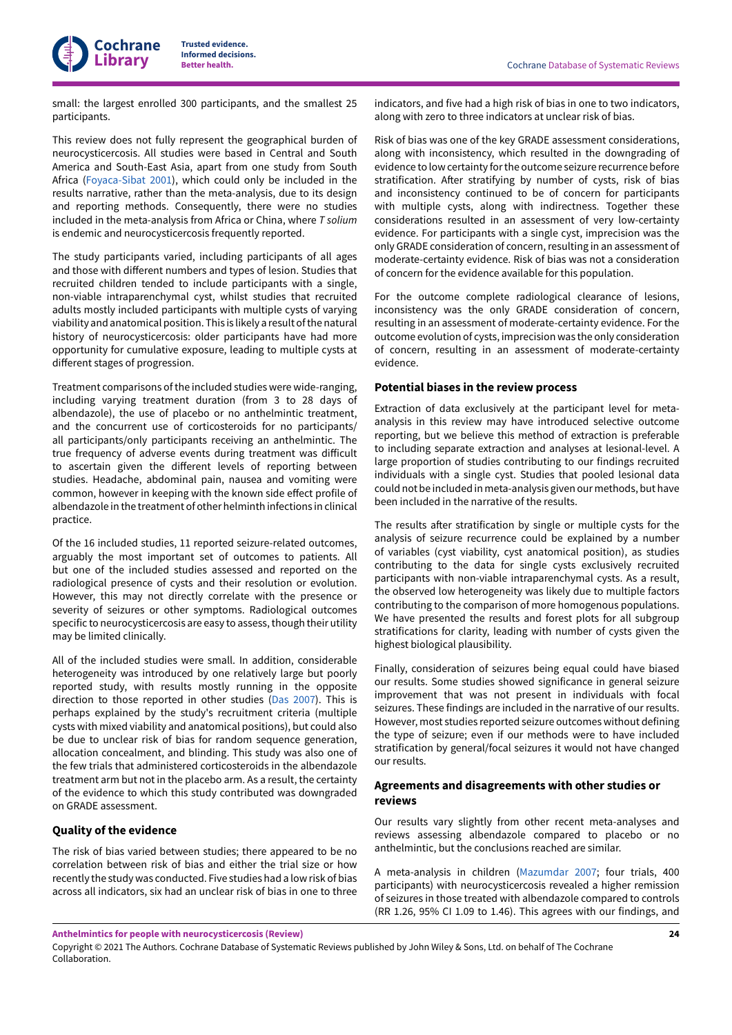small: the largest enrolled 300 participants, and the smallest 25 participants.

This review does not fully represent the geographical burden of neurocysticercosis. All studies were based in Central and South America and South-East Asia, apart from one study from South Africa (Foyaca-Sibat 2001), which could only be included in the results narrative, rather than the meta-analysis, due to its design and reporting methods. Consequently, there were no studies included in the meta-analysis from Africa or China, where *T solium* is endemic and neurocysticercosis frequently reported.

The study participants varied, including participants of all ages and those with different numbers and types of lesion. Studies that recruited children tended to include participants with a single, non-viable intraparenchymal cyst, whilst studies that recruited adults mostly included participants with multiple cysts of varying viability and anatomical position. This is likely a result of the natural history of neurocysticercosis: older participants have had more opportunity for cumulative exposure, leading to multiple cysts at different stages of progression.

Treatment comparisons of the included studies were wide-ranging, including varying treatment duration (from 3 to 28 days of albendazole), the use of placebo or no anthelmintic treatment, and the concurrent use of corticosteroids for no participants/all participants/only participants receiving an anthelmintic. The true frequency of adverse events during treatment was difficult to ascertain given the different levels of reporting between studies. Headache, abdominal pain, nausea and vomiting were common, however in keeping with the known side effect profile of albendazole in the treatment of other helminth infections in clinical practice.

Of the 16 included studies, 11 reported seizure-related outcomes, arguably the most important set of outcomes to patients. All but one of the included studies assessed and reported on the radiological presence of cysts and their resolution or evolution. However, this may not directly correlate with the presence or severity of seizures or other symptoms. Radiological outcomes specific to neurocysticercosis are easy to assess, though their utility may be limited clinically.

All of the included studies were small. In addition, considerable heterogeneity was introduced by one relatively large but poorly reported study, with results mostly running in the opposite direction to those reported in other studies (Das 2007). This is perhaps explained by the study's recruitment criteria (multiple cysts with mixed viability and anatomical positions), but could also be due to unclear risk of bias for random sequence generation, allocation concealment, and blinding. This study was also one of the few trials that administered corticosteroids in the albendazole treatment arm but not in the placebo arm. As a result, the certainty of the evidence to which this study contributed was downgraded on GRADE assessment.

### Quality of the evidence

The risk of bias varied between studies; there appeared to be no correlation between risk of bias and either the trial size or how recently the study was conducted. Five studies had a low risk of bias across all indicators, six had an unclear risk of bias in one to three indicators, and five had a high risk of bias in one to two indicators, along with zero to three indicators at unclear risk of bias.

Risk of bias was one of the key GRADE assessment considerations, along with inconsistency, which resulted in the downgrading of evidence to low certainty for the outcome seizure recurrence before stratification. After stratifying by number of cysts, risk of bias and inconsistency continued to be of concern for participants with multiple cysts, along with indirectness. Together these considerations resulted in an assessment of very low-certainty evidence. For participants with a single cyst, imprecision was the only GRADE consideration of concern, resulting in an assessment of moderate-certainty evidence. Risk of bias was not a consideration of concern for the evidence available for this population.

For the outcome complete radiological clearance of lesions, inconsistency was the only GRADE consideration of concern, resulting in an assessment of moderate-certainty evidence. For the outcome evolution of cysts, imprecision was the only consideration of concern, resulting in an assessment of moderate-certainty evidence.

### Potential biases in the review process

Extraction of data exclusively at the participant level for meta-analysis in this review may have introduced selective outcome reporting, but we believe this method of extraction is preferable to including separate extraction and analyses at lesional-level. A large proportion of studies contributing to our findings recruited individuals with a single cyst. Studies that pooled lesional data could not be included in meta-analysis given our methods, but have been included in the narrative of the results.

The results after stratification by single or multiple cysts for the analysis of seizure recurrence could be explained by a number of variables (cyst viability, cyst anatomical position), as studies contributing to the data for single cysts exclusively recruited participants with non-viable intraparenchymal cysts. As a result, the observed low heterogeneity was likely due to multiple factors contributing to the comparison of more homogenous populations. We have presented the results and forest plots for all subgroup stratifications for clarity, leading with number of cysts given the highest biological plausibility.

Finally, consideration of seizures being equal could have biased our results. Some studies showed significance in general seizure improvement that was not present in individuals with focal seizures. These findings are included in the narrative of our results. However, most studies reported seizure outcomes without defining the type of seizure; even if our methods were to have included stratification by general/focal seizures it would not have changed our results.

### Agreements and disagreements with other studies or reviews

Our results vary slightly from other recent meta-analyses and reviews assessing albendazole compared to placebo or no anthelmintic, but the conclusions reached are similar.

A meta-analysis in children (Mazumdar 2007; four trials, 400 participants) with neurocysticercosis revealed a higher remission of seizures in those treated with albendazole compared to controls (RR 1.26, 95% CI 1.09 to 1.46). This agrees with our findings, and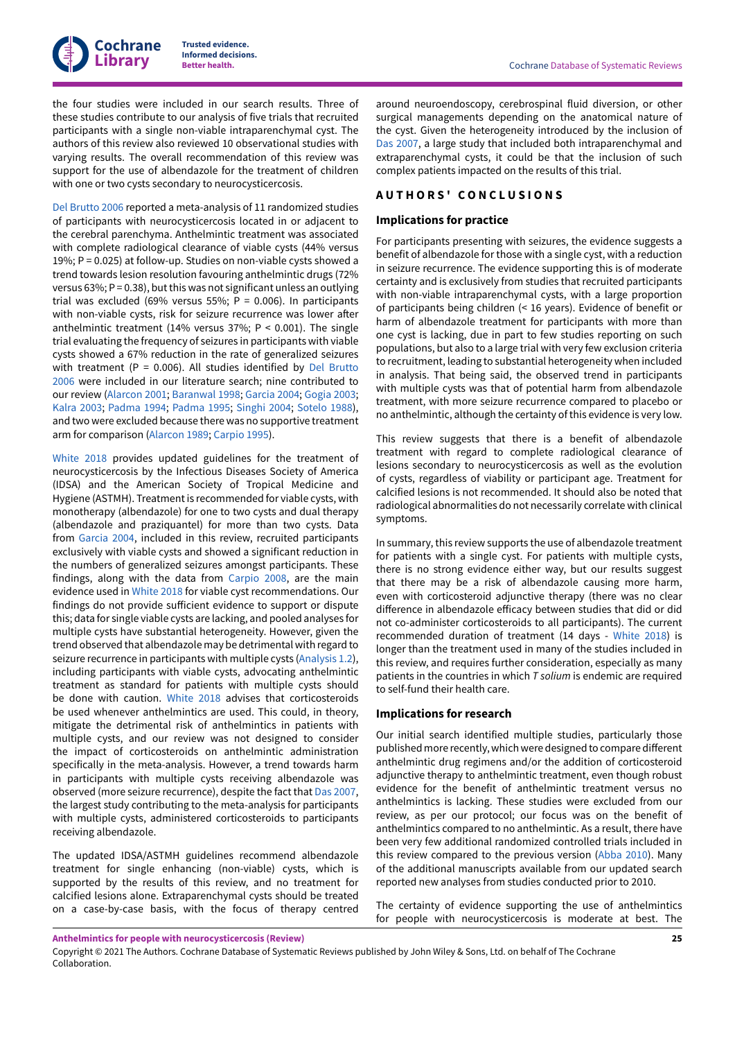the four studies were included in our search results. Three of these studies contribute to our analysis of five trials that recruited participants with a single non-viable intraparenchymal cyst. The authors of this review also reviewed 10 observational studies with varying results. The overall recommendation of this review was support for the use of albendazole for the treatment of children with one or two cysts secondary to neurocysticercosis.

Del Brutto 2006 reported a meta-analysis of 11 randomized studies of participants with neurocysticercosis located in or adjacent to the cerebral parenchyma. Anthelmintic treatment was associated with complete radiological clearance of viable cysts (44% versus 19%; P = 0.025) at follow-up. Studies on non-viable cysts showed a trend towards lesion resolution favouring anthelmintic drugs (72% versus 63%; P = 0.38), but this was not significant unless an outlying trial was excluded (69% versus 55%; P = 0.006). In participants with non-viable cysts, risk for seizure recurrence was lower after anthelmintic treatment (14% versus 37%; P < 0.001). The single trial evaluating the frequency of seizures in participants with viable cysts showed a 67% reduction in the rate of generalized seizures with treatment (P = 0.006). All studies identified by Del Brutto 2006 were included in our literature search; nine contributed to our review (Alarcon 2001; Baranwal 1998; Garcia 2004; Gogia 2003; Kalra 2003; Padma 1994; Padma 1995; Singhi 2004; Sotelo 1988), and two were excluded because there was no supportive treatment arm for comparison (Alarcon 1989; Carpio 1995).

White 2018 provides updated guidelines for the treatment of neurocysticercosis by the Infectious Diseases Society of America (IDSA) and the American Society of Tropical Medicine and Hygiene (ASTMH). Treatment is recommended for viable cysts, with monotherapy (albendazole) for one to two cysts and dual therapy (albendazole and praziquantel) for more than two cysts. Data from Garcia 2004, included in this review, recruited participants exclusively with viable cysts and showed a significant reduction in the numbers of generalized seizures amongst participants. These findings, along with the data from Carpio 2008, are the main evidence used in White 2018 for viable cyst recommendations. Our findings do not provide sufficient evidence to support or dispute this; data for single viable cysts are lacking, and pooled analyses for multiple cysts have substantial heterogeneity. However, given the trend observed that albendazole may be detrimental with regard to seizure recurrence in participants with multiple cysts (Analysis 1.2), including participants with viable cysts, advocating anthelmintic treatment as standard for patients with multiple cysts should be done with caution. White 2018 advises that corticosteroids be used whenever anthelmintics are used. This could, in theory, mitigate the detrimental risk of anthelmintics in patients with multiple cysts, and our review was not designed to consider the impact of corticosteroids on anthelmintic administration specifically in the meta-analysis. However, a trend towards harm in participants with multiple cysts receiving albendazole was observed (more seizure recurrence), despite the fact that Das 2007, the largest study contributing to the meta-analysis for participants with multiple cysts, administered corticosteroids to participants receiving albendazole.

The updated IDSA/ASTMH guidelines recommend albendazole treatment for single enhancing (non-viable) cysts, which is supported by the results of this review, and no treatment for calcified lesions alone. Extraparenchymal cysts should be treated on a case-by-case basis, with the focus of therapy centred around neuroendoscopy, cerebrospinal fluid diversion, or other surgical managements depending on the anatomical nature of the cyst. Given the heterogeneity introduced by the inclusion of Das 2007, a large study that included both intraparenchymal and extraparenchymal cysts, it could be that the inclusion of such complex patients impacted on the results of this trial.

# AUTHORS' CONCLUSIONS

## Implications for practice

For participants presenting with seizures, the evidence suggests a benefit of albendazole for those with a single cyst, with a reduction in seizure recurrence. The evidence supporting this is of moderate certainty and is exclusively from studies that recruited participants with non-viable intraparenchymal cysts, with a large proportion of participants being children (< 16 years). Evidence of benefit or harm of albendazole treatment for participants with more than one cyst is lacking, due in part to few studies reporting on such populations, but also to a large trial with very few exclusion criteria to recruitment, leading to substantial heterogeneity when included in analysis. That being said, the observed trend in participants with multiple cysts was that of potential harm from albendazole treatment, with more seizure recurrence compared to placebo or no anthelmintic, although the certainty of this evidence is very low.

This review suggests that there is a benefit of albendazole treatment with regard to complete radiological clearance of lesions secondary to neurocysticercosis as well as the evolution of cysts, regardless of viability or participant age. Treatment for calcified lesions is not recommended. It should also be noted that radiological abnormalities do not necessarily correlate with clinical symptoms.

In summary, this review supports the use of albendazole treatment for patients with a single cyst. For patients with multiple cysts, there is no strong evidence either way, but our results suggest that there may be a risk of albendazole causing more harm, even with corticosteroid adjunctive therapy (there was no clear difference in albendazole efficacy between studies that did or did not co-administer corticosteroids to all participants). The current recommended duration of treatment (14 days - White 2018) is longer than the treatment used in many of the studies included in this review, and requires further consideration, especially as many patients in the countries in which *T solium* is endemic are required to self-fund their health care.

## Implications for research

Our initial search identified multiple studies, particularly those published more recently, which were designed to compare different anthelmintic drug regimens and/or the addition of corticosteroid adjunctive therapy to anthelmintic treatment, even though robust evidence for the benefit of anthelmintic treatment versus no anthelmintics is lacking. These studies were excluded from our review, as per our protocol; our focus was on the benefit of anthelmintics compared to no anthelmintic. As a result, there have been very few additional randomized controlled trials included in this review compared to the previous version (Abba 2010). Many of the additional manuscripts available from our updated search reported new analyses from studies conducted prior to 2010.

The certainty of evidence supporting the use of anthelmintics for people with neurocysticercosis is moderate at best. The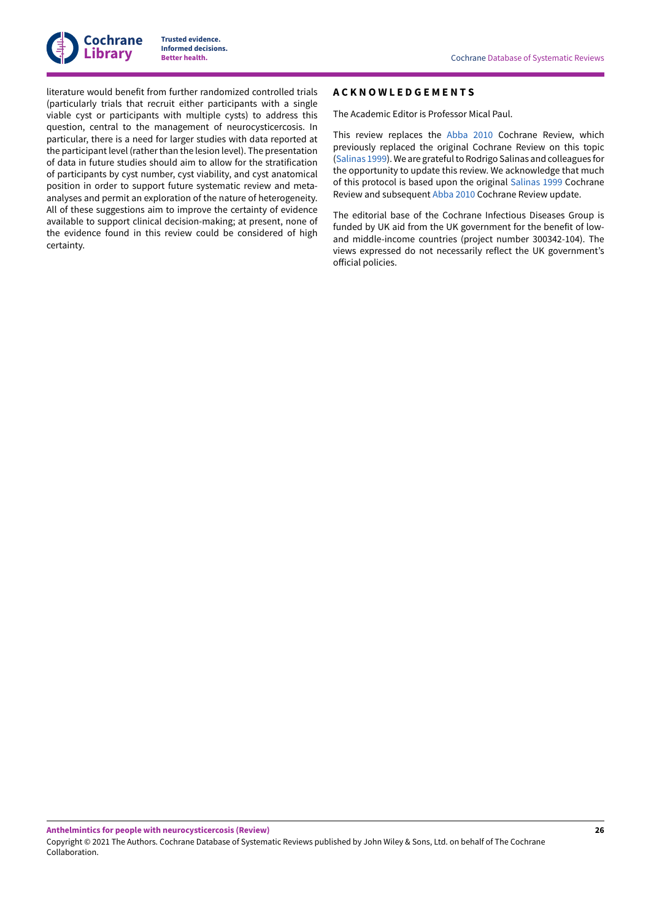literature would benefit from further randomized controlled trials (particularly trials that recruit either participants with a single viable cyst or participants with multiple cysts) to address this question, central to the management of neurocysticercosis. In particular, there is a need for larger studies with data reported at the participant level (rather than the lesion level). The presentation of data in future studies should aim to allow for the stratification of participants by cyst number, cyst viability, and cyst anatomical position in order to support future systematic review and meta-analyses and permit an exploration of the nature of heterogeneity. All of these suggestions aim to improve the certainty of evidence available to support clinical decision-making; at present, none of the evidence found in this review could be considered of high certainty.

## ACKNOWLEDGEMENTS

The Academic Editor is Professor Mical Paul.

This review replaces the Abba 2010 Cochrane Review, which previously replaced the original Cochrane Review on this topic (Salinas 1999). We are grateful to Rodrigo Salinas and colleagues for the opportunity to update this review. We acknowledge that much of this protocol is based upon the original Salinas 1999 Cochrane Review and subsequent Abba 2010 Cochrane Review update.

The editorial base of the Cochrane Infectious Diseases Group is funded by UK aid from the UK government for the benefit of low- and middle-income countries (project number 300342-104). The views expressed do not necessarily reflect the UK government's official policies.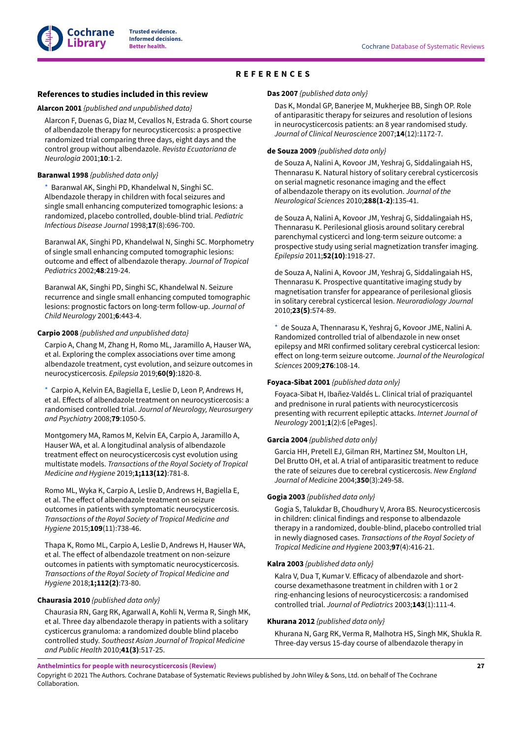# REFERENCES

## References to studies included in this review

**Alarcon 2001** *{published and unpublished data}*

Alarcon F, Duenas G, Diaz M, Cevallos N, Estrada G. Short course of albendazole therapy for neurocysticercosis: a prospective randomized trial comparing three days, eight days and the control group without albendazole. *Revista Ecuatoriana de Neurologia* 2001;**10**:1-2.

**Baranwal 1998** *{published data only}*

* Baranwal AK, Singhi PD, Khandelwal N, Singhi SC. Albendazole therapy in children with focal seizures and single small enhancing computerized tomographic lesions: a randomized, placebo controlled, double-blind trial. *Pediatric Infectious Disease Journal* 1998;**17**(8):696-700.

Baranwal AK, Singhi PD, Khandelwal N, Singhi SC. Morphometry of single small enhancing computed tomographic lesions: outcome and effect of albendazole therapy. *Journal of Tropical Pediatrics* 2002;**48**:219-24.

Baranwal AK, Singhi PD, Singhi SC, Khandelwal N. Seizure recurrence and single small enhancing computed tomographic lesions: prognostic factors on long-term follow-up. *Journal of Child Neurology* 2001;**6**:443-4.

**Carpio 2008** *{published and unpublished data}*

Carpio A, Chang M, Zhang H, Romo ML, Jaramillo A, Hauser WA, et al. Exploring the complex associations over time among albendazole treatment, cyst evolution, and seizure outcomes in neurocysticercosis. *Epilepsia* 2019;**60(9)**:1820-8.

* Carpio A, Kelvin EA, Bagiella E, Leslie D, Leon P, Andrews H, et al. Effects of albendazole treatment on neurocysticercosis: a randomised controlled trial. *Journal of Neurology, Neurosurgery and Psychiatry* 2008;**79**:1050-5.

Montgomery MA, Ramos M, Kelvin EA, Carpio A, Jaramillo A, Hauser WA, et al. A longitudinal analysis of albendazole treatment effect on neurocysticercosis cyst evolution using multistate models. *Transactions of the Royal Society of Tropical Medicine and Hygiene* 2019;**1;113(12)**:781-8.

Romo ML, Wyka K, Carpio A, Leslie D, Andrews H, Bagiella E, et al. The effect of albendazole treatment on seizure outcomes in patients with symptomatic neurocysticercosis. *Transactions of the Royal Society of Tropical Medicine and Hygiene* 2015;**109**(11):738-46.

Thapa K, Romo ML, Carpio A, Leslie D, Andrews H, Hauser WA, et al. The effect of albendazole treatment on non-seizure outcomes in patients with symptomatic neurocysticercosis. *Transactions of the Royal Society of Tropical Medicine and Hygiene* 2018;**1;112(2)**:73-80.

**Chaurasia 2010** *{published data only}*

Chaurasia RN, Garg RK, Agarwall A, Kohli N, Verma R, Singh MK, et al. Three day albendazole therapy in patients with a solitary cysticercus granuloma: a randomized double blind placebo controlled study. *Southeast Asian Journal of Tropical Medicine and Public Health* 2010;**41(3)**:517-25.

**Das 2007** *{published data only}*

Das K, Mondal GP, Banerjee M, Mukherjee BB, Singh OP. Role of antiparasitic therapy for seizures and resolution of lesions in neurocysticercosis patients: an 8 year randomised study. *Journal of Clinical Neuroscience* 2007;**14**(12):1172-7.

**de Souza 2009** *{published data only}*

de Souza A, Nalini A, Kovoor JM, Yeshraj G, Siddalingaiah HS, Thennarasu K. Natural history of solitary cerebral cysticercosis on serial magnetic resonance imaging and the effect of albendazole therapy on its evolution. *Journal of the Neurological Sciences* 2010;**288(1-2)**:135-41.

de Souza A, Nalini A, Kovoor JM, Yeshraj G, Siddalingaiah HS, Thennarasu K. Perilesional gliosis around solitary cerebral parenchymal cysticerci and long-term seizure outcome: a prospective study using serial magnetization transfer imaging. *Epilepsia* 2011;**52(10)**:1918-27.

de Souza A, Nalini A, Kovoor JM, Yeshraj G, Siddalingaiah HS, Thennarasu K. Prospective quantitative imaging study by magnetisation transfer for appearance of perilesional gliosis in solitary cerebral cysticercal lesion. *Neuroradiology Journal* 2010;**23(5)**:574-89.

* de Souza A, Thennarasu K, Yeshraj G, Kovoor JME, Nalini A. Randomized controlled trial of albendazole in new onset epilepsy and MRI confirmed solitary cerebral cysticercal lesion: effect on long-term seizure outcome. *Journal of the Neurological Sciences* 2009;**276**:108-14.

**Foyaca-Sibat 2001** *{published data only}*

Foyaca-Sibat H, Ibañez-Valdés L. Clinical trial of praziquantel and prednisone in rural patients with neurocysticercosis presenting with recurrent epileptic attacks. *Internet Journal of Neurology* 2001;**1**(2):6 [ePages].

**Garcia 2004** *{published data only}*

Garcia HH, Pretell EJ, Gilman RH, Martinez SM, Moulton LH, Del Brutto OH, et al. A trial of antiparasitic treatment to reduce the rate of seizures due to cerebral cysticercosis. *New England Journal of Medicine* 2004;**350**(3):249-58.

**Gogia 2003** *{published data only}*

Gogia S, Talukdar B, Choudhury V, Arora BS. Neurocysticercosis in children: clinical findings and response to albendazole therapy in a randomized, double-blind, placebo controlled trial in newly diagnosed cases. *Transactions of the Royal Society of Tropical Medicine and Hygiene* 2003;**97**(4):416-21.

**Kalra 2003** *{published data only}*

Kalra V, Dua T, Kumar V. Efficacy of albendazole and short-course dexamethasone treatment in children with 1 or 2 ring-enhancing lesions of neurocysticercosis: a randomized controlled trial. *Journal of Pediatrics* 2003;**143**(1):111-4.

**Khurana 2012** *{published data only}*

Khurana N, Garg RK, Verma R, Malhotra HS, Singh MK, Shukla R. Three-day versus 15-day course of albendazole therapy in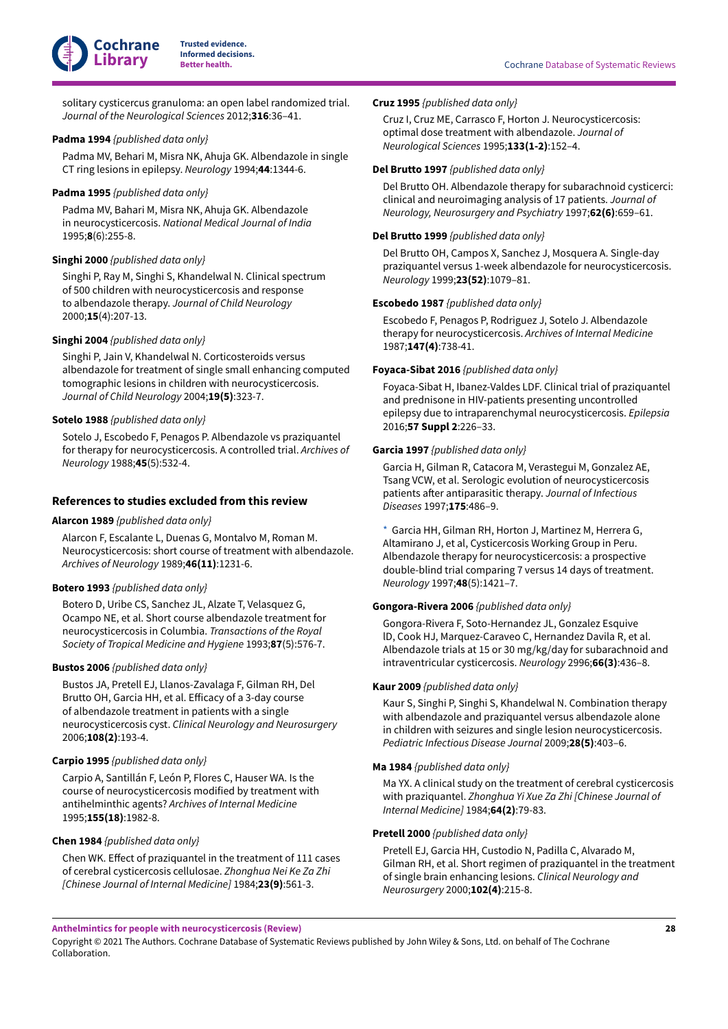solitary cysticercus granuloma: an open label randomized trial. *Journal of the Neurological Sciences* 2012;**316**:36–41.

**Padma 1994** *{published data only}*

Padma MV, Behari M, Misra NK, Ahuja GK. Albendazole in single CT ring lesions in epilepsy. *Neurology* 1994;**44**:1344-6.

**Padma 1995** *{published data only}*

Padma MV, Bahari M, Misra NK, Ahuja GK. Albendazole in neurocysticercosis. *National Medical Journal of India* 1995;**8**(6):255-8.

**Singhi 2000** *{published data only}*

Singhi P, Ray M, Singhi S, Khandelwal N. Clinical spectrum of 500 children with neurocysticercosis and response to albendazole therapy. *Journal of Child Neurology* 2000;**15**(4):207-13.

**Singhi 2004** *{published data only}*

Singhi P, Jain V, Khandelwal N. Corticosteroids versus albendazole for treatment of single small enhancing computed tomographic lesions in children with neurocysticercosis. *Journal of Child Neurology* 2004;**19(5)**:323-7.

**Sotelo 1988** *{published data only}*

Sotelo J, Escobedo F, Penagos P. Albendazole vs praziquantel for therapy for neurocysticercosis. A controlled trial. *Archives of Neurology* 1988;**45**(5):532-4.

## References to studies excluded from this review

**Alarcon 1989** *{published data only}*

Alarcon F, Escalante L, Duenas G, Montalvo M, Roman M. Neurocysticercosis: short course of treatment with albendazole. *Archives of Neurology* 1989;**46(11)**:1231-6.

**Botero 1993** *{published data only}*

Botero D, Uribe CS, Sanchez JL, Alzate T, Velasquez G, Ocampo NE, et al. Short course albendazole treatment for neurocysticercosis in Columbia. *Transactions of the Royal Society of Tropical Medicine and Hygiene* 1993;**87**(5):576-7.

**Bustos 2006** *{published data only}*

Bustos JA, Pretell EJ, Llanos-Zavalaga F, Gilman RH, Del Brutto OH, Garcia HH, et al. Efficacy of a 3-day course of albendazole treatment in patients with a single neurocysticercosis cyst. *Clinical Neurology and Neurosurgery* 2006;**108(2)**:193-4.

**Carpio 1995** *{published data only}*

Carpio A, Santillán F, León P, Flores C, Hauser WA. Is the course of neurocysticercosis modified by treatment with antihelminthic agents? *Archives of Internal Medicine* 1995;**155(18)**:1982-8.

**Chen 1984** *{published data only}*

Chen WK. Effect of praziquantel in the treatment of 111 cases of cerebral cysticercosis cellulosae. *Zhonghua Nei Ke Za Zhi [Chinese Journal of Internal Medicine]* 1984;**23(9)**:561-3.

**Cruz 1995** *{published data only}*

Cruz I, Cruz ME, Carrasco F, Horton J. Neurocysticercosis: optimal dose treatment with albendazole. *Journal of Neurological Sciences* 1995;**133(1-2)**:152–4.

**Del Brutto 1997** *{published data only}*

Del Brutto OH. Albendazole therapy for subarachnoid cysticerci: clinical and neuroimaging analysis of 17 patients. *Journal of Neurology, Neurosurgery and Psychiatry* 1997;**62(6)**:659–61.

**Del Brutto 1999** *{published data only}*

Del Brutto OH, Campos X, Sanchez J, Mosquera A. Single-day praziquantel versus 1-week albendazole for neurocysticercosis. *Neurology* 1999;**23(52)**:1079–81.

**Escobedo 1987** *{published data only}*

Escobedo F, Penagos P, Rodriguez J, Sotelo J. Albendazole therapy for neurocysticercosis. *Archives of Internal Medicine* 1987;**147(4)**:738-41.

**Foyaca-Sibat 2016** *{published data only}*

Foyaca-Sibat H, Ibanez-Valdes LDF. Clinical trial of praziquantel and prednisone in HIV-patients presenting uncontrolled epilepsy due to intraparenchymal neurocysticercosis. *Epilepsia* 2016;**57 Suppl 2**:226–33.

**Garcia 1997** *{published data only}*

Garcia H, Gilman R, Catacora M, Verastegui M, Gonzalez AE, Tsang VCW, et al. Serologic evolution of neurocysticercosis patients after antiparasitic therapy. *Journal of Infectious Diseases* 1997;**175**:486–9.

* Garcia HH, Gilman RH, Horton J, Martinez M, Herrera G, Altamirano J, et al, Cysticercosis Working Group in Peru. Albendazole therapy for neurocysticercosis: a prospective double-blind trial comparing 7 versus 14 days of treatment. *Neurology* 1997;**48**(5):1421–7.

**Gongora-Rivera 2006** *{published data only}*

Gongora-Rivera F, Soto-Hernandez JL, Gonzalez Esquive lD, Cook HJ, Marquez-Caraveo C, Hernandez Davila R, et al. Albendazole trials at 15 or 30 mg/kg/day for subarachnoid and intraventricular cysticercosis. *Neurology* 2996;**66(3)**:436–8.

**Kaur 2009** *{published data only}*

Kaur S, Singhi P, Singhi S, Khandelwal N. Combination therapy with albendazole and praziquantel versus albendazole alone in children with seizures and single lesion neurocysticercosis. *Pediatric Infectious Disease Journal* 2009;**28(5)**:403–6.

**Ma 1984** *{published data only}*

Ma YX. A clinical study on the treatment of cerebral cysticercosis with praziquantel. *Zhonghua Yi Xue Za Zhi [Chinese Journal of Internal Medicine]* 1984;**64(2)**:79-83.

**Pretell 2000** *{published data only}*

Pretell EJ, Garcia HH, Custodio N, Padilla C, Alvarado M, Gilman RH, et al. Short regimen of praziquantel in the treatment of single brain enhancing lesions. *Clinical Neurology and Neurosurgery* 2000;**102(4)**:215-8.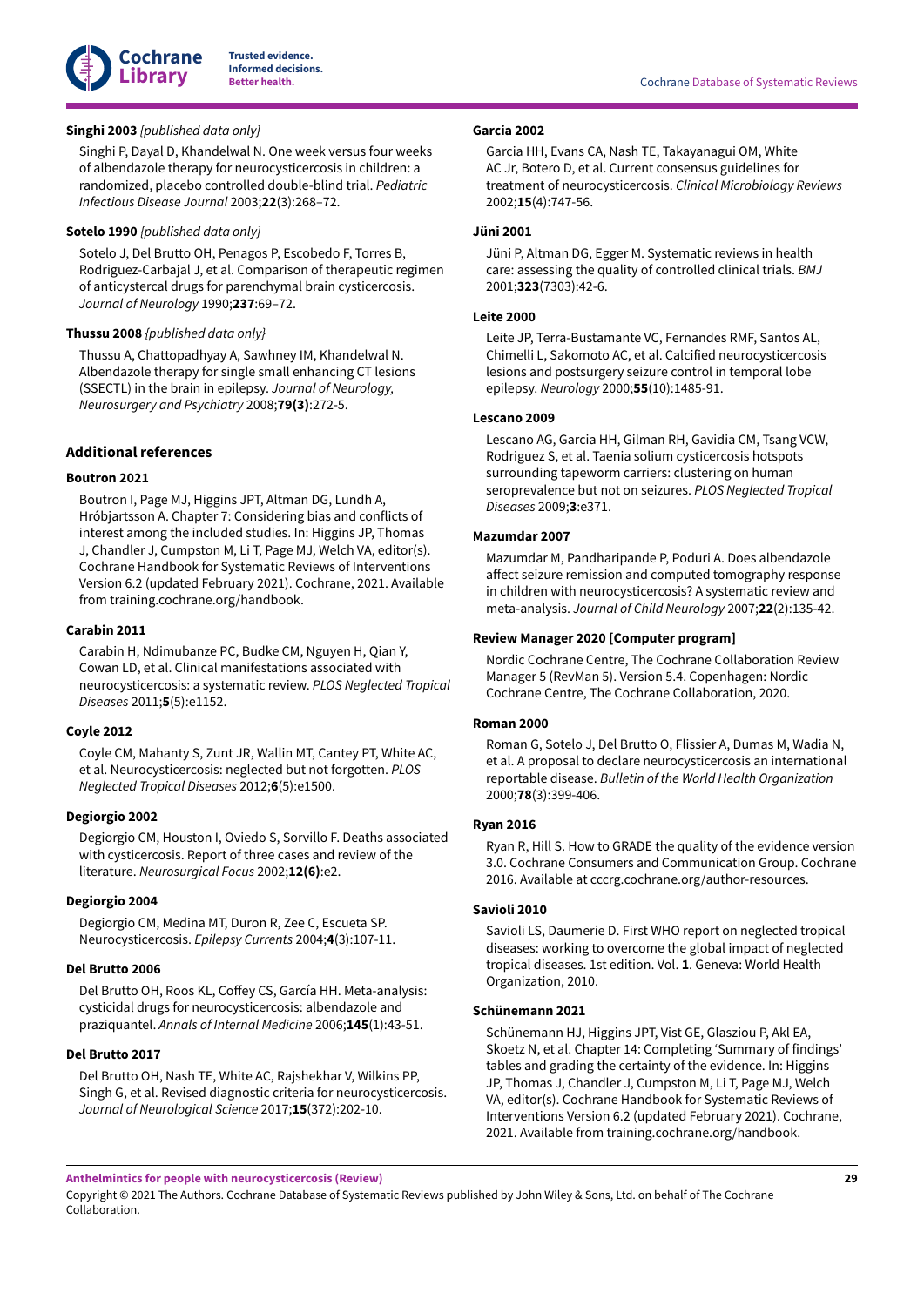**Singhi 2003** *{published data only}*

Singhi P, Dayal D, Khandelwal N. One week versus four weeks of albendazole therapy for neurocysticercosis in children: a randomized, placebo controlled double-blind trial. *Pediatric Infectious Disease Journal* 2003;**22**(3):268–72.

**Sotelo 1990** *{published data only}*

Sotelo J, Del Brutto OH, Penagos P, Escobedo F, Torres B, Rodriguez-Carbajal J, et al. Comparison of therapeutic regimen of anticystercal drugs for parenchymal brain cysticercosis. *Journal of Neurology* 1990;**237**:69–72.

**Thussu 2008** *{published data only}*

Thussu A, Chattopadhyay A, Sawhney IM, Khandelwal N. Albendazole therapy for single small enhancing CT lesions (SSECTL) in the brain in epilepsy. *Journal of Neurology, Neurosurgery and Psychiatry* 2008;**79(3)**:272-5.

## Additional references

**Boutron 2021**

Boutron I, Page MJ, Higgins JPT, Altman DG, Lundh A, Hróbjartsson A. Chapter 7: Considering bias and conflicts of interest among the included studies. In: Higgins JP, Thomas J, Chandler J, Cumpston M, Li T, Page MJ, Welch VA, editor(s). Cochrane Handbook for Systematic Reviews of Interventions Version 6.2 (updated February 2021). Cochrane, 2021. Available from training.cochrane.org/handbook.

**Carabin 2011**

Carabin H, Ndimubanze PC, Budke CM, Nguyen H, Qian Y, Cowan LD, et al. Clinical manifestations associated with neurocysticercosis: a systematic review. *PLOS Neglected Tropical Diseases* 2011;**5**(5):e1152.

**Coyle 2012**

Coyle CM, Mahanty S, Zunt JR, Wallin MT, Cantey PT, White AC, et al. Neurocysticercosis: neglected but not forgotten. *PLOS Neglected Tropical Diseases* 2012;**6**(5):e1500.

**Degiorgio 2002**

Degiorgio CM, Houston I, Oviedo S, Sorvillo F. Deaths associated with cysticercosis. Report of three cases and review of the literature. *Neurosurgical Focus* 2002;**12(6)**:e2.

**Degiorgio 2004**

Degiorgio CM, Medina MT, Duron R, Zee C, Escueta SP. Neurocysticercosis. *Epilepsy Currents* 2004;**4**(3):107-11.

**Del Brutto 2006**

Del Brutto OH, Roos KL, Coffey CS, García HH. Meta-analysis: cysticidal drugs for neurocysticercosis: albendazole and praziquantel. *Annals of Internal Medicine* 2006;**145**(1):43-51.

**Del Brutto 2017**

Del Brutto OH, Nash TE, White AC, Rajshekhar V, Wilkins PP, Singh G, et al. Revised diagnostic criteria for neurocysticercosis. *Journal of Neurological Science* 2017;**15**(372):202-10.

**Garcia 2002**

Garcia HH, Evans CA, Nash TE, Takayanagui OM, White AC Jr, Botero D, et al. Current consensus guidelines for treatment of neurocysticercosis. *Clinical Microbiology Reviews* 2002;**15**(4):747-56.

**Jüni 2001**

Jüni P, Altman DG, Egger M. Systematic reviews in health care: assessing the quality of controlled clinical trials. *BMJ* 2001;**323**(7303):42-6.

**Leite 2000**

Leite JP, Terra-Bustamante VC, Fernandes RMF, Santos AL, Chimelli L, Sakomoto AC, et al. Calcified neurocysticercosis lesions and postsurgery seizure control in temporal lobe epilepsy. *Neurology* 2000;**55**(10):1485-91.

**Lescano 2009**

Lescano AG, Garcia HH, Gilman RH, Gavidia CM, Tsang VCW, Rodriguez S, et al. Taenia solium cysticercosis hotspots surrounding tapeworm carriers: clustering on human seroprevalence but not on seizures. *PLOS Neglected Tropical Diseases* 2009;**3**:e371.

**Mazumdar 2007**

Mazumdar M, Pandharipande P, Poduri A. Does albendazole affect seizure remission and computed tomography response in children with neurocysticercosis? A systematic review and meta-analysis. *Journal of Child Neurology* 2007;**22**(2):135-42.

**Review Manager 2020 [Computer program]**

Nordic Cochrane Centre, The Cochrane Collaboration Review Manager 5 (RevMan 5). Version 5.4. Copenhagen: Nordic Cochrane Centre, The Cochrane Collaboration, 2020.

**Roman 2000**

Roman G, Sotelo J, Del Brutto O, Flissier A, Dumas M, Wadia N, et al. A proposal to declare neurocysticercosis an international reportable disease. *Bulletin of the World Health Organization* 2000;**78**(3):399-406.

**Ryan 2016**

Ryan R, Hill S. How to GRADE the quality of the evidence version 3.0. Cochrane Consumers and Communication Group. Cochrane 2016. Available at cccrg.cochrane.org/author-resources.

**Savioli 2010**

Savioli LS, Daumerie D. First WHO report on neglected tropical diseases: working to overcome the global impact of neglected tropical diseases. 1st edition. Vol. **1**. Geneva: World Health Organization, 2010.

**Schünemann 2021**

Schünemann HJ, Higgins JPT, Vist GE, Glasziou P, Akl EA, Skoetz N, et al. Chapter 14: Completing 'Summary of findings' tables and grading the certainty of the evidence. In: Higgins JP, Thomas J, Chandler J, Cumpston M, Li T, Page MJ, Welch VA, editor(s). Cochrane Handbook for Systematic Reviews of Interventions Version 6.2 (updated February 2021). Cochrane, 2021. Available from training.cochrane.org/handbook.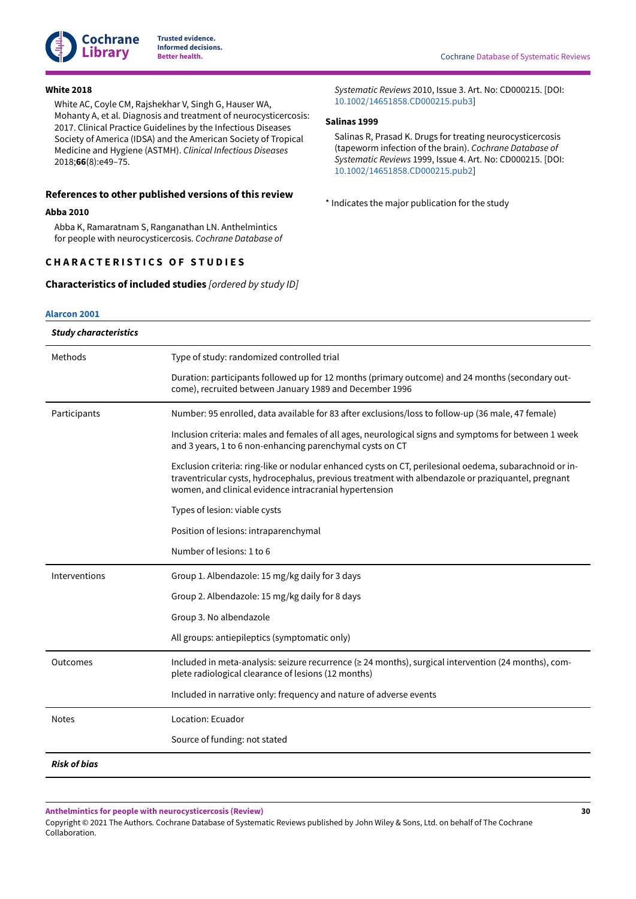**White 2018**

White AC, Coyle CM, Rajshekhar V, Singh G, Hauser WA, Mohanty A, et al. Diagnosis and treatment of neurocysticercosis: 2017. Clinical Practice Guidelines by the Infectious Diseases Society of America (IDSA) and the American Society of Tropical Medicine and Hygiene (ASTMH). *Clinical Infectious Diseases* 2018;**66**(8):e49–75.

### References to other published versions of this review

**Abba 2010**

Abba K, Ramaratnam S, Ranganathan LN. Anthelmintics for people with neurocysticercosis. *Cochrane Database of Systematic Reviews* 2010, Issue 3. Art. No: CD000215. [DOI: 10.1002/14651858.CD000215.pub3]

**Salinas 1999**

Salinas R, Prasad K. Drugs for treating neurocysticercosis (tapeworm infection of the brain). *Cochrane Database of Systematic Reviews* 1999, Issue 4. Art. No: CD000215. [DOI: 10.1002/14651858.CD000215.pub2]

\* Indicates the major publication for the study

## CHARACTERISTICS OF STUDIES

### Characteristics of included studies *[ordered by study ID]*

**Alarcon 2001**

| ***Study characteristics*** | |
|---|---|
| Methods | Type of study: randomized controlled trial<br><br>Duration: participants followed up for 12 months (primary outcome) and 24 months (secondary outcome), recruited between January 1989 and December 1996 |
| Participants | Number: 95 enrolled, data available for 83 after exclusions/loss to follow-up (36 male, 47 female)<br><br>Inclusion criteria: males and females of all ages, neurological signs and symptoms for between 1 week and 3 years, 1 to 6 non-enhancing parenchymal cysts on CT<br><br>Exclusion criteria: ring-like or nodular enhanced cysts on CT, perilesional oedema, subarachnoid or intraventricular cysts, hydrocephalus, previous treatment with albendazole or praziquantel, pregnant women, and clinical evidence intracranial hypertension<br><br>Types of lesion: viable cysts<br><br>Position of lesions: intraparenchymal<br><br>Number of lesions: 1 to 6 |
| Interventions | Group 1. Albendazole: 15 mg/kg daily for 3 days<br><br>Group 2. Albendazole: 15 mg/kg daily for 8 days<br><br>Group 3. No albendazole<br><br>All groups: antiepileptics (symptomatic only) |
| Outcomes | Included in meta-analysis: seizure recurrence (≥ 24 months), surgical intervention (24 months), complete radiological clearance of lesions (12 months)<br><br>Included in narrative only: frequency and nature of adverse events |
| Notes | Location: Ecuador<br><br>Source of funding: not stated |
| ***Risk of bias*** | |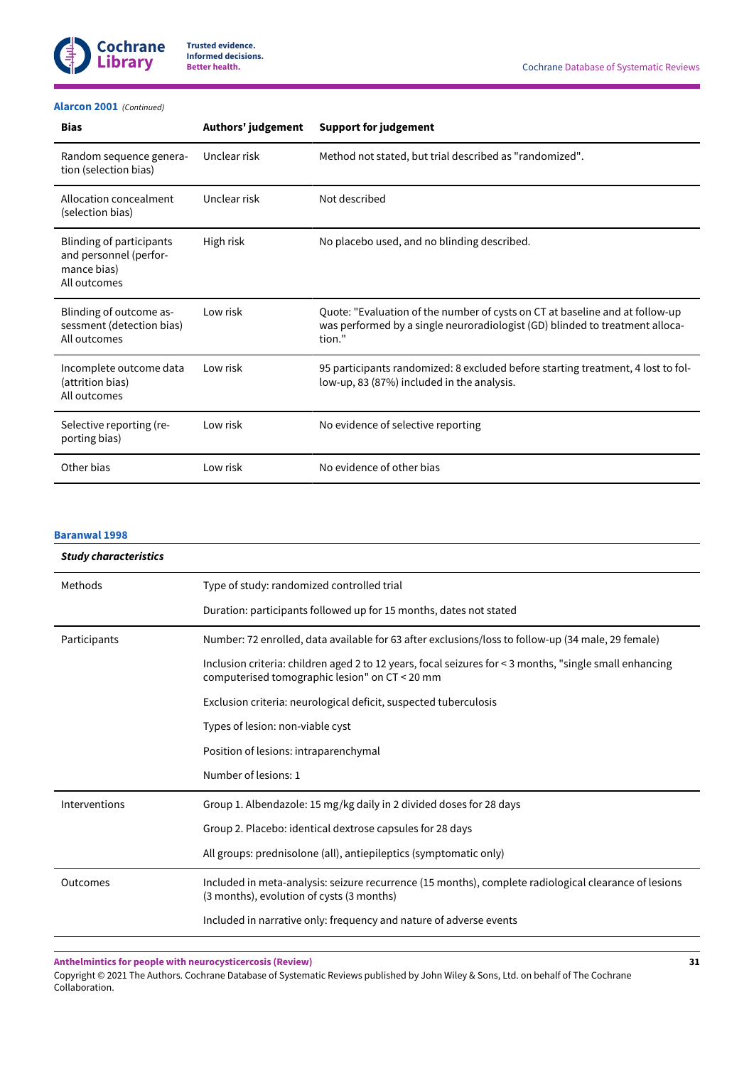**Alarcon 2001** *(Continued)*

| Bias | Authors' judgement | Support for judgement |
|---|---|---|
| Random sequence generation (selection bias) | Unclear risk | Method not stated, but trial described as "randomized". |
| Allocation concealment (selection bias) | Unclear risk | Not described |
| Blinding of participants and personnel (performance bias)<br>All outcomes | High risk | No placebo used, and no blinding described. |
| Blinding of outcome assessment (detection bias)<br>All outcomes | Low risk | Quote: "Evaluation of the number of cysts on CT at baseline and at follow-up was performed by a single neuroradiologist (GD) blinded to treatment allocation." |
| Incomplete outcome data (attrition bias)<br>All outcomes | Low risk | 95 participants randomized: 8 excluded before starting treatment, 4 lost to follow-up, 83 (87%) included in the analysis. |
| Selective reporting (reporting bias) | Low risk | No evidence of selective reporting |
| Other bias | Low risk | No evidence of other bias |

**Baranwal 1998**

| *Study characteristics* | |
|---|---|
| Methods | Type of study: randomized controlled trial |
| | Duration: participants followed up for 15 months, dates not stated |
| Participants | Number: 72 enrolled, data available for 63 after exclusions/loss to follow-up (34 male, 29 female) |
| | Inclusion criteria: children aged 2 to 12 years, focal seizures for < 3 months, "single small enhancing computerised tomographic lesion" on CT < 20 mm |
| | Exclusion criteria: neurological deficit, suspected tuberculosis |
| | Types of lesion: non-viable cyst |
| | Position of lesions: intraparenchymal |
| | Number of lesions: 1 |
| Interventions | Group 1. Albendazole: 15 mg/kg daily in 2 divided doses for 28 days |
| | Group 2. Placebo: identical dextrose capsules for 28 days |
| | All groups: prednisolone (all), antiepileptics (symptomatic only) |
| Outcomes | Included in meta-analysis: seizure recurrence (15 months), complete radiological clearance of lesions (3 months), evolution of cysts (3 months) |
| | Included in narrative only: frequency and nature of adverse events |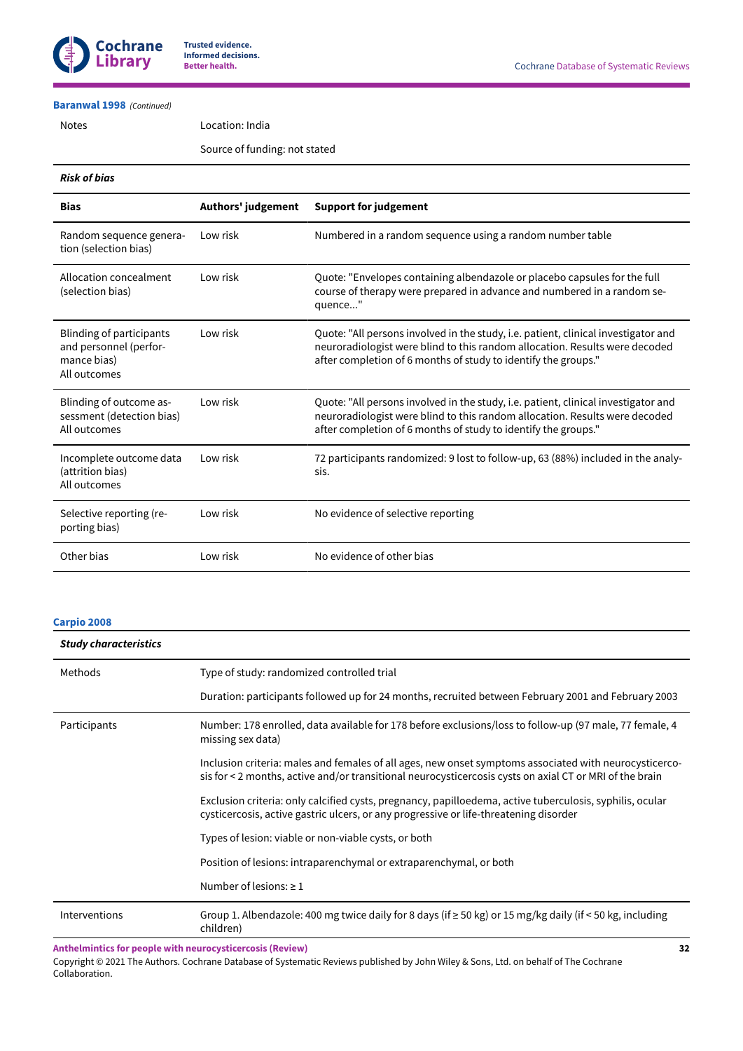**Baranwal 1998** *(Continued)*

| | |
|---|---|
| Notes | Location: India<br><br>Source of funding: not stated |

***Risk of bias***

| Bias | Authors' judgement | Support for judgement |
|---|---|---|
| Random sequence generation (selection bias) | Low risk | Numbered in a random sequence using a random number table |
| Allocation concealment (selection bias) | Low risk | Quote: "Envelopes containing albendazole or placebo capsules for the full course of therapy were prepared in advance and numbered in a random sequence..." |
| Blinding of participants and personnel (performance bias)<br>All outcomes | Low risk | Quote: "All persons involved in the study, i.e. patient, clinical investigator and neuroradiologist were blind to this random allocation. Results were decoded after completion of 6 months of study to identify the groups." |
| Blinding of outcome assessment (detection bias)<br>All outcomes | Low risk | Quote: "All persons involved in the study, i.e. patient, clinical investigator and neuroradiologist were blind to this random allocation. Results were decoded after completion of 6 months of study to identify the groups." |
| Incomplete outcome data (attrition bias)<br>All outcomes | Low risk | 72 participants randomized: 9 lost to follow-up, 63 (88%) included in the analysis. |
| Selective reporting (reporting bias) | Low risk | No evidence of selective reporting |
| Other bias | Low risk | No evidence of other bias |

**Carpio 2008**

***Study characteristics***

| | |
|---|---|
| Methods | Type of study: randomized controlled trial<br><br>Duration: participants followed up for 24 months, recruited between February 2001 and February 2003 |
| Participants | Number: 178 enrolled, data available for 178 before exclusions/loss to follow-up (97 male, 77 female, 4 missing sex data)<br><br>Inclusion criteria: males and females of all ages, new onset symptoms associated with neurocysticercosis for < 2 months, active and/or transitional neurocysticercosis cysts on axial CT or MRI of the brain<br><br>Exclusion criteria: only calcified cysts, pregnancy, papilloedema, active tuberculosis, syphilis, ocular cysticercosis, active gastric ulcers, or any progressive or life-threatening disorder<br><br>Types of lesion: viable or non-viable cysts, or both<br><br>Position of lesions: intraparenchymal or extraparenchymal, or both<br><br>Number of lesions: ≥ 1 |
| Interventions | Group 1. Albendazole: 400 mg twice daily for 8 days (if ≥ 50 kg) or 15 mg/kg daily (if < 50 kg, including children) |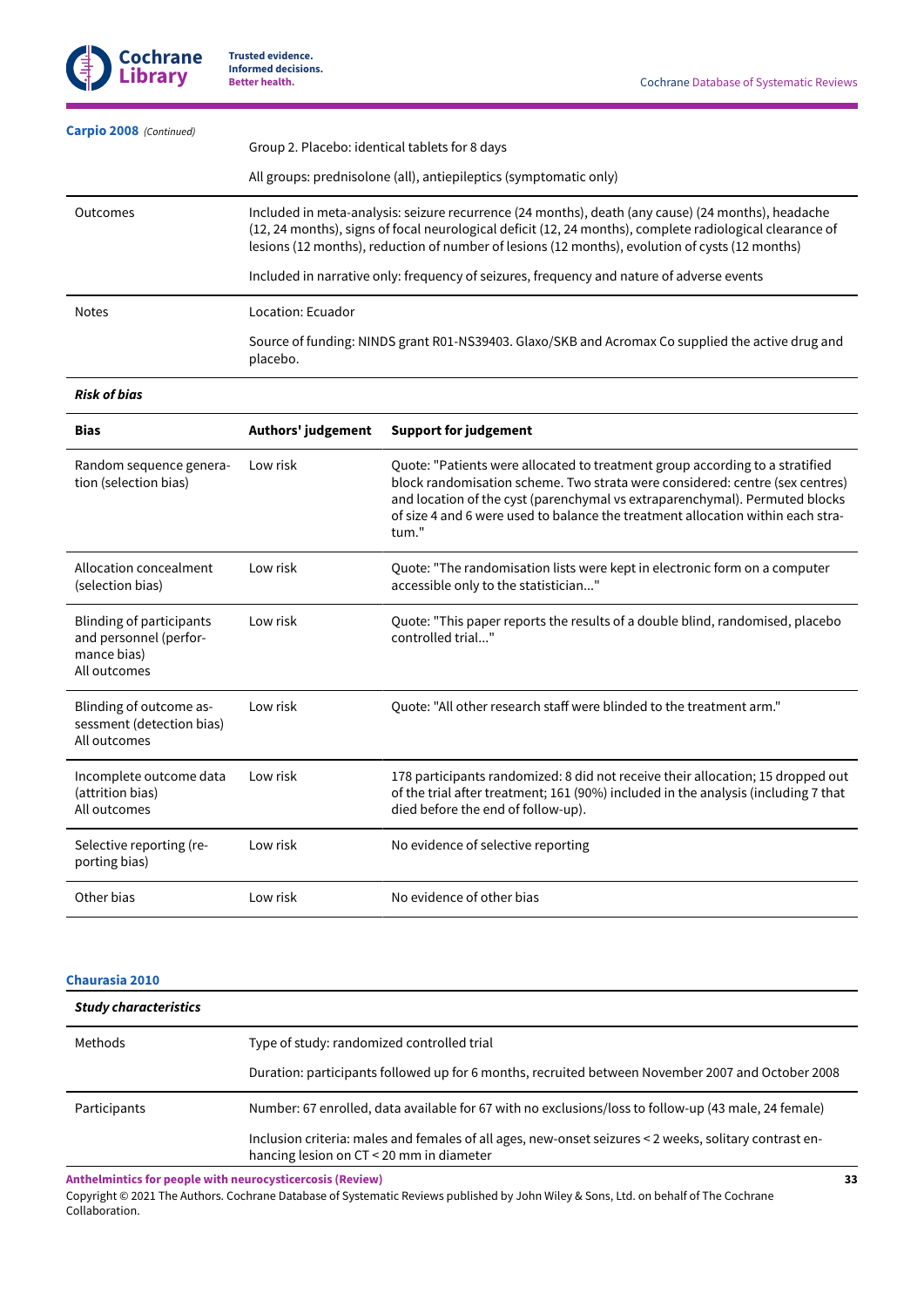**Carpio 2008** *(Continued)*

| | |
|---|---|
| | Group 2. Placebo: identical tablets for 8 days<br><br>All groups: prednisolone (all), antiepileptics (symptomatic only) |
| Outcomes | Included in meta-analysis: seizure recurrence (24 months), death (any cause) (24 months), headache (12, 24 months), signs of focal neurological deficit (12, 24 months), complete radiological clearance of lesions (12 months), reduction of number of lesions (12 months), evolution of cysts (12 months)<br><br>Included in narrative only: frequency of seizures, frequency and nature of adverse events |
| Notes | Location: Ecuador<br><br>Source of funding: NINDS grant R01-NS39403. Glaxo/SKB and Acromax Co supplied the active drug and placebo. |

***Risk of bias***

| Bias | Authors' judgement | Support for judgement |
|---|---|---|
| Random sequence generation (selection bias) | Low risk | Quote: "Patients were allocated to treatment group according to a stratified block randomisation scheme. Two strata were considered: centre (sex centres) and location of the cyst (parenchymal vs extraparenchymal). Permuted blocks of size 4 and 6 were used to balance the treatment allocation within each stratum." |
| Allocation concealment (selection bias) | Low risk | Quote: "The randomisation lists were kept in electronic form on a computer accessible only to the statistician..." |
| Blinding of participants and personnel (performance bias)<br>All outcomes | Low risk | Quote: "This paper reports the results of a double blind, randomised, placebo controlled trial..." |
| Blinding of outcome assessment (detection bias)<br>All outcomes | Low risk | Quote: "All other research staff were blinded to the treatment arm." |
| Incomplete outcome data (attrition bias)<br>All outcomes | Low risk | 178 participants randomized: 8 did not receive their allocation; 15 dropped out of the trial after treatment; 161 (90%) included in the analysis (including 7 that died before the end of follow-up). |
| Selective reporting (reporting bias) | Low risk | No evidence of selective reporting |
| Other bias | Low risk | No evidence of other bias |

**Chaurasia 2010**

***Study characteristics***

| | |
|---|---|
| Methods | Type of study: randomized controlled trial<br><br>Duration: participants followed up for 6 months, recruited between November 2007 and October 2008 |
| Participants | Number: 67 enrolled, data available for 67 with no exclusions/loss to follow-up (43 male, 24 female)<br><br>Inclusion criteria: males and females of all ages, new-onset seizures < 2 weeks, solitary contrast enhancing lesion on CT < 20 mm in diameter |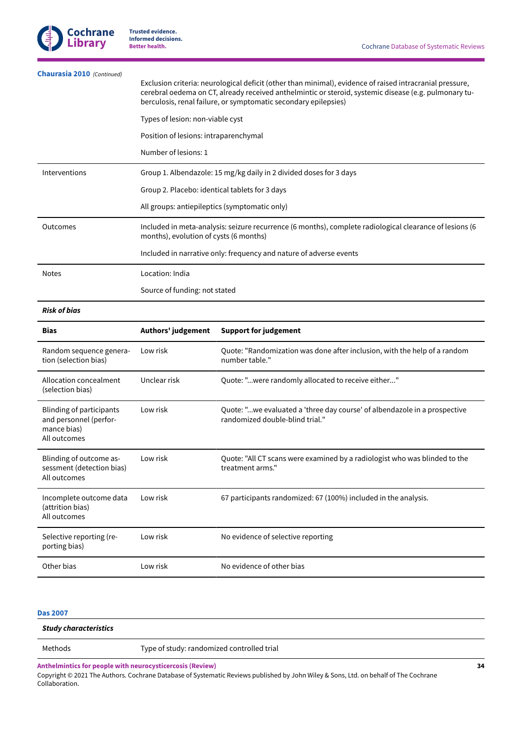**Chaurasia 2010** *(Continued)*

| | |
|---|---|
| | Exclusion criteria: neurological deficit (other than minimal), evidence of raised intracranial pressure, cerebral oedema on CT, already received anthelmintic or steroid, systemic disease (e.g. pulmonary tuberculosis, renal failure, or symptomatic secondary epilepsies)<br><br>Types of lesion: non-viable cyst<br><br>Position of lesions: intraparenchymal<br><br>Number of lesions: 1 |
| Interventions | Group 1. Albendazole: 15 mg/kg daily in 2 divided doses for 3 days<br><br>Group 2. Placebo: identical tablets for 3 days<br><br>All groups: antiepileptics (symptomatic only) |
| Outcomes | Included in meta-analysis: seizure recurrence (6 months), complete radiological clearance of lesions (6 months), evolution of cysts (6 months)<br><br>Included in narrative only: frequency and nature of adverse events |
| Notes | Location: India<br><br>Source of funding: not stated |

***Risk of bias***

| Bias | Authors' judgement | Support for judgement |
|---|---|---|
| Random sequence generation (selection bias) | Low risk | Quote: "Randomization was done after inclusion, with the help of a random number table." |
| Allocation concealment (selection bias) | Unclear risk | Quote: "...were randomly allocated to receive either..." |
| Blinding of participants and personnel (performance bias)<br>All outcomes | Low risk | Quote: "...we evaluated a 'three day course' of albendazole in a prospective randomized double-blind trial." |
| Blinding of outcome assessment (detection bias)<br>All outcomes | Low risk | Quote: "All CT scans were examined by a radiologist who was blinded to the treatment arms." |
| Incomplete outcome data (attrition bias)<br>All outcomes | Low risk | 67 participants randomized: 67 (100%) included in the analysis. |
| Selective reporting (reporting bias) | Low risk | No evidence of selective reporting |
| Other bias | Low risk | No evidence of other bias |

**Das 2007**

***Study characteristics***

| | |
|---|---|
| Methods | Type of study: randomized controlled trial |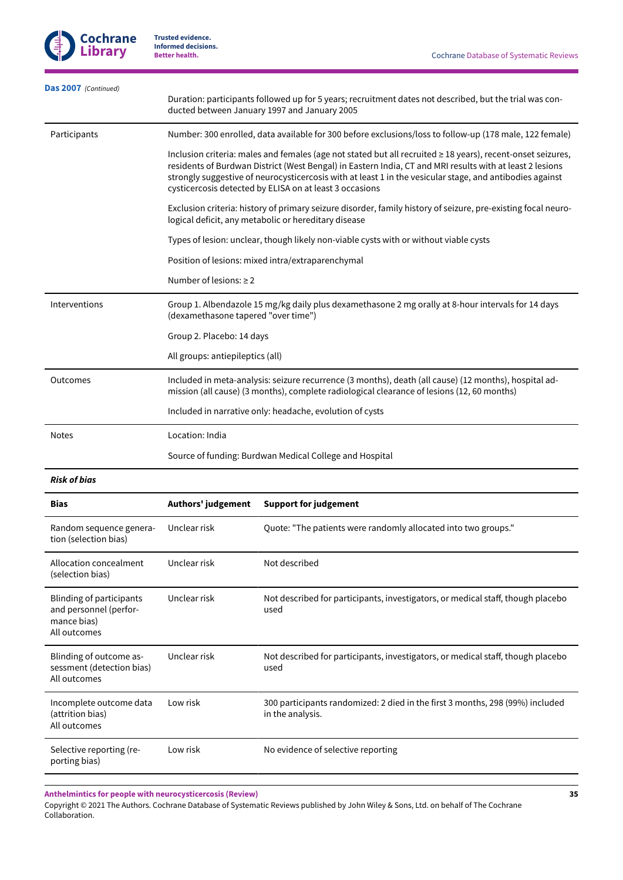**Das 2007** *(Continued)*

| | |
|---|---|
| | Duration: participants followed up for 5 years; recruitment dates not described, but the trial was conducted between January 1997 and January 2005 |
| Participants | Number: 300 enrolled, data available for 300 before exclusions/loss to follow-up (178 male, 122 female) |
| | Inclusion criteria: males and females (age not stated but all recruited ≥ 18 years), recent-onset seizures, residents of Burdwan District (West Bengal) in Eastern India, CT and MRI results with at least 2 lesions strongly suggestive of neurocysticercosis with at least 1 in the vesicular stage, and antibodies against cysticercosis detected by ELISA on at least 3 occasions |
| | Exclusion criteria: history of primary seizure disorder, family history of seizure, pre-existing focal neurological deficit, any metabolic or hereditary disease |
| | Types of lesion: unclear, though likely non-viable cysts with or without viable cysts |
| | Position of lesions: mixed intra/extraparenchymal |
| | Number of lesions: ≥ 2 |
| Interventions | Group 1. Albendazole 15 mg/kg daily plus dexamethasone 2 mg orally at 8-hour intervals for 14 days (dexamethasone tapered "over time") |
| | Group 2. Placebo: 14 days |
| | All groups: antiepileptics (all) |
| Outcomes | Included in meta-analysis: seizure recurrence (3 months), death (all cause) (12 months), hospital admission (all cause) (3 months), complete radiological clearance of lesions (12, 60 months) |
| | Included in narrative only: headache, evolution of cysts |
| Notes | Location: India |
| | Source of funding: Burdwan Medical College and Hospital |

***Risk of bias***

| **Bias** | **Authors' judgement** | **Support for judgement** |
|---|---|---|
| Random sequence generation (selection bias) | Unclear risk | Quote: "The patients were randomly allocated into two groups." |
| Allocation concealment (selection bias) | Unclear risk | Not described |
| Blinding of participants and personnel (performance bias) All outcomes | Unclear risk | Not described for participants, investigators, or medical staff, though placebo used |
| Blinding of outcome assessment (detection bias) All outcomes | Unclear risk | Not described for participants, investigators, or medical staff, though placebo used |
| Incomplete outcome data (attrition bias) All outcomes | Low risk | 300 participants randomized: 2 died in the first 3 months, 298 (99%) included in the analysis. |
| Selective reporting (reporting bias) | Low risk | No evidence of selective reporting |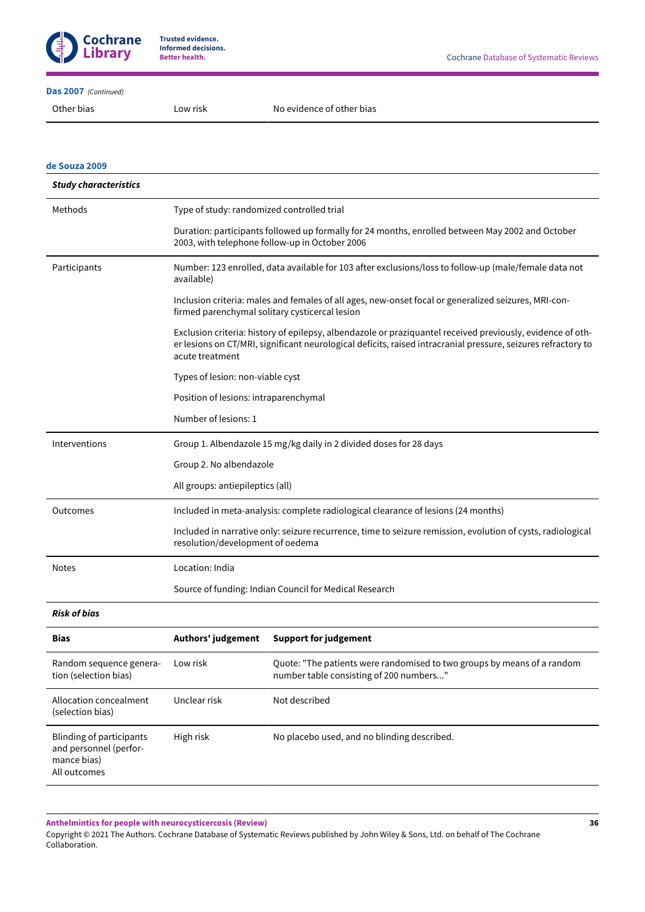**Das 2007** *(Continued)*

| | | |
|---|---|---|
| Other bias | Low risk | No evidence of other bias |

**de Souza 2009**

| ***Study characteristics*** | |
|---|---|
| Methods | Type of study: randomized controlled trial |
| | Duration: participants followed up formally for 24 months, enrolled between May 2002 and October 2003, with telephone follow-up in October 2006 |
| Participants | Number: 123 enrolled, data available for 103 after exclusions/loss to follow-up (male/female data not available) |
| | Inclusion criteria: males and females of all ages, new-onset focal or generalized seizures, MRI-confirmed parenchymal solitary cysticercal lesion |
| | Exclusion criteria: history of epilepsy, albendazole or praziquantel received previously, evidence of other lesions on CT/MRI, significant neurological deficits, raised intracranial pressure, seizures refractory to acute treatment |
| | Types of lesion: non-viable cyst |
| | Position of lesions: intraparenchymal |
| | Number of lesions: 1 |
| Interventions | Group 1. Albendazole 15 mg/kg daily in 2 divided doses for 28 days |
| | Group 2. No albendazole |
| | All groups: antiepileptics (all) |
| Outcomes | Included in meta-analysis: complete radiological clearance of lesions (24 months) |
| | Included in narrative only: seizure recurrence, time to seizure remission, evolution of cysts, radiological resolution/development of oedema |
| Notes | Location: India |
| | Source of funding: Indian Council for Medical Research |

***Risk of bias***

| **Bias** | **Authors' judgement** | **Support for judgement** |
|---|---|---|
| Random sequence generation (selection bias) | Low risk | Quote: "The patients were randomised to two groups by means of a random number table consisting of 200 numbers..." |
| Allocation concealment (selection bias) | Unclear risk | Not described |
| Blinding of participants and personnel (performance bias) All outcomes | High risk | No placebo used, and no blinding described. |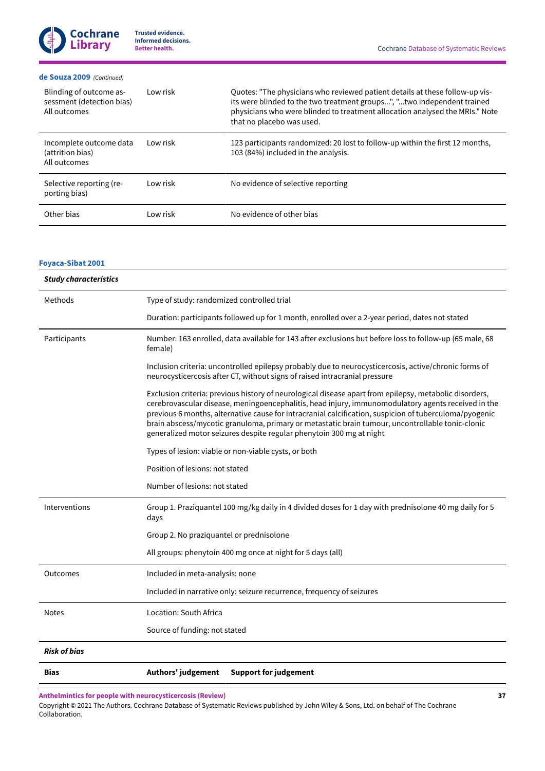**de Souza 2009** *(Continued)*

| Bias | Authors' judgement | Support for judgement |
|---|---|---|
| Blinding of outcome assessment (detection bias)<br>All outcomes | Low risk | Quotes: "The physicians who reviewed patient details at these follow-up visits were blinded to the two treatment groups...", "...two independent trained physicians who were blinded to treatment allocation analysed the MRIs." Note that no placebo was used. |
| Incomplete outcome data (attrition bias)<br>All outcomes | Low risk | 123 participants randomized: 20 lost to follow-up within the first 12 months, 103 (84%) included in the analysis. |
| Selective reporting (reporting bias) | Low risk | No evidence of selective reporting |
| Other bias | Low risk | No evidence of other bias |

**Foyaca-Sibat 2001**

***Study characteristics***

| | |
|---|---|
| Methods | Type of study: randomized controlled trial<br><br>Duration: participants followed up for 1 month, enrolled over a 2-year period, dates not stated |
| Participants | Number: 163 enrolled, data available for 143 after exclusions but before loss to follow-up (65 male, 68 female)<br><br>Inclusion criteria: uncontrolled epilepsy probably due to neurocysticercosis, active/chronic forms of neurocysticercosis after CT, without signs of raised intracranial pressure<br><br>Exclusion criteria: previous history of neurological disease apart from epilepsy, metabolic disorders, cerebrovascular disease, meningoencephalitis, head injury, immunomodulatory agents received in the previous 6 months, alternative cause for intracranial calcification, suspicion of tuberculoma/pyogenic brain abscess/mycotic granuloma, primary or metastatic brain tumour, uncontrollable tonic-clonic generalized motor seizures despite regular phenytoin 300 mg at night<br><br>Types of lesion: viable or non-viable cysts, or both<br><br>Position of lesions: not stated<br><br>Number of lesions: not stated |
| Interventions | Group 1. Praziquantel 100 mg/kg daily in 4 divided doses for 1 day with prednisolone 40 mg daily for 5 days<br><br>Group 2. No praziquantel or prednisolone<br><br>All groups: phenytoin 400 mg once at night for 5 days (all) |
| Outcomes | Included in meta-analysis: none<br><br>Included in narrative only: seizure recurrence, frequency of seizures |
| Notes | Location: South Africa<br><br>Source of funding: not stated |

***Risk of bias***

| Bias | Authors' judgement | Support for judgement |
|---|---|---|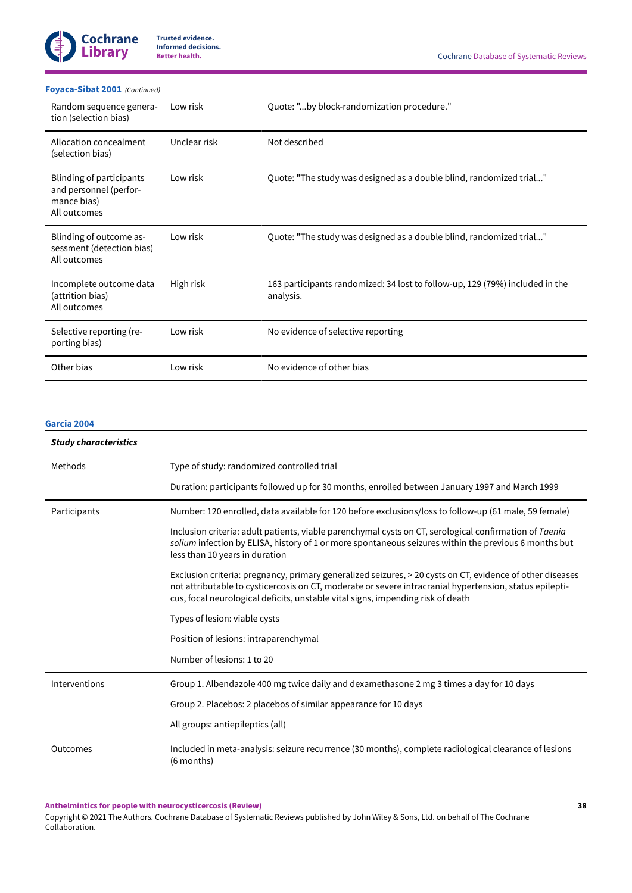**Foyaca-Sibat 2001** *(Continued)*

| | | |
|---|---|---|
| Random sequence generation (selection bias) | Low risk | Quote: "...by block-randomization procedure." |
| Allocation concealment (selection bias) | Unclear risk | Not described |
| Blinding of participants and personnel (performance bias)<br>All outcomes | Low risk | Quote: "The study was designed as a double blind, randomized trial..." |
| Blinding of outcome assessment (detection bias)<br>All outcomes | Low risk | Quote: "The study was designed as a double blind, randomized trial..." |
| Incomplete outcome data (attrition bias)<br>All outcomes | High risk | 163 participants randomized: 34 lost to follow-up, 129 (79%) included in the analysis. |
| Selective reporting (reporting bias) | Low risk | No evidence of selective reporting |
| Other bias | Low risk | No evidence of other bias |

**Garcia 2004**

| ***Study characteristics*** | |
|---|---|
| Methods | Type of study: randomized controlled trial<br><br>Duration: participants followed up for 30 months, enrolled between January 1997 and March 1999 |
| Participants | Number: 120 enrolled, data available for 120 before exclusions/loss to follow-up (61 male, 59 female)<br><br>Inclusion criteria: adult patients, viable parenchymal cysts on CT, serological confirmation of *Taenia solium* infection by ELISA, history of 1 or more spontaneous seizures within the previous 6 months but less than 10 years in duration<br><br>Exclusion criteria: pregnancy, primary generalized seizures, > 20 cysts on CT, evidence of other diseases not attributable to cysticercosis on CT, moderate or severe intracranial hypertension, status epilepticus, focal neurological deficits, unstable vital signs, impending risk of death<br><br>Types of lesion: viable cysts<br><br>Position of lesions: intraparenchymal<br><br>Number of lesions: 1 to 20 |
| Interventions | Group 1. Albendazole 400 mg twice daily and dexamethasone 2 mg 3 times a day for 10 days<br><br>Group 2. Placebos: 2 placebos of similar appearance for 10 days<br><br>All groups: antiepileptics (all) |
| Outcomes | Included in meta-analysis: seizure recurrence (30 months), complete radiological clearance of lesions (6 months) |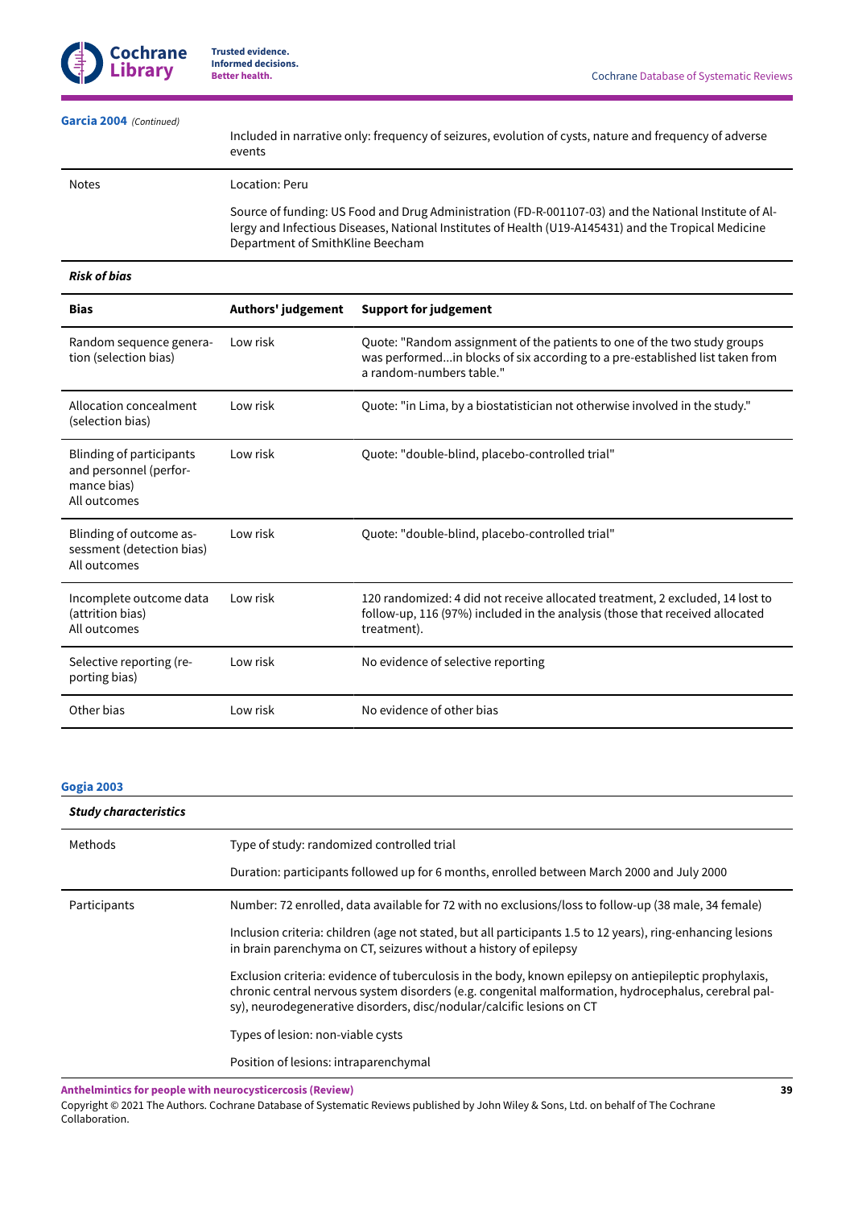**Garcia 2004** *(Continued)*

| | |
|---|---|
| | Included in narrative only: frequency of seizures, evolution of cysts, nature and frequency of adverse events |
| Notes | Location: Peru<br><br>Source of funding: US Food and Drug Administration (FD-R-001107-03) and the National Institute of Allergy and Infectious Diseases, National Institutes of Health (U19-A145431) and the Tropical Medicine Department of SmithKline Beecham |

***Risk of bias***

| Bias | Authors' judgement | Support for judgement |
|---|---|---|
| Random sequence generation (selection bias) | Low risk | Quote: "Random assignment of the patients to one of the two study groups was performed...in blocks of six according to a pre-established list taken from a random-numbers table." |
| Allocation concealment (selection bias) | Low risk | Quote: "in Lima, by a biostatistician not otherwise involved in the study." |
| Blinding of participants and personnel (performance bias)<br>All outcomes | Low risk | Quote: "double-blind, placebo-controlled trial" |
| Blinding of outcome assessment (detection bias)<br>All outcomes | Low risk | Quote: "double-blind, placebo-controlled trial" |
| Incomplete outcome data (attrition bias)<br>All outcomes | Low risk | 120 randomized: 4 did not receive allocated treatment, 2 excluded, 14 lost to follow-up, 116 (97%) included in the analysis (those that received allocated treatment). |
| Selective reporting (reporting bias) | Low risk | No evidence of selective reporting |
| Other bias | Low risk | No evidence of other bias |

**Gogia 2003**

| ***Study characteristics*** | |
|---|---|
| Methods | Type of study: randomized controlled trial<br><br>Duration: participants followed up for 6 months, enrolled between March 2000 and July 2000 |
| Participants | Number: 72 enrolled, data available for 72 with no exclusions/loss to follow-up (38 male, 34 female)<br><br>Inclusion criteria: children (age not stated, but all participants 1.5 to 12 years), ring-enhancing lesions in brain parenchyma on CT, seizures without a history of epilepsy<br><br>Exclusion criteria: evidence of tuberculosis in the body, known epilepsy on antiepileptic prophylaxis, chronic central nervous system disorders (e.g. congenital malformation, hydrocephalus, cerebral palsy), neurodegenerative disorders, disc/nodular/calcific lesions on CT<br><br>Types of lesion: non-viable cysts<br><br>Position of lesions: intraparenchymal |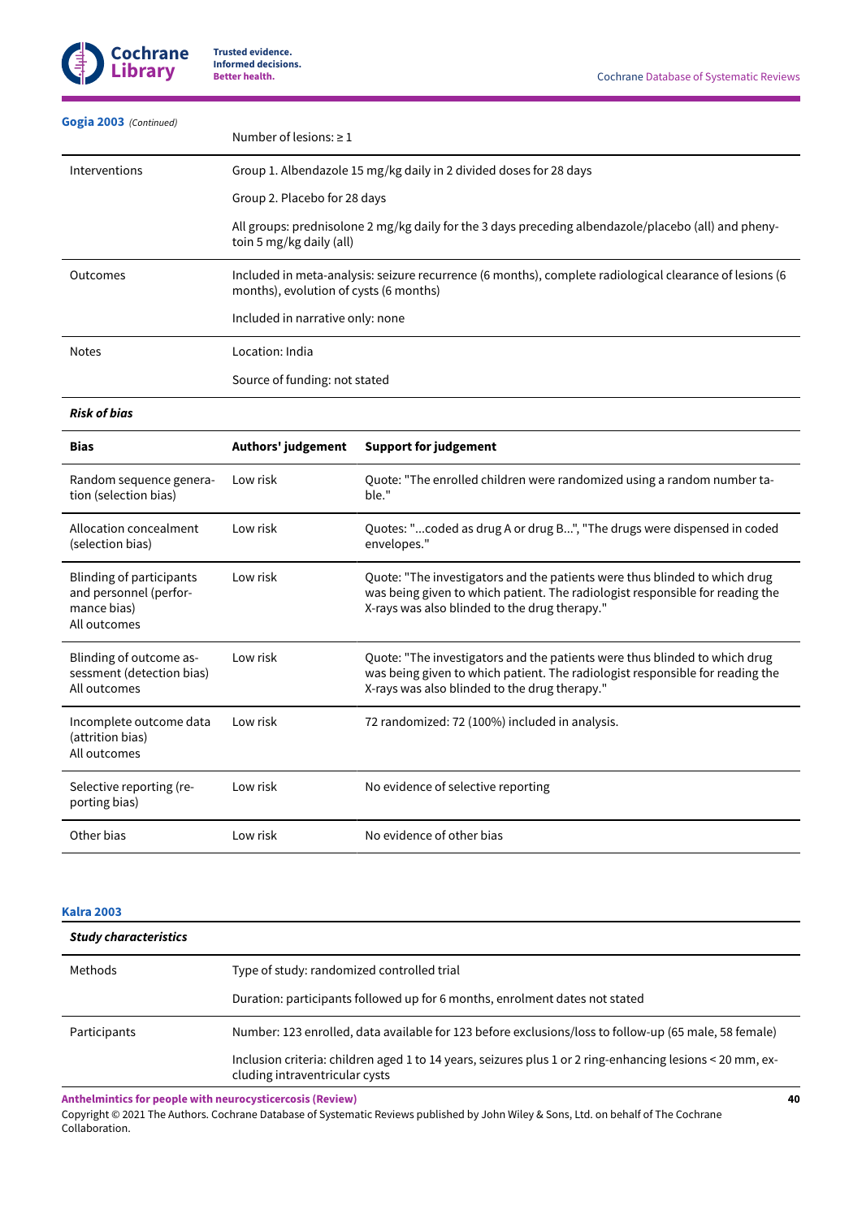**Gogia 2003** *(Continued)*

| | |
|---|---|
| | Number of lesions: ≥ 1 |
| Interventions | Group 1. Albendazole 15 mg/kg daily in 2 divided doses for 28 days<br><br>Group 2. Placebo for 28 days<br><br>All groups: prednisolone 2 mg/kg daily for the 3 days preceding albendazole/placebo (all) and phenytoin 5 mg/kg daily (all) |
| Outcomes | Included in meta-analysis: seizure recurrence (6 months), complete radiological clearance of lesions (6 months), evolution of cysts (6 months)<br><br>Included in narrative only: none |
| Notes | Location: India<br><br>Source of funding: not stated |

***Risk of bias***

| **Bias** | **Authors' judgement** | **Support for judgement** |
|---|---|---|
| Random sequence generation (selection bias) | Low risk | Quote: "The enrolled children were randomized using a random number table." |
| Allocation concealment (selection bias) | Low risk | Quotes: "...coded as drug A or drug B...", "The drugs were dispensed in coded envelopes." |
| Blinding of participants and personnel (performance bias)<br>All outcomes | Low risk | Quote: "The investigators and the patients were thus blinded to which drug was being given to which patient. The radiologist responsible for reading the X-rays was also blinded to the drug therapy." |
| Blinding of outcome assessment (detection bias)<br>All outcomes | Low risk | Quote: "The investigators and the patients were thus blinded to which drug was being given to which patient. The radiologist responsible for reading the X-rays was also blinded to the drug therapy." |
| Incomplete outcome data (attrition bias)<br>All outcomes | Low risk | 72 randomized: 72 (100%) included in analysis. |
| Selective reporting (reporting bias) | Low risk | No evidence of selective reporting |
| Other bias | Low risk | No evidence of other bias |

**Kalra 2003**

| ***Study characteristics*** | |
|---|---|
| Methods | Type of study: randomized controlled trial<br><br>Duration: participants followed up for 6 months, enrolment dates not stated |
| Participants | Number: 123 enrolled, data available for 123 before exclusions/loss to follow-up (65 male, 58 female)<br><br>Inclusion criteria: children aged 1 to 14 years, seizures plus 1 or 2 ring-enhancing lesions < 20 mm, excluding intraventricular cysts |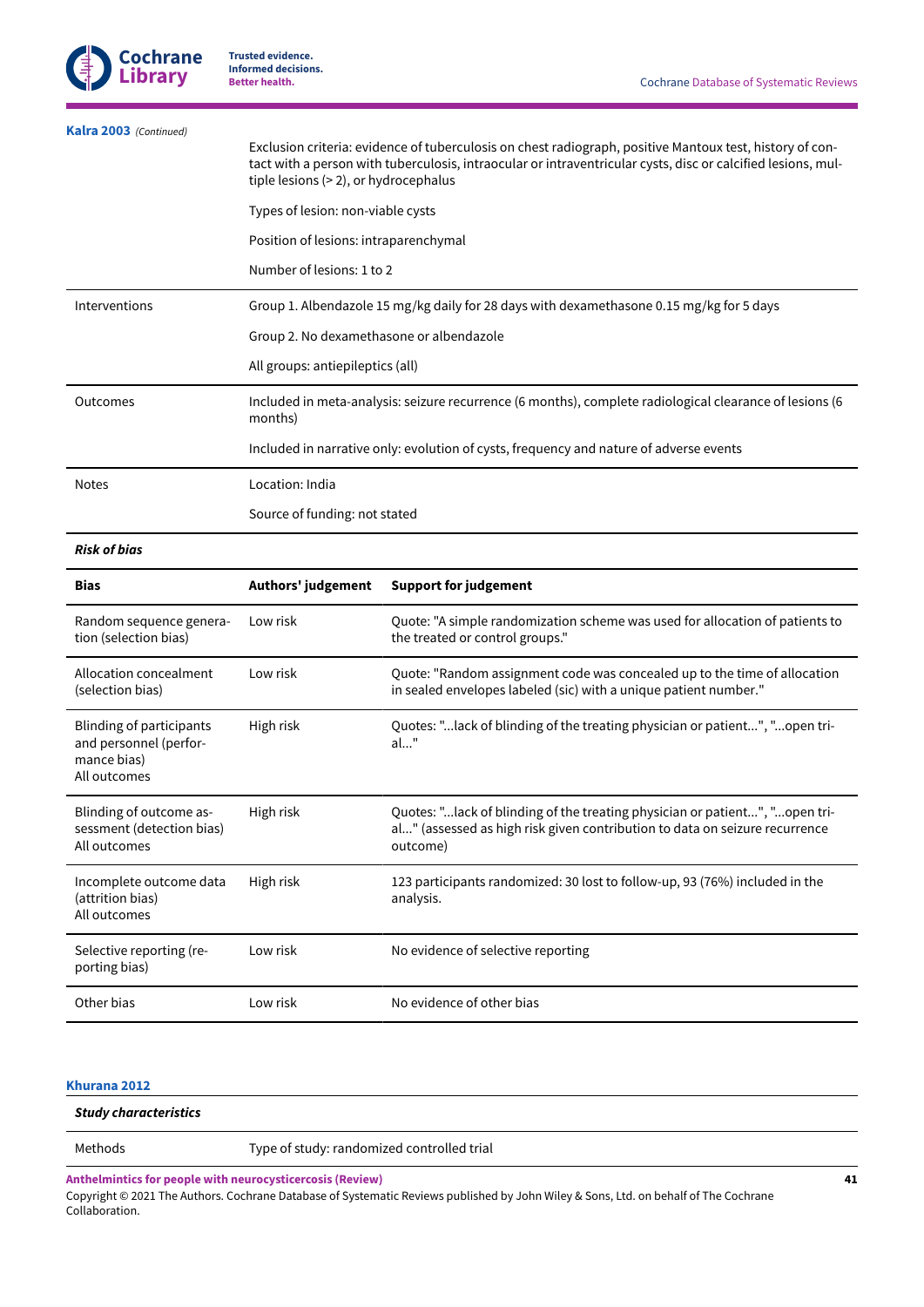**Kalra 2003** *(Continued)*

| | |
|---|---|
| | Exclusion criteria: evidence of tuberculosis on chest radiograph, positive Mantoux test, history of contact with a person with tuberculosis, intraocular or intraventricular cysts, disc or calcified lesions, multiple lesions (> 2), or hydrocephalus<br><br>Types of lesion: non-viable cysts<br><br>Position of lesions: intraparenchymal<br><br>Number of lesions: 1 to 2 |
| Interventions | Group 1. Albendazole 15 mg/kg daily for 28 days with dexamethasone 0.15 mg/kg for 5 days<br><br>Group 2. No dexamethasone or albendazole<br><br>All groups: antiepileptics (all) |
| Outcomes | Included in meta-analysis: seizure recurrence (6 months), complete radiological clearance of lesions (6 months)<br><br>Included in narrative only: evolution of cysts, frequency and nature of adverse events |
| Notes | Location: India<br><br>Source of funding: not stated |

***Risk of bias***

| Bias | Authors' judgement | Support for judgement |
|---|---|---|
| Random sequence generation (selection bias) | Low risk | Quote: "A simple randomization scheme was used for allocation of patients to the treated or control groups." |
| Allocation concealment (selection bias) | Low risk | Quote: "Random assignment code was concealed up to the time of allocation in sealed envelopes labeled (sic) with a unique patient number." |
| Blinding of participants and personnel (performance bias)<br>All outcomes | High risk | Quotes: "...lack of blinding of the treating physician or patient...", "...open trial..." |
| Blinding of outcome assessment (detection bias)<br>All outcomes | High risk | Quotes: "...lack of blinding of the treating physician or patient...", "...open trial..." (assessed as high risk given contribution to data on seizure recurrence outcome) |
| Incomplete outcome data (attrition bias)<br>All outcomes | High risk | 123 participants randomized: 30 lost to follow-up, 93 (76%) included in the analysis. |
| Selective reporting (reporting bias) | Low risk | No evidence of selective reporting |
| Other bias | Low risk | No evidence of other bias |

**Khurana 2012**

***Study characteristics***

| | |
|---|---|
| Methods | Type of study: randomized controlled trial |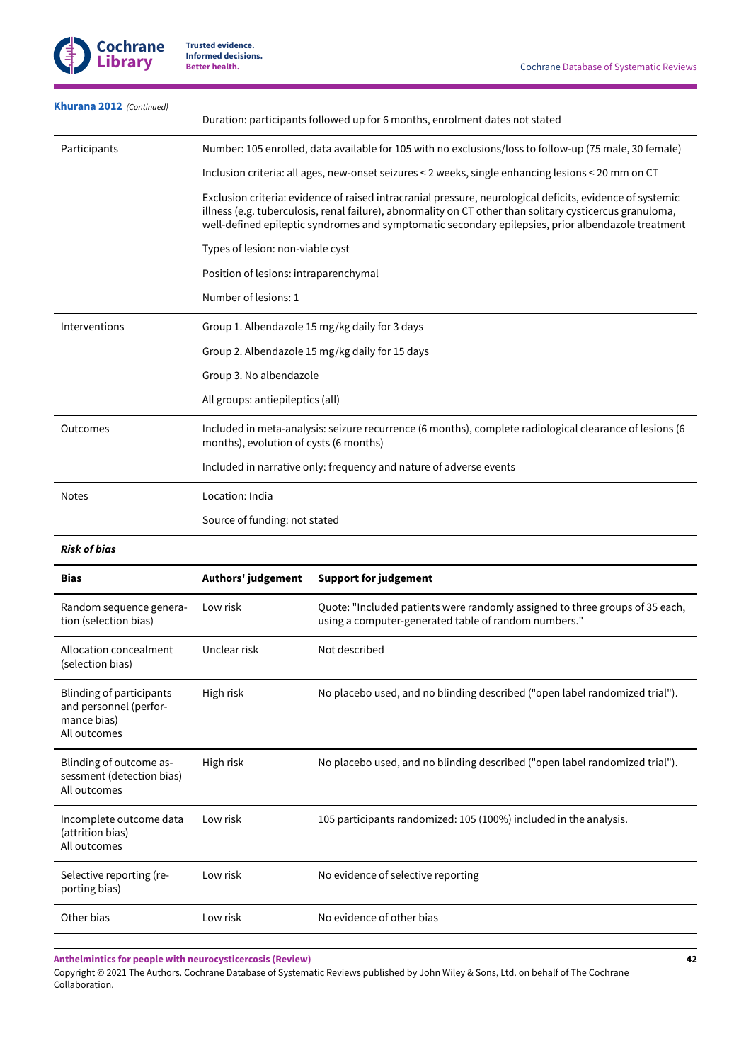**Khurana 2012** *(Continued)*

| | |
|---|---|
| | Duration: participants followed up for 6 months, enrolment dates not stated |
| Participants | Number: 105 enrolled, data available for 105 with no exclusions/loss to follow-up (75 male, 30 female) |
| | Inclusion criteria: all ages, new-onset seizures < 2 weeks, single enhancing lesions < 20 mm on CT |
| | Exclusion criteria: evidence of raised intracranial pressure, neurological deficits, evidence of systemic illness (e.g. tuberculosis, renal failure), abnormality on CT other than solitary cysticercus granuloma, well-defined epileptic syndromes and symptomatic secondary epilepsies, prior albendazole treatment |
| | Types of lesion: non-viable cyst |
| | Position of lesions: intraparenchymal |
| | Number of lesions: 1 |
| Interventions | Group 1. Albendazole 15 mg/kg daily for 3 days |
| | Group 2. Albendazole 15 mg/kg daily for 15 days |
| | Group 3. No albendazole |
| | All groups: antiepileptics (all) |
| Outcomes | Included in meta-analysis: seizure recurrence (6 months), complete radiological clearance of lesions (6 months), evolution of cysts (6 months) |
| | Included in narrative only: frequency and nature of adverse events |
| Notes | Location: India |
| | Source of funding: not stated |

***Risk of bias***

| **Bias** | **Authors' judgement** | **Support for judgement** |
|---|---|---|
| Random sequence generation (selection bias) | Low risk | Quote: "Included patients were randomly assigned to three groups of 35 each, using a computer-generated table of random numbers." |
| Allocation concealment (selection bias) | Unclear risk | Not described |
| Blinding of participants and personnel (performance bias) All outcomes | High risk | No placebo used, and no blinding described ("open label randomized trial"). |
| Blinding of outcome assessment (detection bias) All outcomes | High risk | No placebo used, and no blinding described ("open label randomized trial"). |
| Incomplete outcome data (attrition bias) All outcomes | Low risk | 105 participants randomized: 105 (100%) included in the analysis. |
| Selective reporting (reporting bias) | Low risk | No evidence of selective reporting |
| Other bias | Low risk | No evidence of other bias |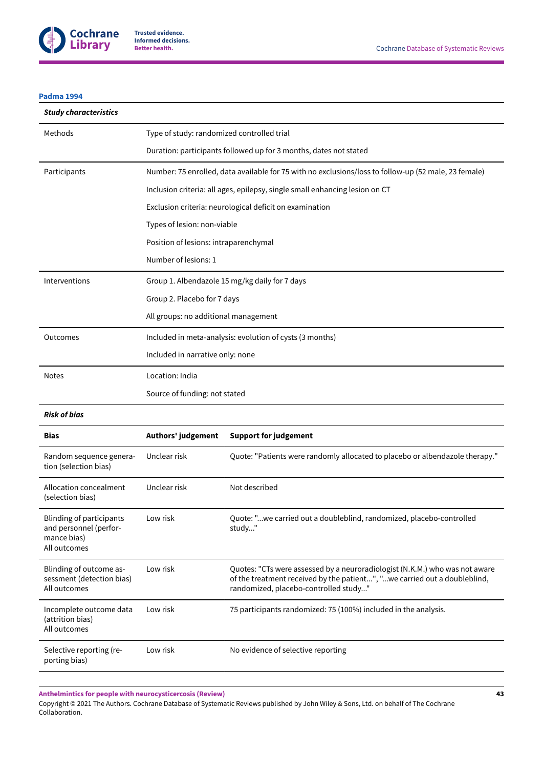**Padma 1994**

| ***Study characteristics*** | |
|---|---|
| Methods | Type of study: randomized controlled trial |
| | Duration: participants followed up for 3 months, dates not stated |
| Participants | Number: 75 enrolled, data available for 75 with no exclusions/loss to follow-up (52 male, 23 female) |
| | Inclusion criteria: all ages, epilepsy, single small enhancing lesion on CT |
| | Exclusion criteria: neurological deficit on examination |
| | Types of lesion: non-viable |
| | Position of lesions: intraparenchymal |
| | Number of lesions: 1 |
| Interventions | Group 1. Albendazole 15 mg/kg daily for 7 days |
| | Group 2. Placebo for 7 days |
| | All groups: no additional management |
| Outcomes | Included in meta-analysis: evolution of cysts (3 months) |
| | Included in narrative only: none |
| Notes | Location: India |
| | Source of funding: not stated |

***Risk of bias***

| **Bias** | **Authors' judgement** | **Support for judgement** |
|---|---|---|
| Random sequence generation (selection bias) | Unclear risk | Quote: "Patients were randomly allocated to placebo or albendazole therapy." |
| Allocation concealment (selection bias) | Unclear risk | Not described |
| Blinding of participants and personnel (performance bias) All outcomes | Low risk | Quote: "...we carried out a doubleblind, randomized, placebo-controlled study..." |
| Blinding of outcome assessment (detection bias) All outcomes | Low risk | Quotes: "CTs were assessed by a neuroradiologist (N.K.M.) who was not aware of the treatment received by the patient...", "...we carried out a doubleblind, randomized, placebo-controlled study..." |
| Incomplete outcome data (attrition bias) All outcomes | Low risk | 75 participants randomized: 75 (100%) included in the analysis. |
| Selective reporting (reporting bias) | Low risk | No evidence of selective reporting |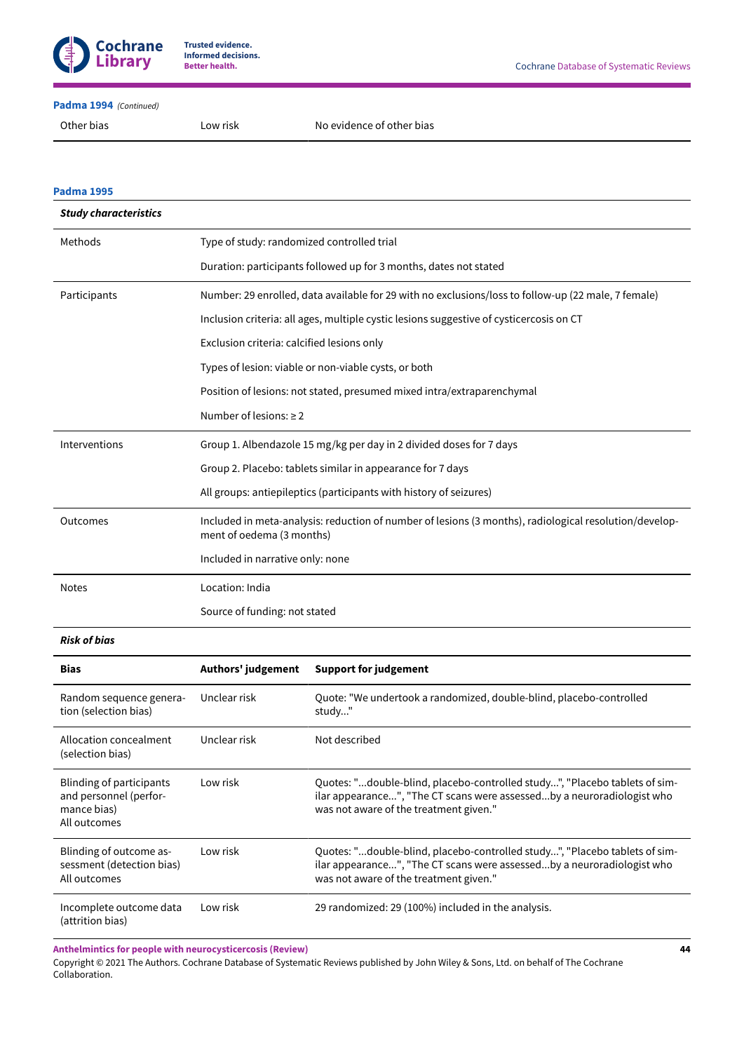**Padma 1994** *(Continued)*

| | | |
|---|---|---|
| Other bias | Low risk | No evidence of other bias |

**Padma 1995**

| ***Study characteristics*** | |
|---|---|
| Methods | Type of study: randomized controlled trial |
| | Duration: participants followed up for 3 months, dates not stated |
| Participants | Number: 29 enrolled, data available for 29 with no exclusions/loss to follow-up (22 male, 7 female) |
| | Inclusion criteria: all ages, multiple cystic lesions suggestive of cysticercosis on CT |
| | Exclusion criteria: calcified lesions only |
| | Types of lesion: viable or non-viable cysts, or both |
| | Position of lesions: not stated, presumed mixed intra/extraparenchymal |
| | Number of lesions: ≥ 2 |
| Interventions | Group 1. Albendazole 15 mg/kg per day in 2 divided doses for 7 days |
| | Group 2. Placebo: tablets similar in appearance for 7 days |
| | All groups: antiepileptics (participants with history of seizures) |
| Outcomes | Included in meta-analysis: reduction of number of lesions (3 months), radiological resolution/development of oedema (3 months) |
| | Included in narrative only: none |
| Notes | Location: India |
| | Source of funding: not stated |

***Risk of bias***

| **Bias** | **Authors' judgement** | **Support for judgement** |
|---|---|---|
| Random sequence generation (selection bias) | Unclear risk | Quote: "We undertook a randomized, double-blind, placebo-controlled study..." |
| Allocation concealment (selection bias) | Unclear risk | Not described |
| Blinding of participants and personnel (performance bias)<br>All outcomes | Low risk | Quotes: "...double-blind, placebo-controlled study...", "Placebo tablets of similar appearance...", "The CT scans were assessed...by a neuroradiologist who was not aware of the treatment given." |
| Blinding of outcome assessment (detection bias)<br>All outcomes | Low risk | Quotes: "...double-blind, placebo-controlled study...", "Placebo tablets of similar appearance...", "The CT scans were assessed...by a neuroradiologist who was not aware of the treatment given." |
| Incomplete outcome data (attrition bias) | Low risk | 29 randomized: 29 (100%) included in the analysis. |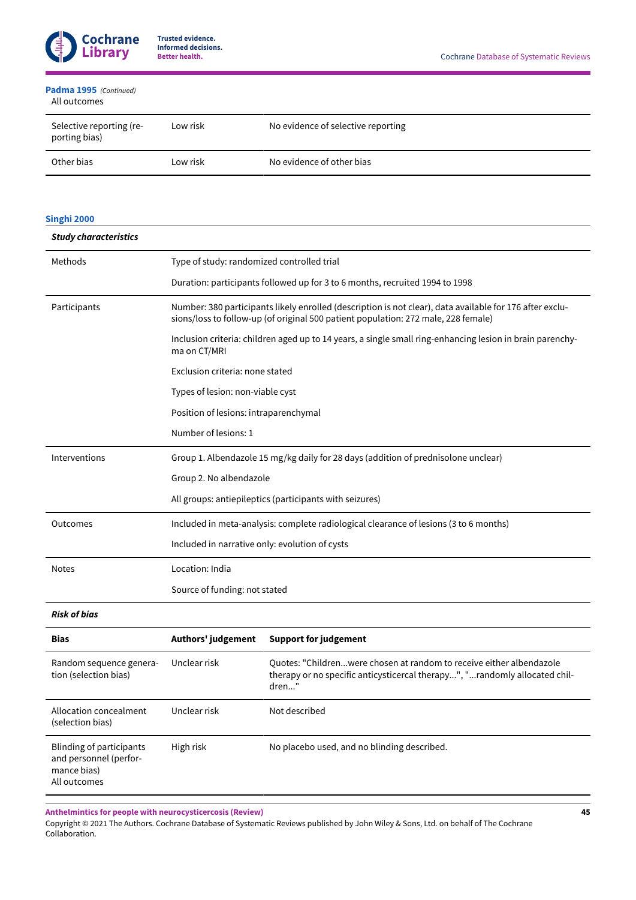**Padma 1995** *(Continued)*

| | | |
|---|---|---|
| All outcomes | | |
| Selective reporting (reporting bias) | Low risk | No evidence of selective reporting |
| Other bias | Low risk | No evidence of other bias |

**Singhi 2000**

| ***Study characteristics*** | |
|---|---|
| Methods | Type of study: randomized controlled trial |
| | Duration: participants followed up for 3 to 6 months, recruited 1994 to 1998 |
| Participants | Number: 380 participants likely enrolled (description is not clear), data available for 176 after exclusions/loss to follow-up (of original 500 patient population: 272 male, 228 female) |
| | Inclusion criteria: children aged up to 14 years, a single small ring-enhancing lesion in brain parenchyma on CT/MRI |
| | Exclusion criteria: none stated |
| | Types of lesion: non-viable cyst |
| | Position of lesions: intraparenchymal |
| | Number of lesions: 1 |
| Interventions | Group 1. Albendazole 15 mg/kg daily for 28 days (addition of prednisolone unclear) |
| | Group 2. No albendazole |
| | All groups: antiepileptics (participants with seizures) |
| Outcomes | Included in meta-analysis: complete radiological clearance of lesions (3 to 6 months) |
| | Included in narrative only: evolution of cysts |
| Notes | Location: India |
| | Source of funding: not stated |

***Risk of bias***

| Bias | Authors' judgement | Support for judgement |
|---|---|---|
| Random sequence generation (selection bias) | Unclear risk | Quotes: "Children...were chosen at random to receive either albendazole therapy or no specific anticysticercal therapy...", "...randomly allocated children..." |
| Allocation concealment (selection bias) | Unclear risk | Not described |
| Blinding of participants and personnel (performance bias)<br>All outcomes | High risk | No placebo used, and no blinding described. |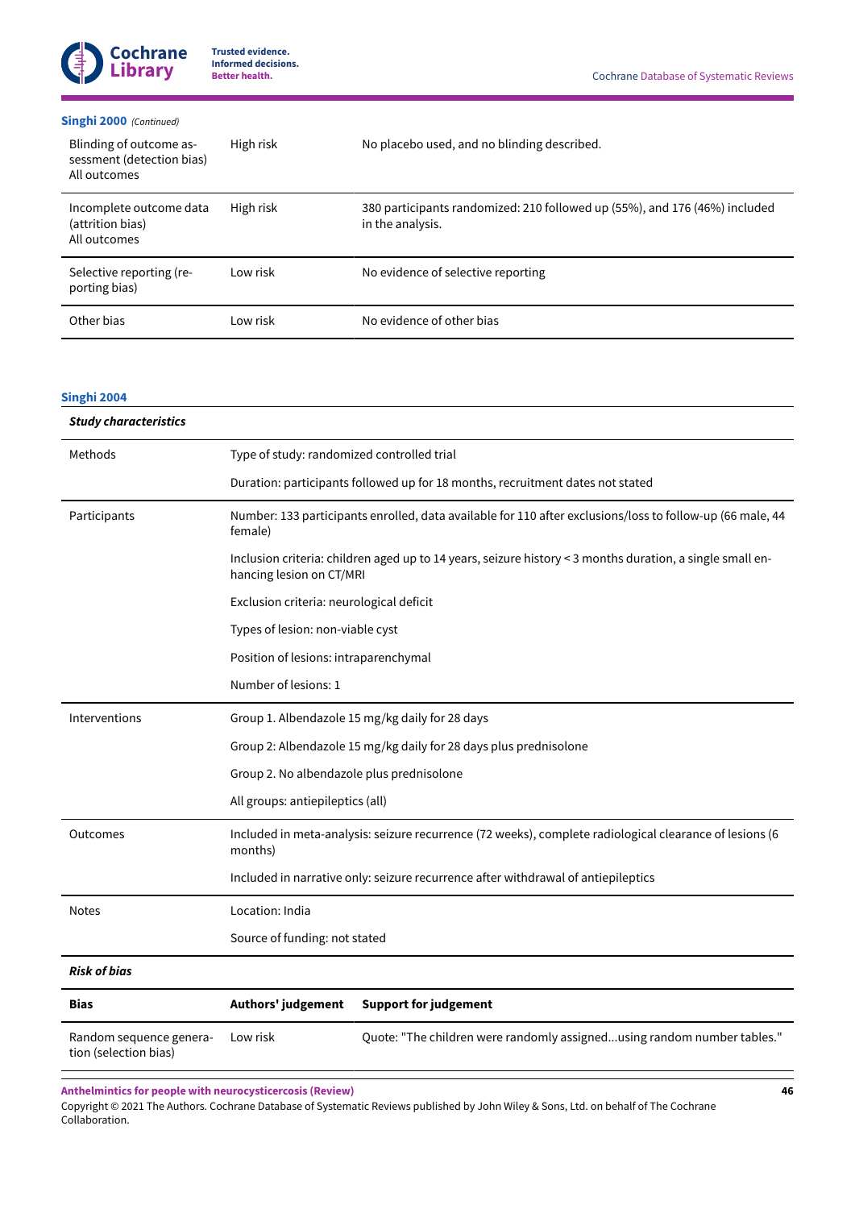**Singhi 2000** *(Continued)*

| | | |
|---|---|---|
| Blinding of outcome assessment (detection bias) All outcomes | High risk | No placebo used, and no blinding described. |
| Incomplete outcome data (attrition bias) All outcomes | High risk | 380 participants randomized: 210 followed up (55%), and 176 (46%) included in the analysis. |
| Selective reporting (reporting bias) | Low risk | No evidence of selective reporting |
| Other bias | Low risk | No evidence of other bias |

**Singhi 2004**

| ***Study characteristics*** | |
|---|---|
| Methods | Type of study: randomized controlled trial |
| | Duration: participants followed up for 18 months, recruitment dates not stated |
| Participants | Number: 133 participants enrolled, data available for 110 after exclusions/loss to follow-up (66 male, 44 female) |
| | Inclusion criteria: children aged up to 14 years, seizure history < 3 months duration, a single small enhancing lesion on CT/MRI |
| | Exclusion criteria: neurological deficit |
| | Types of lesion: non-viable cyst |
| | Position of lesions: intraparenchymal |
| | Number of lesions: 1 |
| Interventions | Group 1. Albendazole 15 mg/kg daily for 28 days |
| | Group 2: Albendazole 15 mg/kg daily for 28 days plus prednisolone |
| | Group 2. No albendazole plus prednisolone |
| | All groups: antiepileptics (all) |
| Outcomes | Included in meta-analysis: seizure recurrence (72 weeks), complete radiological clearance of lesions (6 months) |
| | Included in narrative only: seizure recurrence after withdrawal of antiepileptics |
| Notes | Location: India |
| | Source of funding: not stated |

***Risk of bias***

| **Bias** | **Authors' judgement** | **Support for judgement** |
|---|---|---|
| Random sequence generation (selection bias) | Low risk | Quote: "The children were randomly assigned...using random number tables." |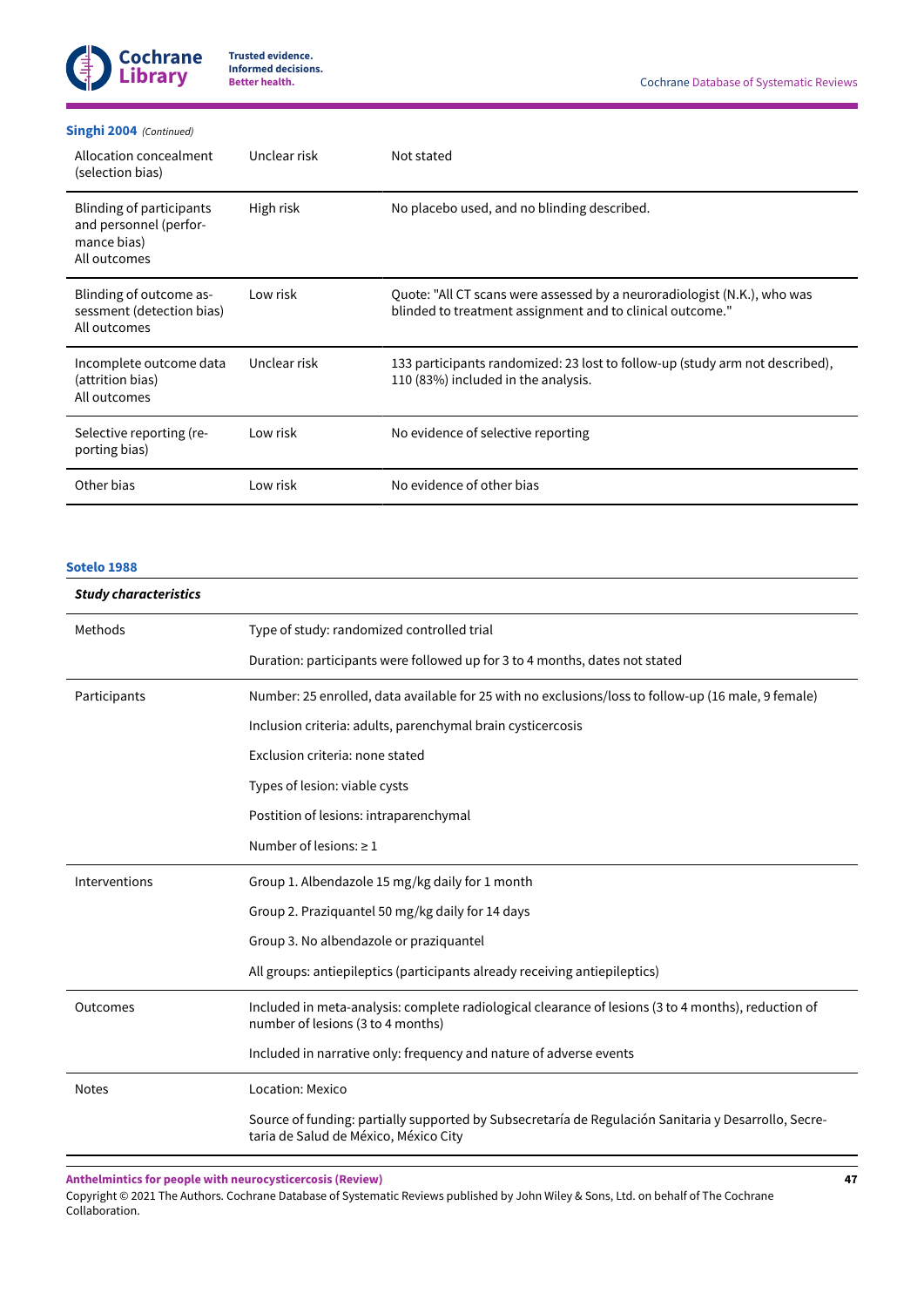**Singhi 2004** *(Continued)*

| | | |
|---|---|---|
| Allocation concealment (selection bias) | Unclear risk | Not stated |
| Blinding of participants and personnel (performance bias) All outcomes | High risk | No placebo used, and no blinding described. |
| Blinding of outcome assessment (detection bias) All outcomes | Low risk | Quote: "All CT scans were assessed by a neuroradiologist (N.K.), who was blinded to treatment assignment and to clinical outcome." |
| Incomplete outcome data (attrition bias) All outcomes | Unclear risk | 133 participants randomized: 23 lost to follow-up (study arm not described), 110 (83%) included in the analysis. |
| Selective reporting (reporting bias) | Low risk | No evidence of selective reporting |
| Other bias | Low risk | No evidence of other bias |

**Sotelo 1988**

| ***Study characteristics*** | |
|---|---|
| Methods | Type of study: randomized controlled trial |
| | Duration: participants were followed up for 3 to 4 months, dates not stated |
| Participants | Number: 25 enrolled, data available for 25 with no exclusions/loss to follow-up (16 male, 9 female) |
| | Inclusion criteria: adults, parenchymal brain cysticercosis |
| | Exclusion criteria: none stated |
| | Types of lesion: viable cysts |
| | Postition of lesions: intraparenchymal |
| | Number of lesions: ≥ 1 |
| Interventions | Group 1. Albendazole 15 mg/kg daily for 1 month |
| | Group 2. Praziquantel 50 mg/kg daily for 14 days |
| | Group 3. No albendazole or praziquantel |
| | All groups: antiepileptics (participants already receiving antiepileptics) |
| Outcomes | Included in meta-analysis: complete radiological clearance of lesions (3 to 4 months), reduction of number of lesions (3 to 4 months) |
| | Included in narrative only: frequency and nature of adverse events |
| Notes | Location: Mexico |
| | Source of funding: partially supported by Subsecretaría de Regulación Sanitaria y Desarrollo, Secretaria de Salud de México, México City |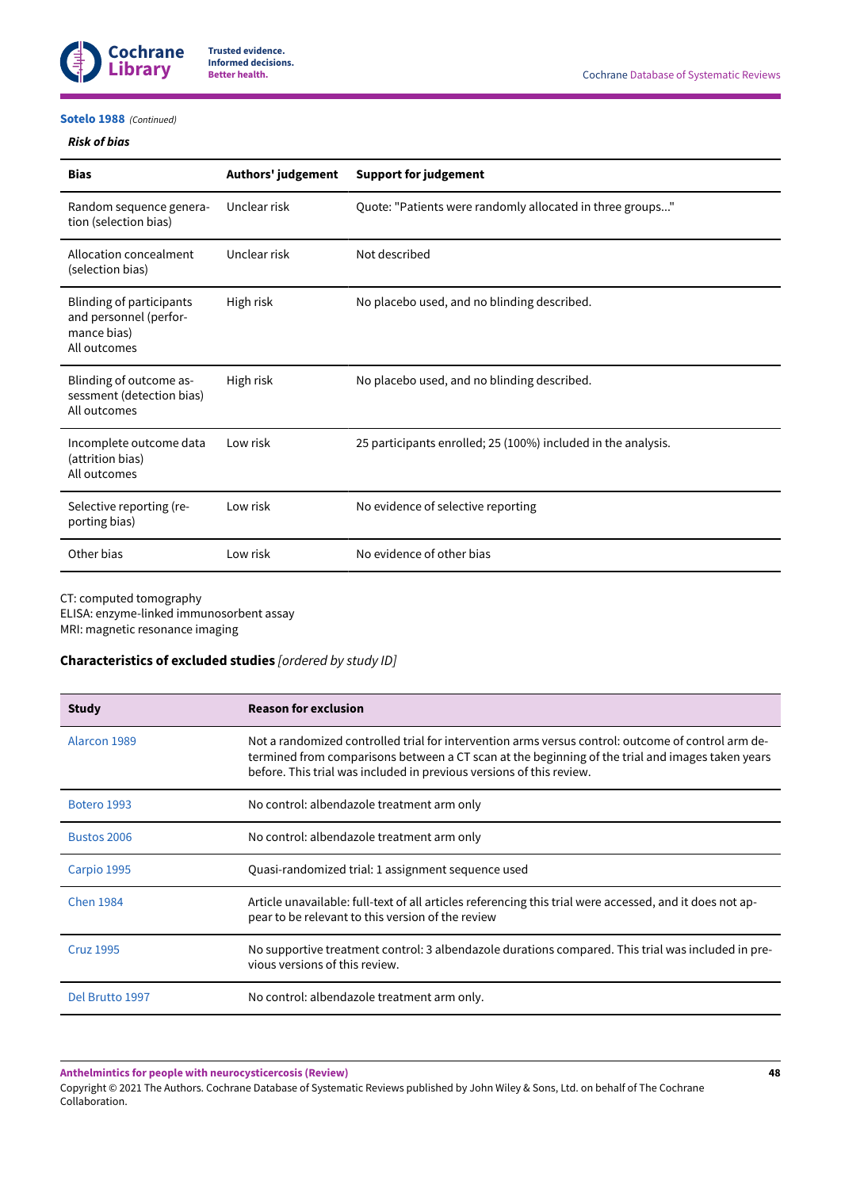**Sotelo 1988** *(Continued)*

***Risk of bias***

| Bias | Authors' judgement | Support for judgement |
| --- | --- | --- |
| Random sequence generation (selection bias) | Unclear risk | Quote: "Patients were randomly allocated in three groups..." |
| Allocation concealment (selection bias) | Unclear risk | Not described |
| Blinding of participants and personnel (performance bias) All outcomes | High risk | No placebo used, and no blinding described. |
| Blinding of outcome assessment (detection bias) All outcomes | High risk | No placebo used, and no blinding described. |
| Incomplete outcome data (attrition bias) All outcomes | Low risk | 25 participants enrolled; 25 (100%) included in the analysis. |
| Selective reporting (reporting bias) | Low risk | No evidence of selective reporting |
| Other bias | Low risk | No evidence of other bias |

CT: computed tomography
ELISA: enzyme-linked immunosorbent assay
MRI: magnetic resonance imaging

### Characteristics of excluded studies *[ordered by study ID]*

| Study | Reason for exclusion |
| --- | --- |
| Alarcon 1989 | Not a randomized controlled trial for intervention arms versus control: outcome of control arm determined from comparisons between a CT scan at the beginning of the trial and images taken years before. This trial was included in previous versions of this review. |
| Botero 1993 | No control: albendazole treatment arm only |
| Bustos 2006 | No control: albendazole treatment arm only |
| Carpio 1995 | Quasi-randomized trial: 1 assignment sequence used |
| Chen 1984 | Article unavailable: full-text of all articles referencing this trial were accessed, and it does not appear to be relevant to this version of the review |
| Cruz 1995 | No supportive treatment control: 3 albendazole durations compared. This trial was included in previous versions of this review. |
| Del Brutto 1997 | No control: albendazole treatment arm only. |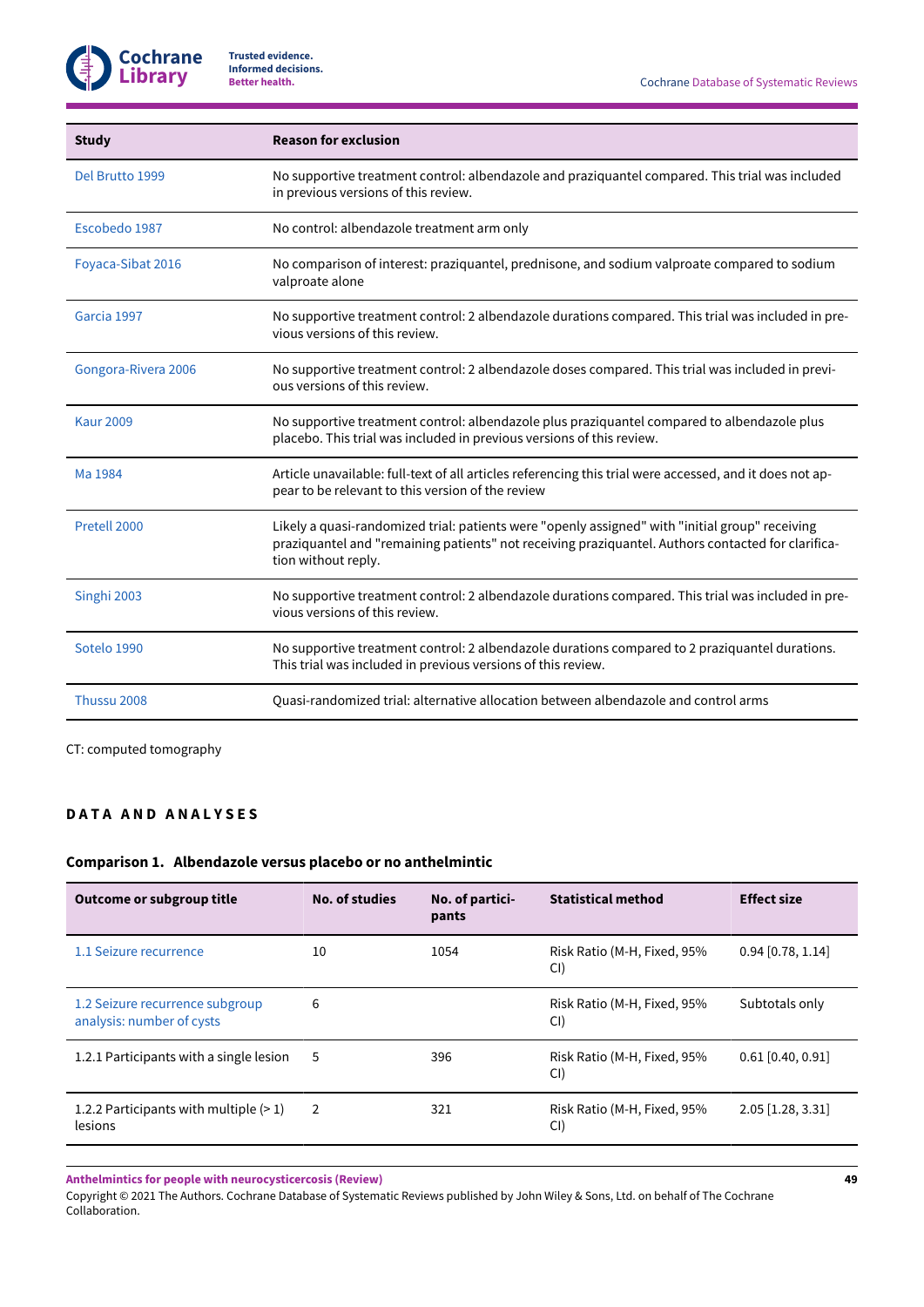| Study | Reason for exclusion |
|---|---|
| Del Brutto 1999 | No supportive treatment control: albendazole and praziquantel compared. This trial was included in previous versions of this review. |
| Escobedo 1987 | No control: albendazole treatment arm only |
| Foyaca-Sibat 2016 | No comparison of interest: praziquantel, prednisone, and sodium valproate compared to sodium valproate alone |
| Garcia 1997 | No supportive treatment control: 2 albendazole durations compared. This trial was included in previous versions of this review. |
| Gongora-Rivera 2006 | No supportive treatment control: 2 albendazole doses compared. This trial was included in previous versions of this review. |
| Kaur 2009 | No supportive treatment control: albendazole plus praziquantel compared to albendazole plus placebo. This trial was included in previous versions of this review. |
| Ma 1984 | Article unavailable: full-text of all articles referencing this trial were accessed, and it does not appear to be relevant to this version of the review |
| Pretell 2000 | Likely a quasi-randomized trial: patients were "openly assigned" with "initial group" receiving praziquantel and "remaining patients" not receiving praziquantel. Authors contacted for clarification without reply. |
| Singhi 2003 | No supportive treatment control: 2 albendazole durations compared. This trial was included in previous versions of this review. |
| Sotelo 1990 | No supportive treatment control: 2 albendazole durations compared to 2 praziquantel durations. This trial was included in previous versions of this review. |
| Thussu 2008 | Quasi-randomized trial: alternative allocation between albendazole and control arms |

CT: computed tomography

## DATA AND ANALYSES

### Comparison 1. Albendazole versus placebo or no anthelmintic

| Outcome or subgroup title | No. of studies | No. of participants | Statistical method | Effect size |
|---|---|---|---|---|
| 1.1 Seizure recurrence | 10 | 1054 | Risk Ratio (M-H, Fixed, 95% CI) | 0.94 [0.78, 1.14] |
| 1.2 Seizure recurrence subgroup analysis: number of cysts | 6 | | Risk Ratio (M-H, Fixed, 95% CI) | Subtotals only |
| 1.2.1 Participants with a single lesion | 5 | 396 | Risk Ratio (M-H, Fixed, 95% CI) | 0.61 [0.40, 0.91] |
| 1.2.2 Participants with multiple (> 1) lesions | 2 | 321 | Risk Ratio (M-H, Fixed, 95% CI) | 2.05 [1.28, 3.31] |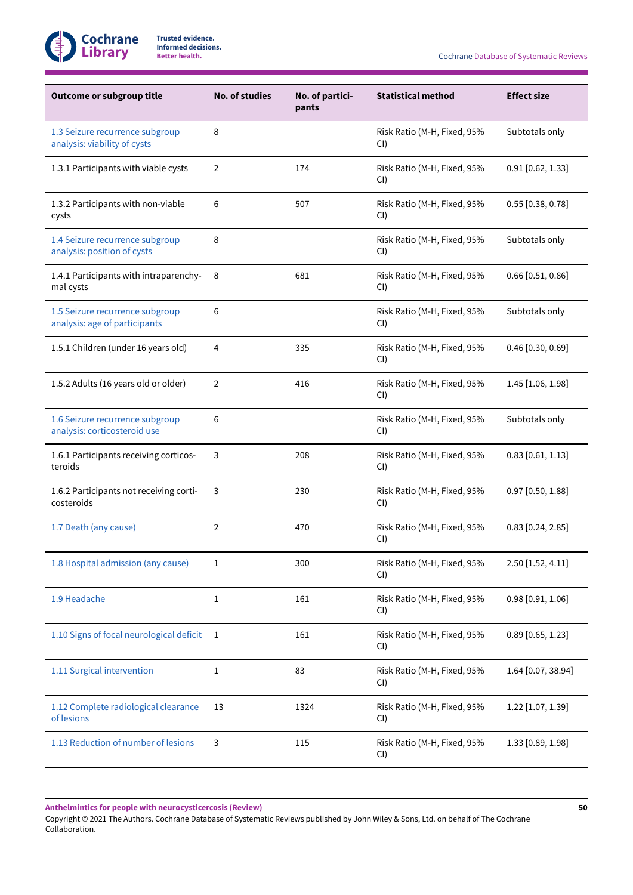| Outcome or subgroup title | No. of studies | No. of participants | Statistical method | Effect size |
|---|---|---|---|---|
| 1.3 Seizure recurrence subgroup analysis: viability of cysts | 8 | | Risk Ratio (M-H, Fixed, 95% CI) | Subtotals only |
| 1.3.1 Participants with viable cysts | 2 | 174 | Risk Ratio (M-H, Fixed, 95% CI) | 0.91 [0.62, 1.33] |
| 1.3.2 Participants with non-viable cysts | 6 | 507 | Risk Ratio (M-H, Fixed, 95% CI) | 0.55 [0.38, 0.78] |
| 1.4 Seizure recurrence subgroup analysis: position of cysts | 8 | | Risk Ratio (M-H, Fixed, 95% CI) | Subtotals only |
| 1.4.1 Participants with intraparenchymal cysts | 8 | 681 | Risk Ratio (M-H, Fixed, 95% CI) | 0.66 [0.51, 0.86] |
| 1.5 Seizure recurrence subgroup analysis: age of participants | 6 | | Risk Ratio (M-H, Fixed, 95% CI) | Subtotals only |
| 1.5.1 Children (under 16 years old) | 4 | 335 | Risk Ratio (M-H, Fixed, 95% CI) | 0.46 [0.30, 0.69] |
| 1.5.2 Adults (16 years old or older) | 2 | 416 | Risk Ratio (M-H, Fixed, 95% CI) | 1.45 [1.06, 1.98] |
| 1.6 Seizure recurrence subgroup analysis: corticosteroid use | 6 | | Risk Ratio (M-H, Fixed, 95% CI) | Subtotals only |
| 1.6.1 Participants receiving corticosteroids | 3 | 208 | Risk Ratio (M-H, Fixed, 95% CI) | 0.83 [0.61, 1.13] |
| 1.6.2 Participants not receiving corticosteroids | 3 | 230 | Risk Ratio (M-H, Fixed, 95% CI) | 0.97 [0.50, 1.88] |
| 1.7 Death (any cause) | 2 | 470 | Risk Ratio (M-H, Fixed, 95% CI) | 0.83 [0.24, 2.85] |
| 1.8 Hospital admission (any cause) | 1 | 300 | Risk Ratio (M-H, Fixed, 95% CI) | 2.50 [1.52, 4.11] |
| 1.9 Headache | 1 | 161 | Risk Ratio (M-H, Fixed, 95% CI) | 0.98 [0.91, 1.06] |
| 1.10 Signs of focal neurological deficit | 1 | 161 | Risk Ratio (M-H, Fixed, 95% CI) | 0.89 [0.65, 1.23] |
| 1.11 Surgical intervention | 1 | 83 | Risk Ratio (M-H, Fixed, 95% CI) | 1.64 [0.07, 38.94] |
| 1.12 Complete radiological clearance of lesions | 13 | 1324 | Risk Ratio (M-H, Fixed, 95% CI) | 1.22 [1.07, 1.39] |
| 1.13 Reduction of number of lesions | 3 | 115 | Risk Ratio (M-H, Fixed, 95% CI) | 1.33 [0.89, 1.98] |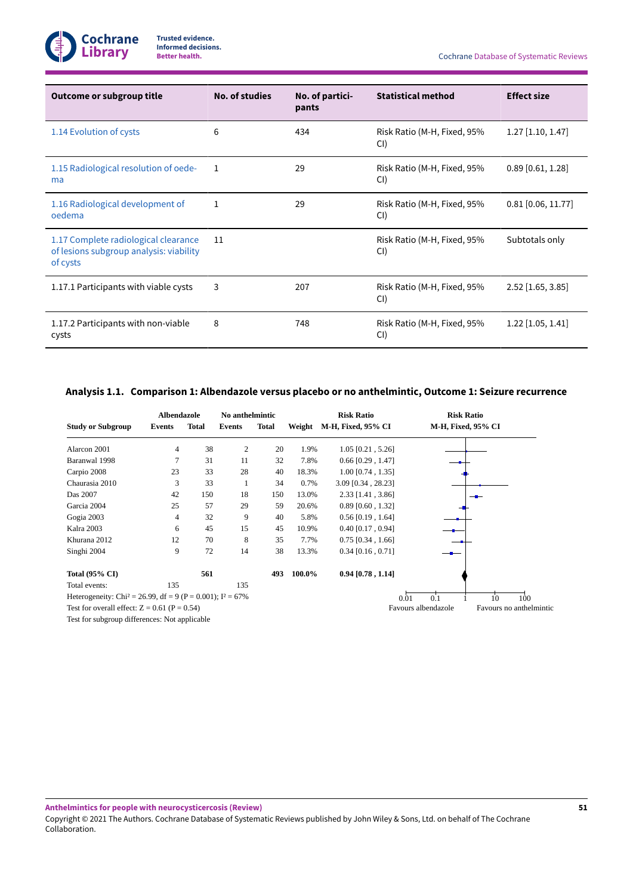| Outcome or subgroup title | No. of studies | No. of participants | Statistical method | Effect size |
|---|---|---|---|---|
| 1.14 Evolution of cysts | 6 | 434 | Risk Ratio (M-H, Fixed, 95% CI) | 1.27 [1.10, 1.47] |
| 1.15 Radiological resolution of oedema | 1 | 29 | Risk Ratio (M-H, Fixed, 95% CI) | 0.89 [0.61, 1.28] |
| 1.16 Radiological development of oedema | 1 | 29 | Risk Ratio (M-H, Fixed, 95% CI) | 0.81 [0.06, 11.77] |
| 1.17 Complete radiological clearance of lesions subgroup analysis: viability of cysts | 11 | | Risk Ratio (M-H, Fixed, 95% CI) | Subtotals only |
| 1.17.1 Participants with viable cysts | 3 | 207 | Risk Ratio (M-H, Fixed, 95% CI) | 2.52 [1.65, 3.85] |
| 1.17.2 Participants with non-viable cysts | 8 | 748 | Risk Ratio (M-H, Fixed, 95% CI) | 1.22 [1.05, 1.41] |

### Analysis 1.1. Comparison 1: Albendazole versus placebo or no anthelmintic, Outcome 1: Seizure recurrence

| Study or Subgroup | Albendazole Events | Albendazole Total | No anthelmintic Events | No anthelmintic Total | Weight | Risk Ratio M-H, Fixed, 95% CI |
|---|---|---|---|---|---|---|
| Alarcon 2001 | 4 | 38 | 2 | 20 | 1.9% | 1.05 [0.21 , 5.26] |
| Baranwal 1998 | 7 | 31 | 11 | 32 | 7.8% | 0.66 [0.29 , 1.47] |
| Carpio 2008 | 23 | 33 | 28 | 40 | 18.3% | 1.00 [0.74 , 1.35] |
| Chaurasia 2010 | 3 | 33 | 1 | 34 | 0.7% | 3.09 [0.34 , 28.23] |
| Das 2007 | 42 | 150 | 18 | 150 | 13.0% | 2.33 [1.41 , 3.86] |
| Garcia 2004 | 25 | 57 | 29 | 59 | 20.6% | 0.89 [0.60 , 1.32] |
| Gogia 2003 | 4 | 32 | 9 | 40 | 5.8% | 0.56 [0.19 , 1.64] |
| Kalra 2003 | 6 | 45 | 15 | 45 | 10.9% | 0.40 [0.17 , 0.94] |
| Khurana 2012 | 12 | 70 | 8 | 35 | 7.7% | 0.75 [0.34 , 1.66] |
| Singhi 2004 | 9 | 72 | 14 | 38 | 13.3% | 0.34 [0.16 , 0.71] |
| **Total (95% CI)** | | **561** | | **493** | **100.0%** | **0.94 [0.78 , 1.14]** |
| Total events: | 135 | | 135 | | | |

Heterogeneity: $Chi^2 = 26.99$, $df = 9$ ($P = 0.001$); $I^2 = 67\%$

Test for overall effect: $Z = 0.61$ ($P = 0.54$)

Test for subgroup differences: Not applicable

Risk Ratio M-H, Fixed, 95% CI (axis: 0.01, 0.1, 1, 10, 100) — Favours albendazole | Favours no anthelmintic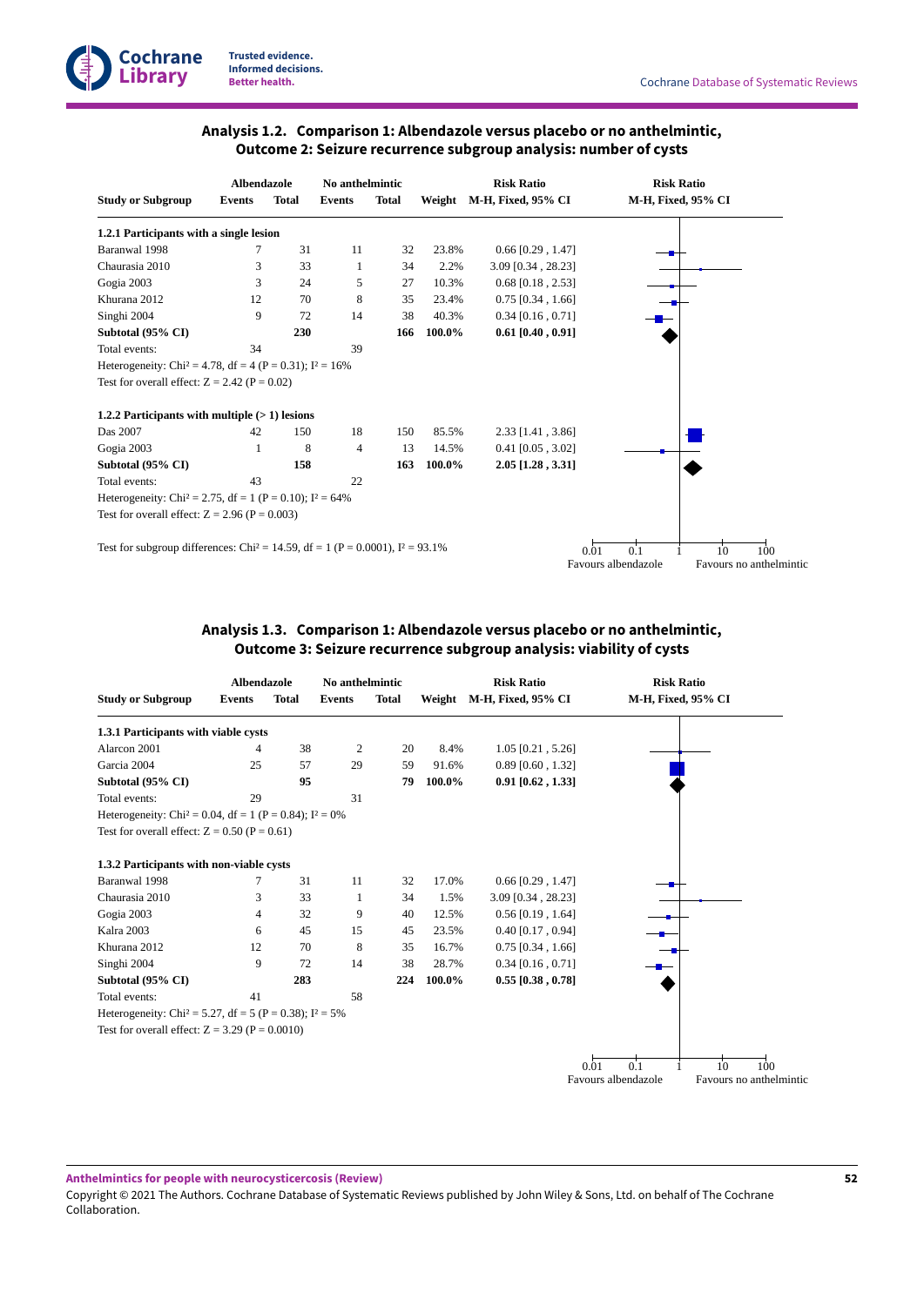### Analysis 1.2. Comparison 1: Albendazole versus placebo or no anthelmintic, Outcome 2: Seizure recurrence subgroup analysis: number of cysts

| Study or Subgroup | Albendazole Events | Albendazole Total | No anthelmintic Events | No anthelmintic Total | Weight | Risk Ratio M-H, Fixed, 95% CI |
|---|---|---|---|---|---|---|
| **1.2.1 Participants with a single lesion** | | | | | | |
| Baranwal 1998 | 7 | 31 | 11 | 32 | 23.8% | 0.66 [0.29 , 1.47] |
| Chaurasia 2010 | 3 | 33 | 1 | 34 | 2.2% | 3.09 [0.34 , 28.23] |
| Gogia 2003 | 3 | 24 | 5 | 27 | 10.3% | 0.68 [0.18 , 2.53] |
| Khurana 2012 | 12 | 70 | 8 | 35 | 23.4% | 0.75 [0.34 , 1.66] |
| Singhi 2004 | 9 | 72 | 14 | 38 | 40.3% | 0.34 [0.16 , 0.71] |
| **Subtotal (95% CI)** | | **230** | | **166** | **100.0%** | **0.61 [0.40 , 0.91]** |
| Total events: | 34 | | 39 | | | |
| Heterogeneity: $Chi^2 = 4.78$, df = 4 (P = 0.31); $I^2 = 16\%$ | | | | | | |
| Test for overall effect: Z = 2.42 (P = 0.02) | | | | | | |
| **1.2.2 Participants with multiple (> 1) lesions** | | | | | | |
| Das 2007 | 42 | 150 | 18 | 150 | 85.5% | 2.33 [1.41 , 3.86] |
| Gogia 2003 | 1 | 8 | 4 | 13 | 14.5% | 0.41 [0.05 , 3.02] |
| **Subtotal (95% CI)** | | **158** | | **163** | **100.0%** | **2.05 [1.28 , 3.31]** |
| Total events: | 43 | | 22 | | | |
| Heterogeneity: $Chi^2 = 2.75$, df = 1 (P = 0.10); $I^2 = 64\%$ | | | | | | |
| Test for overall effect: Z = 2.96 (P = 0.003) | | | | | | |

Test for subgroup differences: $Chi^2 = 14.59$, df = 1 (P = 0.0001), $I^2 = 93.1\%$

Favours albendazole — Favours no anthelmintic (scale 0.01, 0.1, 1, 10, 100)

### Analysis 1.3. Comparison 1: Albendazole versus placebo or no anthelmintic, Outcome 3: Seizure recurrence subgroup analysis: viability of cysts

| Study or Subgroup | Albendazole Events | Albendazole Total | No anthelmintic Events | No anthelmintic Total | Weight | Risk Ratio M-H, Fixed, 95% CI |
|---|---|---|---|---|---|---|
| **1.3.1 Participants with viable cysts** | | | | | | |
| Alarcon 2001 | 4 | 38 | 2 | 20 | 8.4% | 1.05 [0.21 , 5.26] |
| Garcia 2004 | 25 | 57 | 29 | 59 | 91.6% | 0.89 [0.60 , 1.32] |
| **Subtotal (95% CI)** | | **95** | | **79** | **100.0%** | **0.91 [0.62 , 1.33]** |
| Total events: | 29 | | 31 | | | |
| Heterogeneity: $Chi^2 = 0.04$, df = 1 (P = 0.84); $I^2 = 0\%$ | | | | | | |
| Test for overall effect: Z = 0.50 (P = 0.61) | | | | | | |
| **1.3.2 Participants with non-viable cysts** | | | | | | |
| Baranwal 1998 | 7 | 31 | 11 | 32 | 17.0% | 0.66 [0.29 , 1.47] |
| Chaurasia 2010 | 3 | 33 | 1 | 34 | 1.5% | 3.09 [0.34 , 28.23] |
| Gogia 2003 | 4 | 32 | 9 | 40 | 12.5% | 0.56 [0.19 , 1.64] |
| Kalra 2003 | 6 | 45 | 15 | 45 | 23.5% | 0.40 [0.17 , 0.94] |
| Khurana 2012 | 12 | 70 | 8 | 35 | 16.7% | 0.75 [0.34 , 1.66] |
| Singhi 2004 | 9 | 72 | 14 | 38 | 28.7% | 0.34 [0.16 , 0.71] |
| **Subtotal (95% CI)** | | **283** | | **224** | **100.0%** | **0.55 [0.38 , 0.78]** |
| Total events: | 41 | | 58 | | | |
| Heterogeneity: $Chi^2 = 5.27$, df = 5 (P = 0.38); $I^2 = 5\%$ | | | | | | |
| Test for overall effect: Z = 3.29 (P = 0.0010) | | | | | | |

Favours albendazole — Favours no anthelmintic (scale 0.01, 0.1, 1, 10, 100)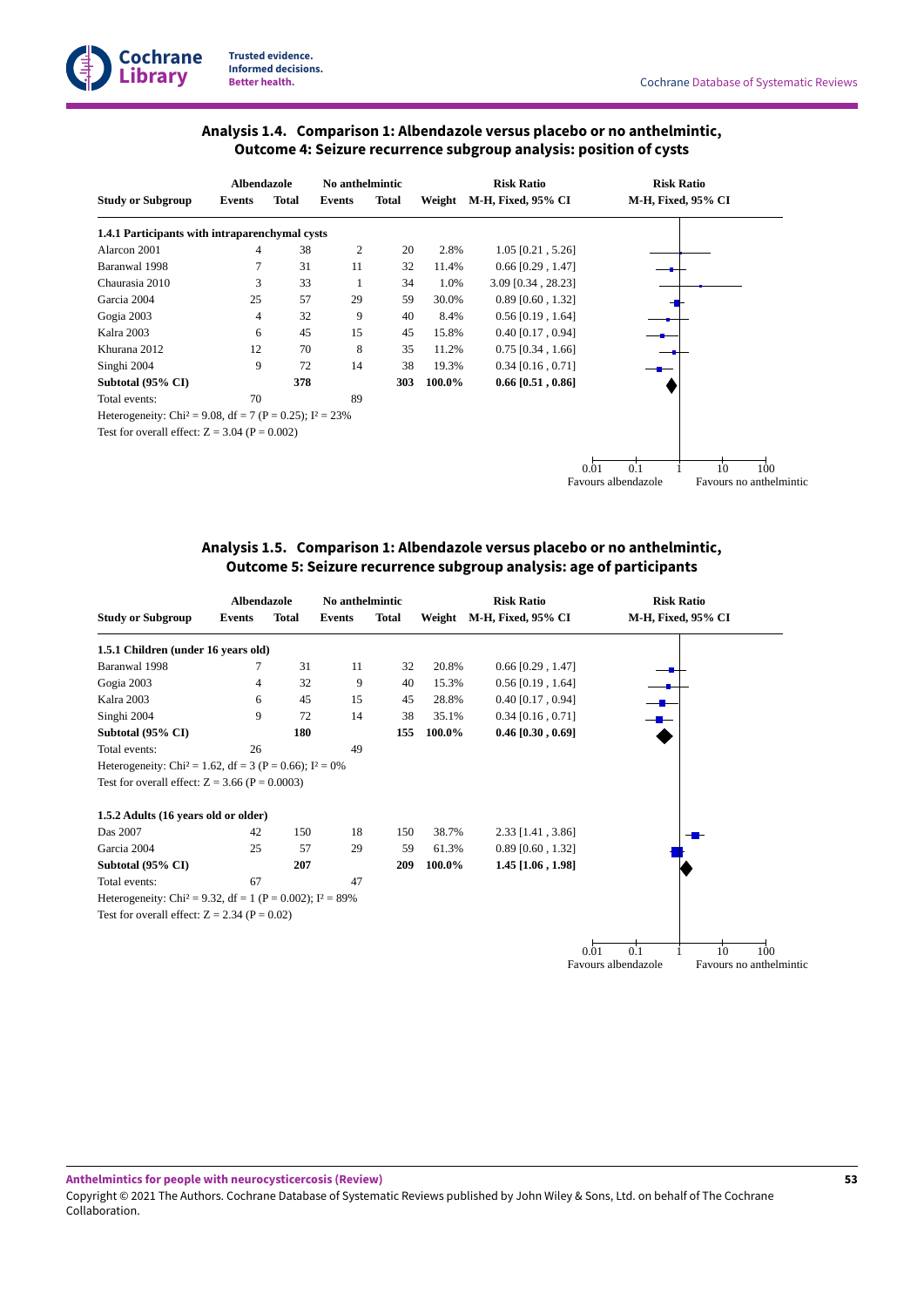### Analysis 1.4. Comparison 1: Albendazole versus placebo or no anthelmintic, Outcome 4: Seizure recurrence subgroup analysis: position of cysts

| Study or Subgroup | Albendazole Events | Albendazole Total | No anthelmintic Events | No anthelmintic Total | Weight | Risk Ratio M-H, Fixed, 95% CI |
|---|---|---|---|---|---|---|
| **1.4.1 Participants with intraparenchymal cysts** | | | | | | |
| Alarcon 2001 | 4 | 38 | 2 | 20 | 2.8% | 1.05 [0.21 , 5.26] |
| Baranwal 1998 | 7 | 31 | 11 | 32 | 11.4% | 0.66 [0.29 , 1.47] |
| Chaurasia 2010 | 3 | 33 | 1 | 34 | 1.0% | 3.09 [0.34 , 28.23] |
| Garcia 2004 | 25 | 57 | 29 | 59 | 30.0% | 0.89 [0.60 , 1.32] |
| Gogia 2003 | 4 | 32 | 9 | 40 | 8.4% | 0.56 [0.19 , 1.64] |
| Kalra 2003 | 6 | 45 | 15 | 45 | 15.8% | 0.40 [0.17 , 0.94] |
| Khurana 2012 | 12 | 70 | 8 | 35 | 11.2% | 0.75 [0.34 , 1.66] |
| Singhi 2004 | 9 | 72 | 14 | 38 | 19.3% | 0.34 [0.16 , 0.71] |
| **Subtotal (95% CI)** | | **378** | | **303** | **100.0%** | **0.66 [0.51 , 0.86]** |
| Total events: | 70 | | 89 | | | |
| Heterogeneity: $Chi^2 = 9.08$, df = 7 (P = 0.25); $I^2 = 23\%$ | | | | | | |
| Test for overall effect: Z = 3.04 (P = 0.002) | | | | | | |

Scale: 0.01, 0.1, 1, 10, 100 — Favours albendazole / Favours no anthelmintic

### Analysis 1.5. Comparison 1: Albendazole versus placebo or no anthelmintic, Outcome 5: Seizure recurrence subgroup analysis: age of participants

| Study or Subgroup | Albendazole Events | Albendazole Total | No anthelmintic Events | No anthelmintic Total | Weight | Risk Ratio M-H, Fixed, 95% CI |
|---|---|---|---|---|---|---|
| **1.5.1 Children (under 16 years old)** | | | | | | |
| Baranwal 1998 | 7 | 31 | 11 | 32 | 20.8% | 0.66 [0.29 , 1.47] |
| Gogia 2003 | 4 | 32 | 9 | 40 | 15.3% | 0.56 [0.19 , 1.64] |
| Kalra 2003 | 6 | 45 | 15 | 45 | 28.8% | 0.40 [0.17 , 0.94] |
| Singhi 2004 | 9 | 72 | 14 | 38 | 35.1% | 0.34 [0.16 , 0.71] |
| **Subtotal (95% CI)** | | **180** | | **155** | **100.0%** | **0.46 [0.30 , 0.69]** |
| Total events: | 26 | | 49 | | | |
| Heterogeneity: $Chi^2 = 1.62$, df = 3 (P = 0.66); $I^2 = 0\%$ | | | | | | |
| Test for overall effect: Z = 3.66 (P = 0.0003) | | | | | | |
| **1.5.2 Adults (16 years old or older)** | | | | | | |
| Das 2007 | 42 | 150 | 18 | 150 | 38.7% | 2.33 [1.41 , 3.86] |
| Garcia 2004 | 25 | 57 | 29 | 59 | 61.3% | 0.89 [0.60 , 1.32] |
| **Subtotal (95% CI)** | | **207** | | **209** | **100.0%** | **1.45 [1.06 , 1.98]** |
| Total events: | 67 | | 47 | | | |
| Heterogeneity: $Chi^2 = 9.32$, df = 1 (P = 0.002); $I^2 = 89\%$ | | | | | | |
| Test for overall effect: Z = 2.34 (P = 0.02) | | | | | | |

Scale: 0.01, 0.1, 1, 10, 100 — Favours albendazole / Favours no anthelmintic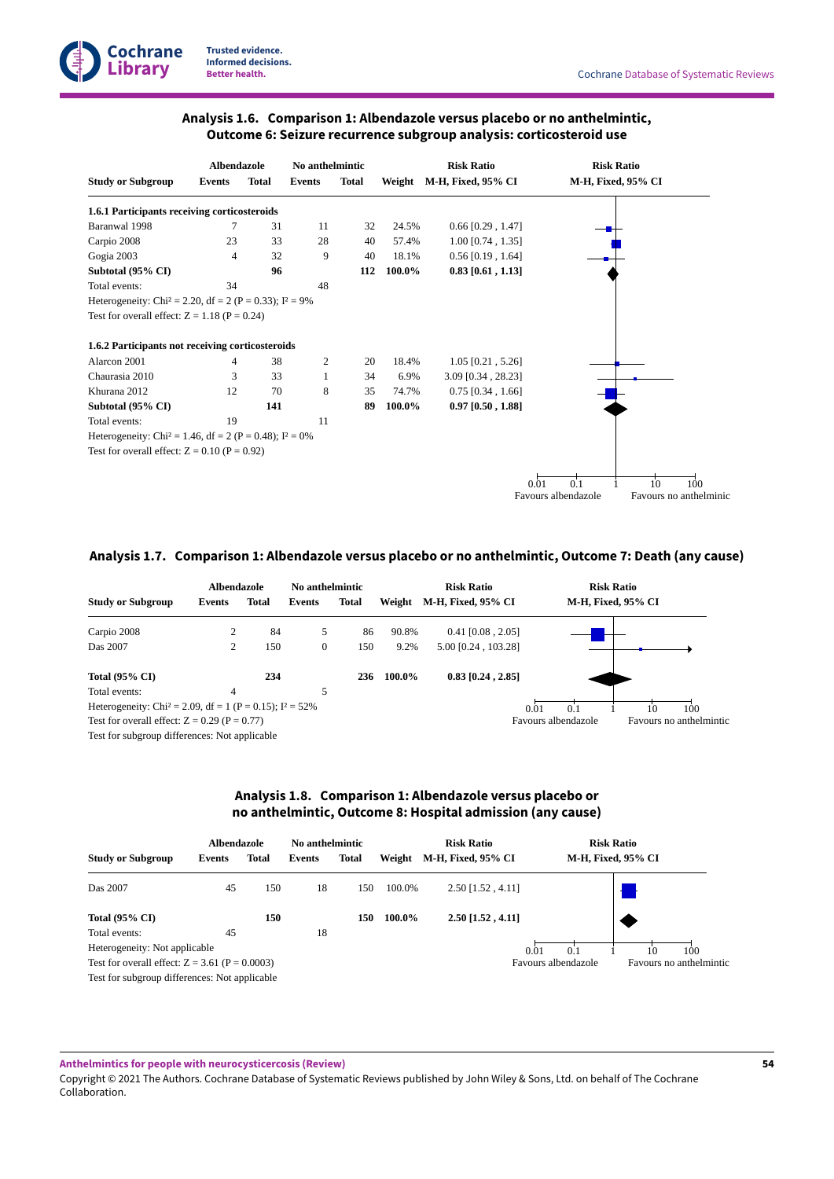### Analysis 1.6. Comparison 1: Albendazole versus placebo or no anthelmintic, Outcome 6: Seizure recurrence subgroup analysis: corticosteroid use

| Study or Subgroup | Albendazole Events | Albendazole Total | No anthelmintic Events | No anthelmintic Total | Weight | Risk Ratio M-H, Fixed, 95% CI |
|---|---|---|---|---|---|---|
| **1.6.1 Participants receiving corticosteroids** | | | | | | |
| Baranwal 1998 | 7 | 31 | 11 | 32 | 24.5% | 0.66 [0.29 , 1.47] |
| Carpio 2008 | 23 | 33 | 28 | 40 | 57.4% | 1.00 [0.74 , 1.35] |
| Gogia 2003 | 4 | 32 | 9 | 40 | 18.1% | 0.56 [0.19 , 1.64] |
| **Subtotal (95% CI)** | | **96** | | **112** | **100.0%** | **0.83 [0.61 , 1.13]** |
| Total events: | 34 | | 48 | | | |
| Heterogeneity: Chi² = 2.20, df = 2 (P = 0.33); I² = 9% | | | | | | |
| Test for overall effect: Z = 1.18 (P = 0.24) | | | | | | |
| **1.6.2 Participants not receiving corticosteroids** | | | | | | |
| Alarcon 2001 | 4 | 38 | 2 | 20 | 18.4% | 1.05 [0.21 , 5.26] |
| Chaurasia 2010 | 3 | 33 | 1 | 34 | 6.9% | 3.09 [0.34 , 28.23] |
| Khurana 2012 | 12 | 70 | 8 | 35 | 74.7% | 0.75 [0.34 , 1.66] |
| **Subtotal (95% CI)** | | **141** | | **89** | **100.0%** | **0.97 [0.50 , 1.88]** |
| Total events: | 19 | | 11 | | | |
| Heterogeneity: Chi² = 1.46, df = 2 (P = 0.48); I² = 0% | | | | | | |
| Test for overall effect: Z = 0.10 (P = 0.92) | | | | | | |

Favours albendazole 0.01 0.1 1 10 100 Favours no anthelminic

### Analysis 1.7. Comparison 1: Albendazole versus placebo or no anthelmintic, Outcome 7: Death (any cause)

| Study or Subgroup | Albendazole Events | Albendazole Total | No anthelmintic Events | No anthelmintic Total | Weight | Risk Ratio M-H, Fixed, 95% CI |
|---|---|---|---|---|---|---|
| Carpio 2008 | 2 | 84 | 5 | 86 | 90.8% | 0.41 [0.08 , 2.05] |
| Das 2007 | 2 | 150 | 0 | 150 | 9.2% | 5.00 [0.24 , 103.28] |
| **Total (95% CI)** | | **234** | | **236** | **100.0%** | **0.83 [0.24 , 2.85]** |
| Total events: | 4 | | 5 | | | |
| Heterogeneity: Chi² = 2.09, df = 1 (P = 0.15); I² = 52% | | | | | | |
| Test for overall effect: Z = 0.29 (P = 0.77) | | | | | | |
| Test for subgroup differences: Not applicable | | | | | | |

Favours albendazole 0.01 0.1 1 10 100 Favours no anthelmintic

### Analysis 1.8. Comparison 1: Albendazole versus placebo or no anthelmintic, Outcome 8: Hospital admission (any cause)

| Study or Subgroup | Albendazole Events | Albendazole Total | No anthelmintic Events | No anthelmintic Total | Weight | Risk Ratio M-H, Fixed, 95% CI |
|---|---|---|---|---|---|---|
| Das 2007 | 45 | 150 | 18 | 150 | 100.0% | 2.50 [1.52 , 4.11] |
| **Total (95% CI)** | | **150** | | **150** | **100.0%** | **2.50 [1.52 , 4.11]** |
| Total events: | 45 | | 18 | | | |
| Heterogeneity: Not applicable | | | | | | |
| Test for overall effect: Z = 3.61 (P = 0.0003) | | | | | | |
| Test for subgroup differences: Not applicable | | | | | | |

Favours albendazole 0.01 0.1 1 10 100 Favours no anthelmintic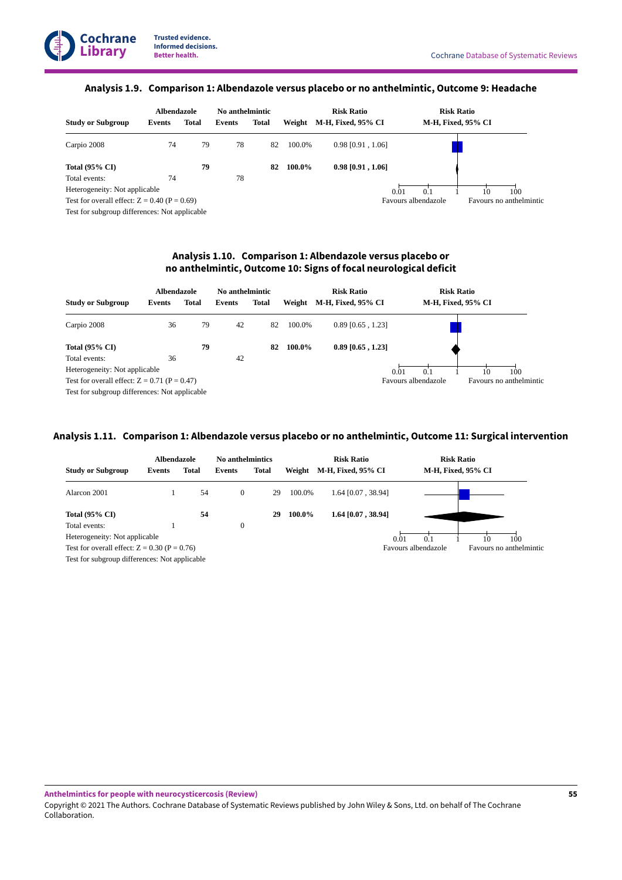### Analysis 1.9. Comparison 1: Albendazole versus placebo or no anthelmintic, Outcome 9: Headache

| Study or Subgroup | Albendazole Events | Albendazole Total | No anthelmintic Events | No anthelmintic Total | Weight | Risk Ratio M-H, Fixed, 95% CI |
|---|---|---|---|---|---|---|
| Carpio 2008 | 74 | 79 | 78 | 82 | 100.0% | 0.98 [0.91 , 1.06] |
| **Total (95% CI)** | | **79** | | **82** | **100.0%** | **0.98 [0.91 , 1.06]** |
| Total events: | 74 | | 78 | | | |

Heterogeneity: Not applicable
Test for overall effect: $Z = 0.40$ ($P = 0.69$)
Test for subgroup differences: Not applicable

Risk Ratio M-H, Fixed, 95% CI scale: 0.01, 0.1, 1, 10, 100 — Favours albendazole / Favours no anthelmintic

### Analysis 1.10. Comparison 1: Albendazole versus placebo or no anthelmintic, Outcome 10: Signs of focal neurological deficit

| Study or Subgroup | Albendazole Events | Albendazole Total | No anthelmintic Events | No anthelmintic Total | Weight | Risk Ratio M-H, Fixed, 95% CI |
|---|---|---|---|---|---|---|
| Carpio 2008 | 36 | 79 | 42 | 82 | 100.0% | 0.89 [0.65 , 1.23] |
| **Total (95% CI)** | | **79** | | **82** | **100.0%** | **0.89 [0.65 , 1.23]** |
| Total events: | 36 | | 42 | | | |

Heterogeneity: Not applicable
Test for overall effect: $Z = 0.71$ ($P = 0.47$)
Test for subgroup differences: Not applicable

Risk Ratio M-H, Fixed, 95% CI scale: 0.01, 0.1, 1, 10, 100 — Favours albendazole / Favours no anthelmintic

### Analysis 1.11. Comparison 1: Albendazole versus placebo or no anthelmintic, Outcome 11: Surgical intervention

| Study or Subgroup | Albendazole Events | Albendazole Total | No anthelmintics Events | No anthelmintics Total | Weight | Risk Ratio M-H, Fixed, 95% CI |
|---|---|---|---|---|---|---|
| Alarcon 2001 | 1 | 54 | 0 | 29 | 100.0% | 1.64 [0.07 , 38.94] |
| **Total (95% CI)** | | **54** | | **29** | **100.0%** | **1.64 [0.07 , 38.94]** |
| Total events: | 1 | | 0 | | | |

Heterogeneity: Not applicable
Test for overall effect: $Z = 0.30$ ($P = 0.76$)
Test for subgroup differences: Not applicable

Risk Ratio M-H, Fixed, 95% CI scale: 0.01, 0.1, 1, 10, 100 — Favours albendazole / Favours no anthelmintic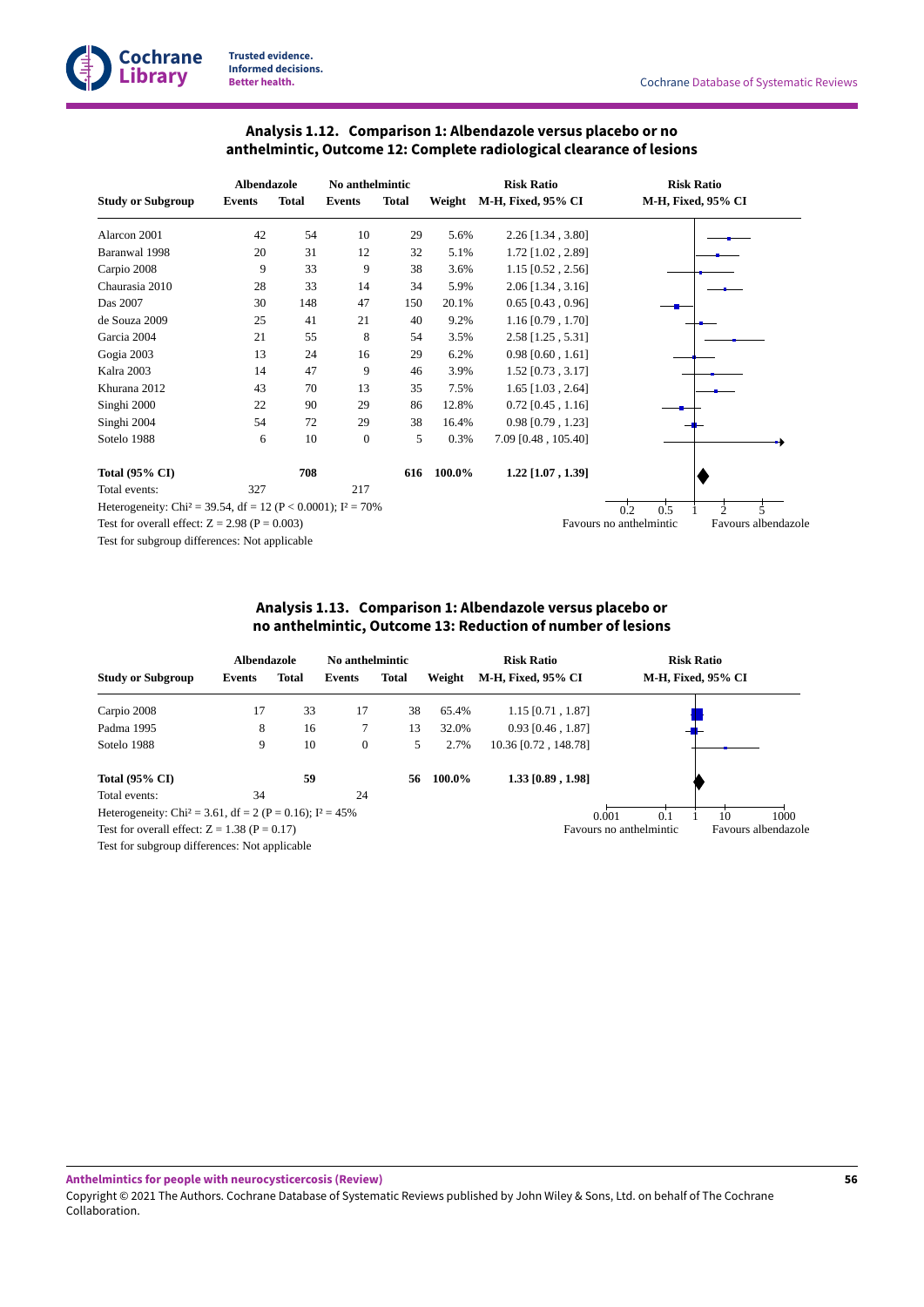### Analysis 1.12. Comparison 1: Albendazole versus placebo or no anthelmintic, Outcome 12: Complete radiological clearance of lesions

| Study or Subgroup | Albendazole Events | Albendazole Total | No anthelmintic Events | No anthelmintic Total | Weight | Risk Ratio M-H, Fixed, 95% CI |
|---|---|---|---|---|---|---|
| Alarcon 2001 | 42 | 54 | 10 | 29 | 5.6% | 2.26 [1.34 , 3.80] |
| Baranwal 1998 | 20 | 31 | 12 | 32 | 5.1% | 1.72 [1.02 , 2.89] |
| Carpio 2008 | 9 | 33 | 9 | 38 | 3.6% | 1.15 [0.52 , 2.56] |
| Chaurasia 2010 | 28 | 33 | 14 | 34 | 5.9% | 2.06 [1.34 , 3.16] |
| Das 2007 | 30 | 148 | 47 | 150 | 20.1% | 0.65 [0.43 , 0.96] |
| de Souza 2009 | 25 | 41 | 21 | 40 | 9.2% | 1.16 [0.79 , 1.70] |
| Garcia 2004 | 21 | 55 | 8 | 54 | 3.5% | 2.58 [1.25 , 5.31] |
| Gogia 2003 | 13 | 24 | 16 | 29 | 6.2% | 0.98 [0.60 , 1.61] |
| Kalra 2003 | 14 | 47 | 9 | 46 | 3.9% | 1.52 [0.73 , 3.17] |
| Khurana 2012 | 43 | 70 | 13 | 35 | 7.5% | 1.65 [1.03 , 2.64] |
| Singhi 2000 | 22 | 90 | 29 | 86 | 12.8% | 0.72 [0.45 , 1.16] |
| Singhi 2004 | 54 | 72 | 29 | 38 | 16.4% | 0.98 [0.79 , 1.23] |
| Sotelo 1988 | 6 | 10 | 0 | 5 | 0.3% | 7.09 [0.48 , 105.40] |
| **Total (95% CI)** | | **708** | | **616** | **100.0%** | **1.22 [1.07 , 1.39]** |
| Total events: | 327 | | 217 | | | |

Heterogeneity: $Chi^2 = 39.54$, df = 12 ($P < 0.0001$); $I^2 = 70\%$
Test for overall effect: $Z = 2.98$ ($P = 0.003$)
Test for subgroup differences: Not applicable

Risk Ratio M-H, Fixed, 95% CI (axis: 0.2, 0.5, 1, 2, 5) — Favours no anthelmintic | Favours albendazole

### Analysis 1.13. Comparison 1: Albendazole versus placebo or no anthelmintic, Outcome 13: Reduction of number of lesions

| Study or Subgroup | Albendazole Events | Albendazole Total | No anthelmintic Events | No anthelmintic Total | Weight | Risk Ratio M-H, Fixed, 95% CI |
|---|---|---|---|---|---|---|
| Carpio 2008 | 17 | 33 | 17 | 38 | 65.4% | 1.15 [0.71 , 1.87] |
| Padma 1995 | 8 | 16 | 7 | 13 | 32.0% | 0.93 [0.46 , 1.87] |
| Sotelo 1988 | 9 | 10 | 0 | 5 | 2.7% | 10.36 [0.72 , 148.78] |
| **Total (95% CI)** | | **59** | | **56** | **100.0%** | **1.33 [0.89 , 1.98]** |
| Total events: | 34 | | 24 | | | |

Heterogeneity: $Chi^2 = 3.61$, df = 2 ($P = 0.16$); $I^2 = 45\%$
Test for overall effect: $Z = 1.38$ ($P = 0.17$)
Test for subgroup differences: Not applicable

Risk Ratio M-H, Fixed, 95% CI (axis: 0.001, 0.1, 1, 10, 1000) — Favours no anthelmintic | Favours albendazole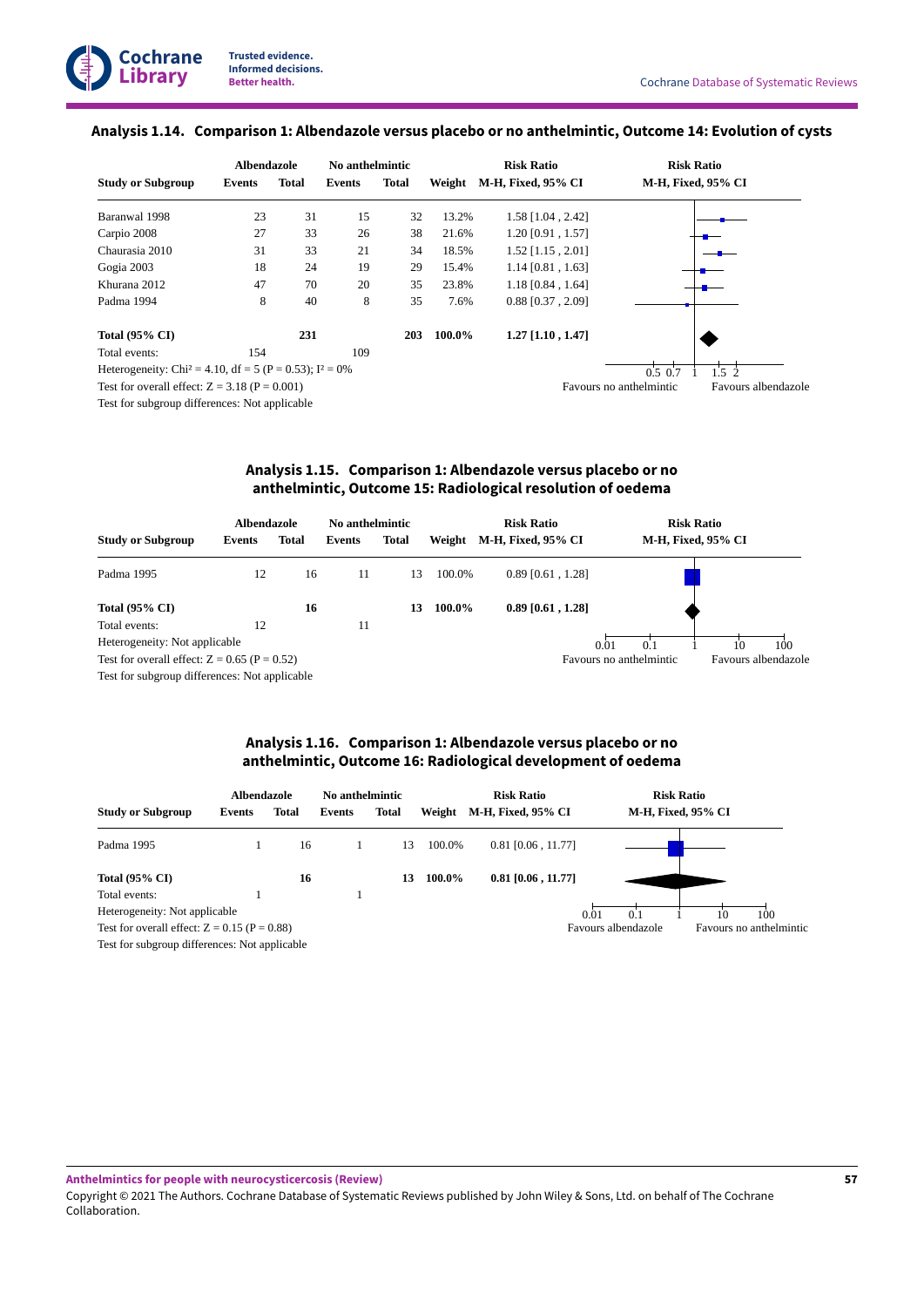### Analysis 1.14. Comparison 1: Albendazole versus placebo or no anthelmintic, Outcome 14: Evolution of cysts

| Study or Subgroup | Albendazole Events | Albendazole Total | No anthelmintic Events | No anthelmintic Total | Weight | Risk Ratio M-H, Fixed, 95% CI |
|---|---|---|---|---|---|---|
| Baranwal 1998 | 23 | 31 | 15 | 32 | 13.2% | 1.58 [1.04 , 2.42] |
| Carpio 2008 | 27 | 33 | 26 | 38 | 21.6% | 1.20 [0.91 , 1.57] |
| Chaurasia 2010 | 31 | 33 | 21 | 34 | 18.5% | 1.52 [1.15 , 2.01] |
| Gogia 2003 | 18 | 24 | 19 | 29 | 15.4% | 1.14 [0.81 , 1.63] |
| Khurana 2012 | 47 | 70 | 20 | 35 | 23.8% | 1.18 [0.84 , 1.64] |
| Padma 1994 | 8 | 40 | 8 | 35 | 7.6% | 0.88 [0.37 , 2.09] |
| **Total (95% CI)** | | **231** | | **203** | **100.0%** | **1.27 [1.10 , 1.47]** |
| Total events: | 154 | | 109 | | | |

Heterogeneity: $Chi^2 = 4.10$, df = 5 (P = 0.53); $I^2 = 0\%$

Test for overall effect: Z = 3.18 (P = 0.001)

Test for subgroup differences: Not applicable

Favours no anthelmintic / Favours albendazole

### Analysis 1.15. Comparison 1: Albendazole versus placebo or no anthelmintic, Outcome 15: Radiological resolution of oedema

| Study or Subgroup | Albendazole Events | Albendazole Total | No anthelmintic Events | No anthelmintic Total | Weight | Risk Ratio M-H, Fixed, 95% CI |
|---|---|---|---|---|---|---|
| Padma 1995 | 12 | 16 | 11 | 13 | 100.0% | 0.89 [0.61 , 1.28] |
| **Total (95% CI)** | | **16** | | **13** | **100.0%** | **0.89 [0.61 , 1.28]** |
| Total events: | 12 | | 11 | | | |

Heterogeneity: Not applicable

Test for overall effect: Z = 0.65 (P = 0.52)

Test for subgroup differences: Not applicable

Favours no anthelmintic / Favours albendazole

### Analysis 1.16. Comparison 1: Albendazole versus placebo or no anthelmintic, Outcome 16: Radiological development of oedema

| Study or Subgroup | Albendazole Events | Albendazole Total | No anthelmintic Events | No anthelmintic Total | Weight | Risk Ratio M-H, Fixed, 95% CI |
|---|---|---|---|---|---|---|
| Padma 1995 | 1 | 16 | 1 | 13 | 100.0% | 0.81 [0.06 , 11.77] |
| **Total (95% CI)** | | **16** | | **13** | **100.0%** | **0.81 [0.06 , 11.77]** |
| Total events: | 1 | | 1 | | | |

Heterogeneity: Not applicable

Test for overall effect: Z = 0.15 (P = 0.88)

Test for subgroup differences: Not applicable

Favours albendazole / Favours no anthelmintic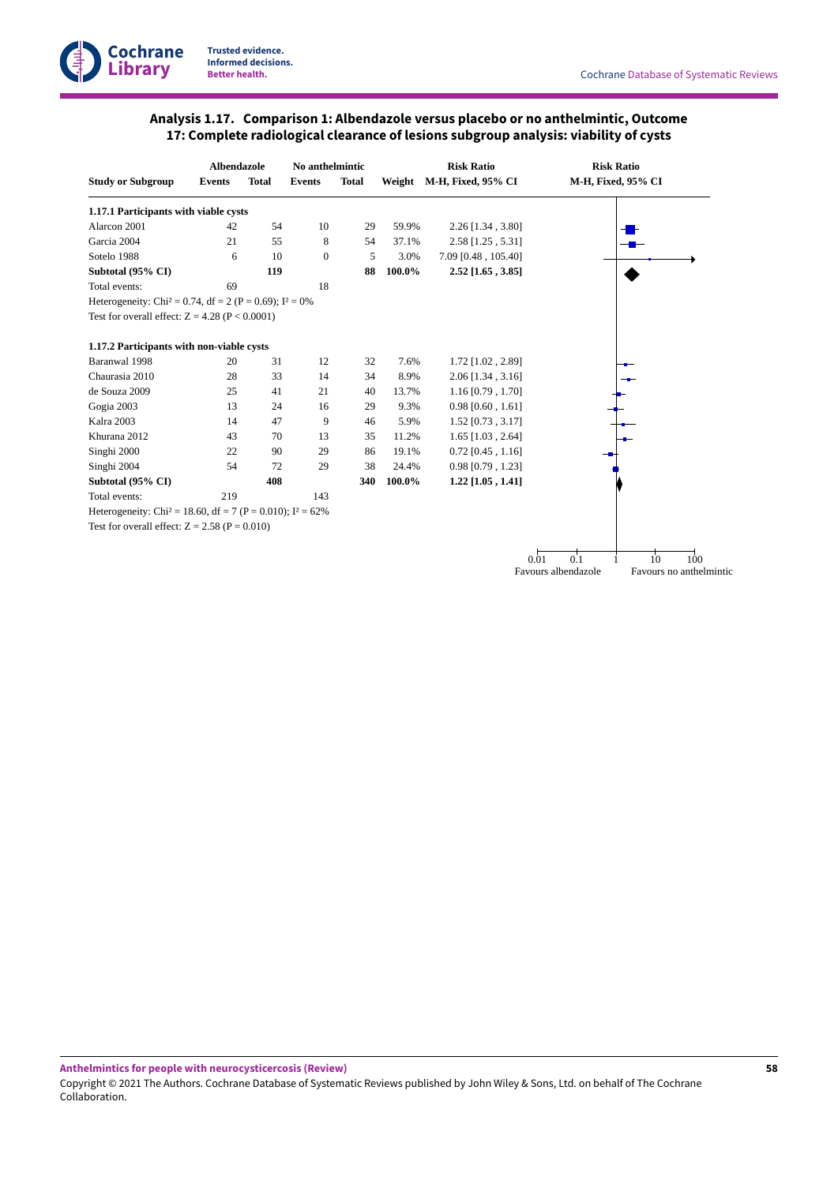### Analysis 1.17. Comparison 1: Albendazole versus placebo or no anthelmintic, Outcome 17: Complete radiological clearance of lesions subgroup analysis: viability of cysts

| Study or Subgroup | Albendazole Events | Albendazole Total | No anthelmintic Events | No anthelmintic Total | Weight | Risk Ratio M-H, Fixed, 95% CI |
|---|---|---|---|---|---|---|
| **1.17.1 Participants with viable cysts** | | | | | | |
| Alarcon 2001 | 42 | 54 | 10 | 29 | 59.9% | 2.26 [1.34 , 3.80] |
| Garcia 2004 | 21 | 55 | 8 | 54 | 37.1% | 2.58 [1.25 , 5.31] |
| Sotelo 1988 | 6 | 10 | 0 | 5 | 3.0% | 7.09 [0.48 , 105.40] |
| **Subtotal (95% CI)** | | **119** | | **88** | **100.0%** | **2.52 [1.65 , 3.85]** |
| Total events: | 69 | | 18 | | | |
| Heterogeneity: Chi² = 0.74, df = 2 (P = 0.69); I² = 0% | | | | | | |
| Test for overall effect: Z = 4.28 (P < 0.0001) | | | | | | |
| **1.17.2 Participants with non-viable cysts** | | | | | | |
| Baranwal 1998 | 20 | 31 | 12 | 32 | 7.6% | 1.72 [1.02 , 2.89] |
| Chaurasia 2010 | 28 | 33 | 14 | 34 | 8.9% | 2.06 [1.34 , 3.16] |
| de Souza 2009 | 25 | 41 | 21 | 40 | 13.7% | 1.16 [0.79 , 1.70] |
| Gogia 2003 | 13 | 24 | 16 | 29 | 9.3% | 0.98 [0.60 , 1.61] |
| Kalra 2003 | 14 | 47 | 9 | 46 | 5.9% | 1.52 [0.73 , 3.17] |
| Khurana 2012 | 43 | 70 | 13 | 35 | 11.2% | 1.65 [1.03 , 2.64] |
| Singhi 2000 | 22 | 90 | 29 | 86 | 19.1% | 0.72 [0.45 , 1.16] |
| Singhi 2004 | 54 | 72 | 29 | 38 | 24.4% | 0.98 [0.79 , 1.23] |
| **Subtotal (95% CI)** | | **408** | | **340** | **100.0%** | **1.22 [1.05 , 1.41]** |
| Total events: | 219 | | 143 | | | |
| Heterogeneity: Chi² = 18.60, df = 7 (P = 0.010); I² = 62% | | | | | | |
| Test for overall effect: Z = 2.58 (P = 0.010) | | | | | | |

Risk Ratio M-H, Fixed, 95% CI (forest plot axis: 0.01, 0.1, 1, 10, 100)

Favours albendazole — Favours no anthelmintic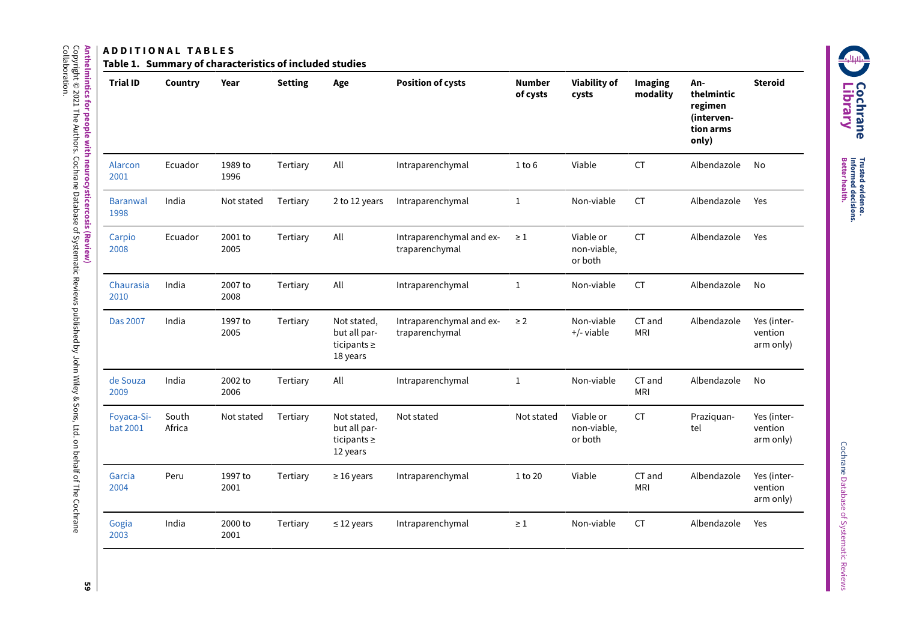## ADDITIONAL TABLES

**Table 1. Summary of characteristics of included studies**

| Trial ID | Country | Year | Setting | Age | Position of cysts | Number of cysts | Viability of cysts | Imaging modality | Anthelmintic regimen (intervention arms only) | Steroid |
|---|---|---|---|---|---|---|---|---|---|---|
| Alarcon 2001 | Ecuador | 1989 to 1996 | Tertiary | All | Intraparenchymal | 1 to 6 | Viable | CT | Albendazole | No |
| Baranwal 1998 | India | Not stated | Tertiary | 2 to 12 years | Intraparenchymal | 1 | Non-viable | CT | Albendazole | Yes |
| Carpio 2008 | Ecuador | 2001 to 2005 | Tertiary | All | Intraparenchymal and extraparenchymal | ≥ 1 | Viable or non-viable, or both | CT | Albendazole | Yes |
| Chaurasia 2010 | India | 2007 to 2008 | Tertiary | All | Intraparenchymal | 1 | Non-viable | CT | Albendazole | No |
| Das 2007 | India | 1997 to 2005 | Tertiary | Not stated, but all participants ≥ 18 years | Intraparenchymal and extraparenchymal | ≥ 2 | Non-viable +/- viable | CT and MRI | Albendazole | Yes (intervention arm only) |
| de Souza 2009 | India | 2002 to 2006 | Tertiary | All | Intraparenchymal | 1 | Non-viable | CT and MRI | Albendazole | No |
| Foyaca-Sibat 2001 | South Africa | Not stated | Tertiary | Not stated, but all participants ≥ 12 years | Not stated | Not stated | Viable or non-viable, or both | CT | Praziquantel | Yes (intervention arm only) |
| Garcia 2004 | Peru | 1997 to 2001 | Tertiary | ≥ 16 years | Intraparenchymal | 1 to 20 | Viable | CT and MRI | Albendazole | Yes (intervention arm only) |
| Gogia 2003 | India | 2000 to 2001 | Tertiary | ≤ 12 years | Intraparenchymal | ≥ 1 | Non-viable | CT | Albendazole | Yes |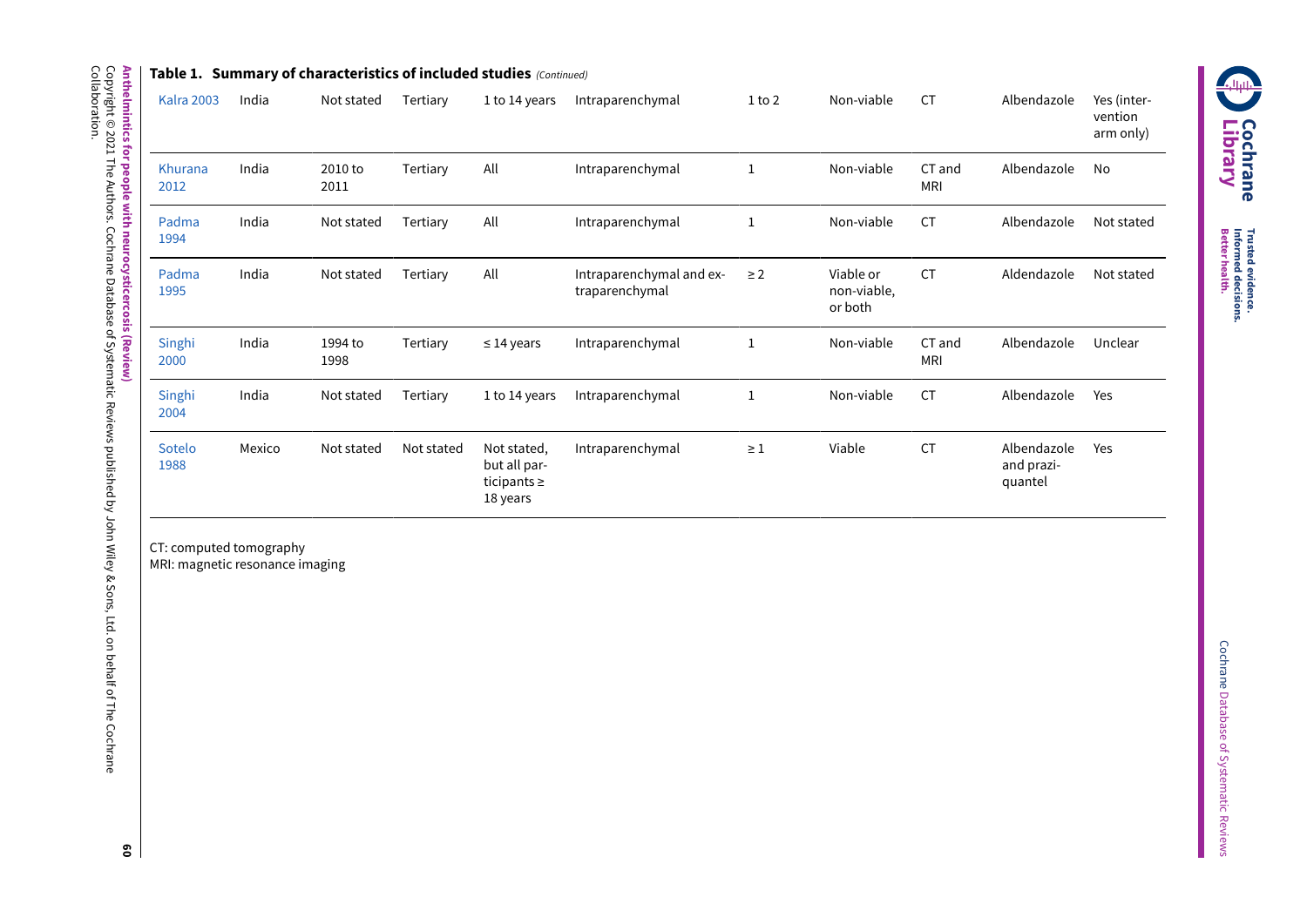**Table 1. Summary of characteristics of included studies** *(Continued)*

| | | | | | | | | | | |
|---|---|---|---|---|---|---|---|---|---|---|
| Kalra 2003 | India | Not stated | Tertiary | 1 to 14 years | Intraparenchymal | 1 to 2 | Non-viable | CT | Albendazole | Yes (intervention arm only) |
| Khurana 2012 | India | 2010 to 2011 | Tertiary | All | Intraparenchymal | 1 | Non-viable | CT and MRI | Albendazole | No |
| Padma 1994 | India | Not stated | Tertiary | All | Intraparenchymal | 1 | Non-viable | CT | Albendazole | Not stated |
| Padma 1995 | India | Not stated | Tertiary | All | Intraparenchymal and extraparenchymal | ≥ 2 | Viable or non-viable, or both | CT | Aldendazole | Not stated |
| Singhi 2000 | India | 1994 to 1998 | Tertiary | ≤ 14 years | Intraparenchymal | 1 | Non-viable | CT and MRI | Albendazole | Unclear |
| Singhi 2004 | India | Not stated | Tertiary | 1 to 14 years | Intraparenchymal | 1 | Non-viable | CT | Albendazole | Yes |
| Sotelo 1988 | Mexico | Not stated | Not stated | Not stated, but all participants ≥ 18 years | Intraparenchymal | ≥ 1 | Viable | CT | Albendazole and praziquantel | Yes |

CT: computed tomography
MRI: magnetic resonance imaging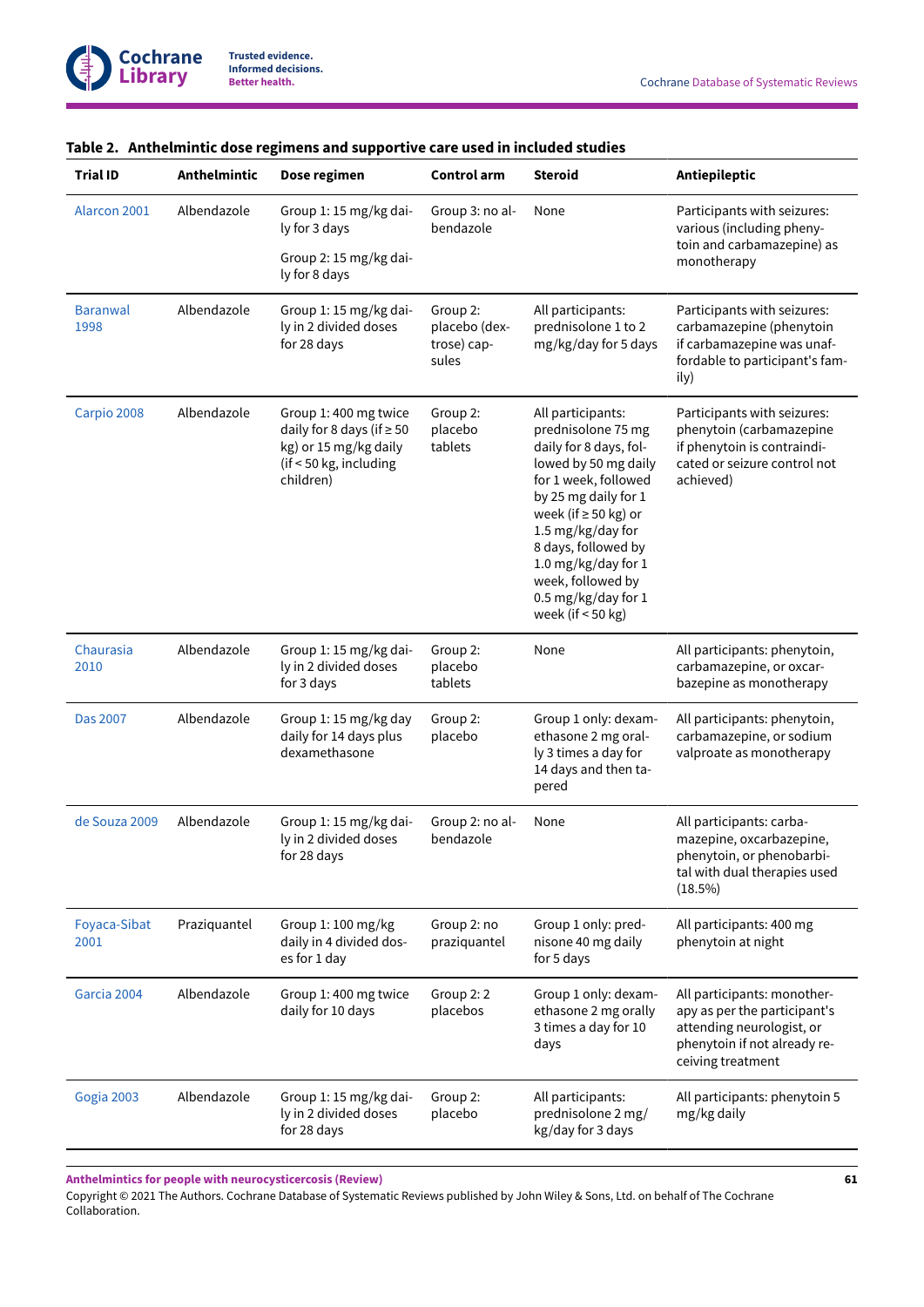**Table 2. Anthelmintic dose regimens and supportive care used in included studies**

| Trial ID | Anthelmintic | Dose regimen | Control arm | Steroid | Antiepileptic |
|---|---|---|---|---|---|
| Alarcon 2001 | Albendazole | Group 1: 15 mg/kg daily for 3 days<br><br>Group 2: 15 mg/kg daily for 8 days | Group 3: no albendazole | None | Participants with seizures: various (including phenytoin and carbamazepine) as monotherapy |
| Baranwal 1998 | Albendazole | Group 1: 15 mg/kg daily in 2 divided doses for 28 days | Group 2: placebo (dextrose) capsules | All participants: prednisolone 1 to 2 mg/kg/day for 5 days | Participants with seizures: carbamazepine (phenytoin if carbamazepine was unaffordable to participant's family) |
| Carpio 2008 | Albendazole | Group 1: 400 mg twice daily for 8 days (if ≥ 50 kg) or 15 mg/kg daily (if < 50 kg, including children) | Group 2: placebo tablets | All participants: prednisolone 75 mg daily for 8 days, followed by 50 mg daily for 1 week, followed by 25 mg daily for 1 week (if ≥ 50 kg) or 1.5 mg/kg/day for 8 days, followed by 1.0 mg/kg/day for 1 week, followed by 0.5 mg/kg/day for 1 week (if < 50 kg) | Participants with seizures: phenytoin (carbamazepine if phenytoin is contraindicated or seizure control not achieved) |
| Chaurasia 2010 | Albendazole | Group 1: 15 mg/kg daily in 2 divided doses for 3 days | Group 2: placebo tablets | None | All participants: phenytoin, carbamazepine, or oxcarbazepine as monotherapy |
| Das 2007 | Albendazole | Group 1: 15 mg/kg day daily for 14 days plus dexamethasone | Group 2: placebo | Group 1 only: dexamethasone 2 mg orally 3 times a day for 14 days and then tapered | All participants: phenytoin, carbamazepine, or sodium valproate as monotherapy |
| de Souza 2009 | Albendazole | Group 1: 15 mg/kg daily in 2 divided doses for 28 days | Group 2: no albendazole | None | All participants: carbamazepine, oxcarbazepine, phenytoin, or phenobarbital with dual therapies used (18.5%) |
| Foyaca-Sibat 2001 | Praziquantel | Group 1: 100 mg/kg daily in 4 divided doses for 1 day | Group 2: no praziquantel | Group 1 only: prednisone 40 mg daily for 5 days | All participants: 400 mg phenytoin at night |
| Garcia 2004 | Albendazole | Group 1: 400 mg twice daily for 10 days | Group 2: 2 placebos | Group 1 only: dexamethasone 2 mg orally 3 times a day for 10 days | All participants: monotherapy as per the participant's attending neurologist, or phenytoin if not already receiving treatment |
| Gogia 2003 | Albendazole | Group 1: 15 mg/kg daily in 2 divided doses for 28 days | Group 2: placebo | All participants: prednisolone 2 mg/kg/day for 3 days | All participants: phenytoin 5 mg/kg daily |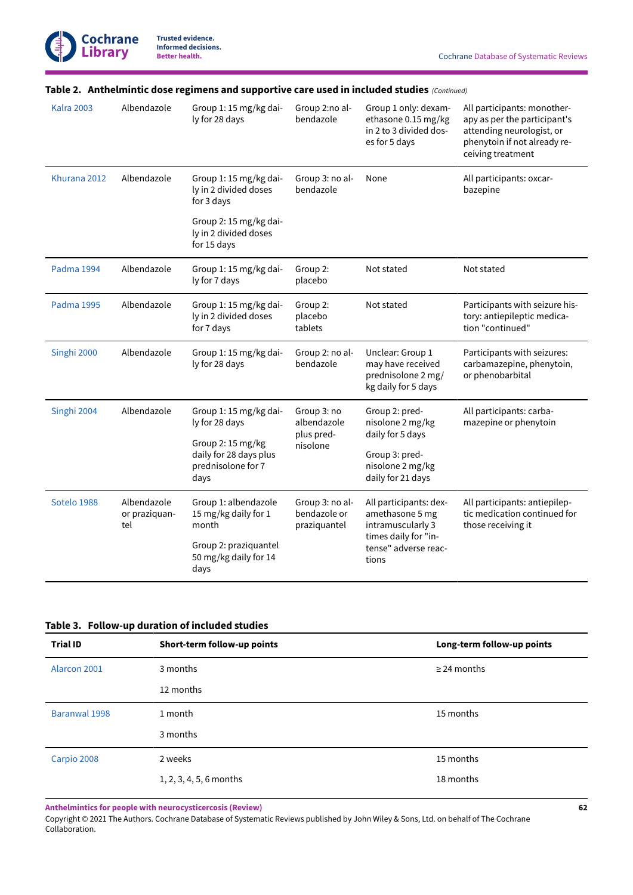**Table 2. Anthelmintic dose regimens and supportive care used in included studies** *(Continued)*

| | | | | | |
|---|---|---|---|---|---|
| Kalra 2003 | Albendazole | Group 1: 15 mg/kg daily for 28 days | Group 2:no albendazole | Group 1 only: dexamethasone 0.15 mg/kg in 2 to 3 divided doses for 5 days | All participants: monotherapy as per the participant's attending neurologist, or phenytoin if not already receiving treatment |
| Khurana 2012 | Albendazole | Group 1: 15 mg/kg daily in 2 divided doses for 3 days<br><br>Group 2: 15 mg/kg daily in 2 divided doses for 15 days | Group 3: no albendazole | None | All participants: oxcarbazepine |
| Padma 1994 | Albendazole | Group 1: 15 mg/kg daily for 7 days | Group 2: placebo | Not stated | Not stated |
| Padma 1995 | Albendazole | Group 1: 15 mg/kg daily in 2 divided doses for 7 days | Group 2: placebo tablets | Not stated | Participants with seizure history: antiepileptic medication "continued" |
| Singhi 2000 | Albendazole | Group 1: 15 mg/kg daily for 28 days | Group 2: no albendazole | Unclear: Group 1 may have received prednisolone 2 mg/kg daily for 5 days | Participants with seizures: carbamazepine, phenytoin, or phenobarbital |
| Singhi 2004 | Albendazole | Group 1: 15 mg/kg daily for 28 days<br><br>Group 2: 15 mg/kg daily for 28 days plus prednisolone for 7 days | Group 3: no albendazole plus prednisolone | Group 2: prednisolone 2 mg/kg daily for 5 days<br><br>Group 3: prednisolone 2 mg/kg daily for 21 days | All participants: carbamazepine or phenytoin |
| Sotelo 1988 | Albendazole or praziquantel | Group 1: albendazole 15 mg/kg daily for 1 month<br><br>Group 2: praziquantel 50 mg/kg daily for 14 days | Group 3: no albendazole or praziquantel | All participants: dexamethasone 5 mg intramuscularly 3 times daily for "intense" adverse reactions | All participants: antiepileptic medication continued for those receiving it |

**Table 3. Follow-up duration of included studies**

| Trial ID | Short-term follow-up points | Long-term follow-up points |
|---|---|---|
| Alarcon 2001 | 3 months<br>12 months | ≥ 24 months |
| Baranwal 1998 | 1 month<br>3 months | 15 months |
| Carpio 2008 | 2 weeks<br>1, 2, 3, 4, 5, 6 months | 15 months<br>18 months |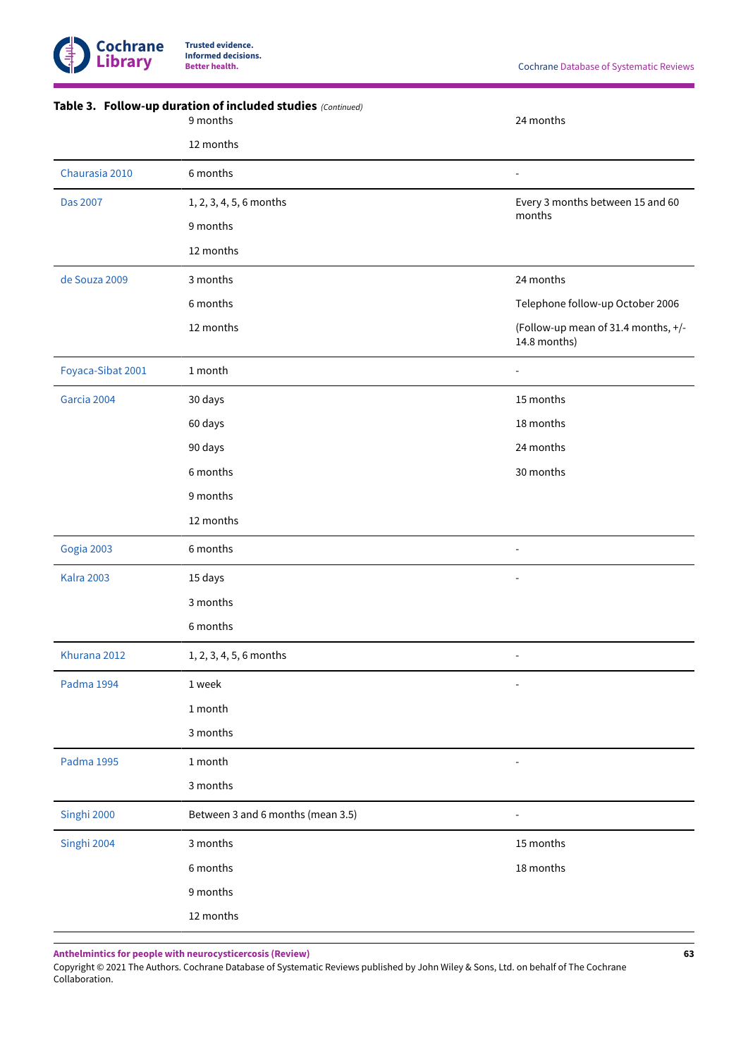**Table 3. Follow-up duration of included studies** *(Continued)*

| | | |
|---|---|---|
| | 9 months<br>12 months | 24 months |
| Chaurasia 2010 | 6 months | - |
| Das 2007 | 1, 2, 3, 4, 5, 6 months<br>9 months<br>12 months | Every 3 months between 15 and 60 months |
| de Souza 2009 | 3 months<br>6 months<br>12 months | 24 months<br>Telephone follow-up October 2006<br>(Follow-up mean of 31.4 months, +/- 14.8 months) |
| Foyaca-Sibat 2001 | 1 month | - |
| Garcia 2004 | 30 days<br>60 days<br>90 days<br>6 months<br>9 months<br>12 months | 15 months<br>18 months<br>24 months<br>30 months |
| Gogia 2003 | 6 months | - |
| Kalra 2003 | 15 days<br>3 months<br>6 months | - |
| Khurana 2012 | 1, 2, 3, 4, 5, 6 months | - |
| Padma 1994 | 1 week<br>1 month<br>3 months | - |
| Padma 1995 | 1 month<br>3 months | - |
| Singhi 2000 | Between 3 and 6 months (mean 3.5) | - |
| Singhi 2004 | 3 months<br>6 months<br>9 months<br>12 months | 15 months<br>18 months |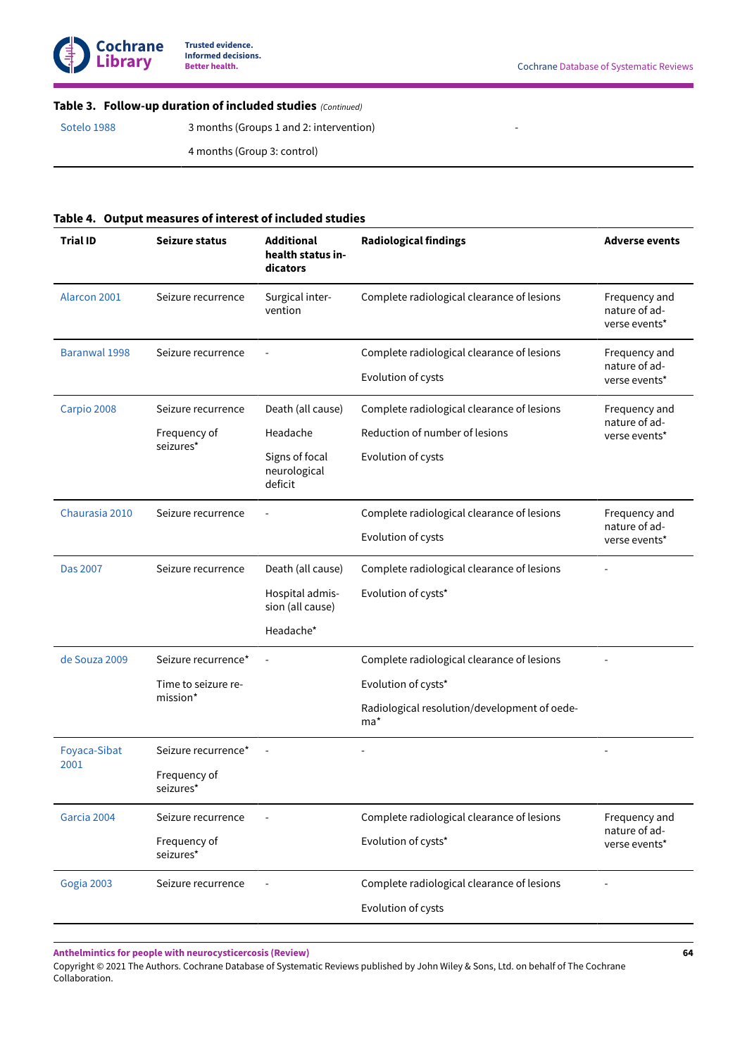**Table 3. Follow-up duration of included studies** *(Continued)*

| | | |
|---|---|---|
| Sotelo 1988 | 3 months (Groups 1 and 2: intervention)<br><br>4 months (Group 3: control) | - |

**Table 4. Output measures of interest of included studies**

| Trial ID | Seizure status | Additional health status indicators | Radiological findings | Adverse events |
|---|---|---|---|---|
| Alarcon 2001 | Seizure recurrence | Surgical intervention | Complete radiological clearance of lesions | Frequency and nature of adverse events* |
| Baranwal 1998 | Seizure recurrence | - | Complete radiological clearance of lesions<br><br>Evolution of cysts | Frequency and nature of adverse events* |
| Carpio 2008 | Seizure recurrence<br><br>Frequency of seizures* | Death (all cause)<br><br>Headache<br><br>Signs of focal neurological deficit | Complete radiological clearance of lesions<br><br>Reduction of number of lesions<br><br>Evolution of cysts | Frequency and nature of adverse events* |
| Chaurasia 2010 | Seizure recurrence | - | Complete radiological clearance of lesions<br><br>Evolution of cysts | Frequency and nature of adverse events* |
| Das 2007 | Seizure recurrence | Death (all cause)<br><br>Hospital admission (all cause)<br><br>Headache* | Complete radiological clearance of lesions<br><br>Evolution of cysts* | - |
| de Souza 2009 | Seizure recurrence*<br><br>Time to seizure remission* | - | Complete radiological clearance of lesions<br><br>Evolution of cysts*<br><br>Radiological resolution/development of oedema* | - |
| Foyaca-Sibat 2001 | Seizure recurrence*<br><br>Frequency of seizures* | - | - | - |
| Garcia 2004 | Seizure recurrence<br><br>Frequency of seizures* | - | Complete radiological clearance of lesions<br><br>Evolution of cysts* | Frequency and nature of adverse events* |
| Gogia 2003 | Seizure recurrence | - | Complete radiological clearance of lesions<br><br>Evolution of cysts | - |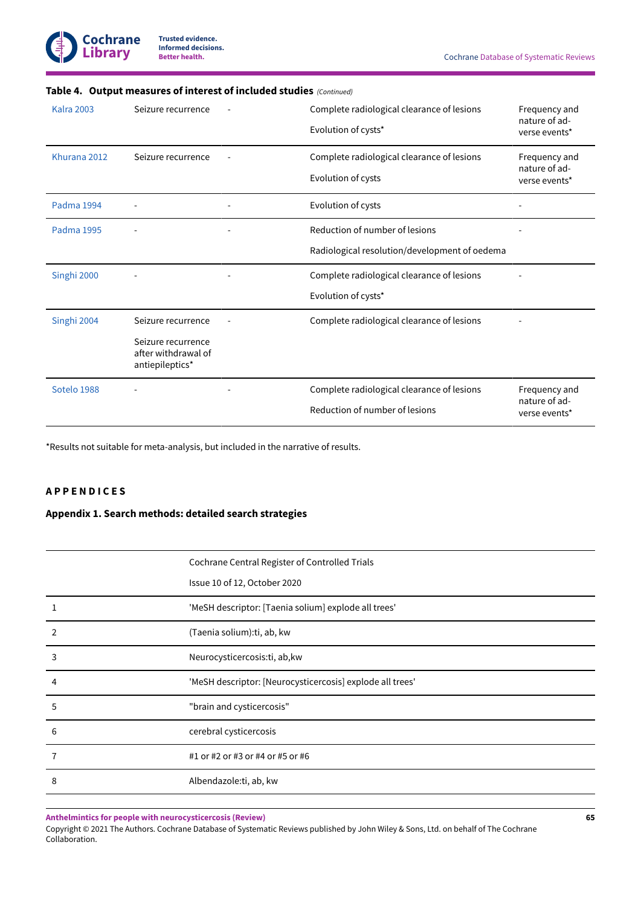**Table 4. Output measures of interest of included studies** *(Continued)*

| | | | | |
|---|---|---|---|---|
| Kalra 2003 | Seizure recurrence | - | Complete radiological clearance of lesions<br><br>Evolution of cysts* | Frequency and nature of adverse events* |
| Khurana 2012 | Seizure recurrence | - | Complete radiological clearance of lesions<br><br>Evolution of cysts | Frequency and nature of adverse events* |
| Padma 1994 | - | - | Evolution of cysts | - |
| Padma 1995 | - | - | Reduction of number of lesions<br><br>Radiological resolution/development of oedema | - |
| Singhi 2000 | - | - | Complete radiological clearance of lesions<br><br>Evolution of cysts* | - |
| Singhi 2004 | Seizure recurrence<br><br>Seizure recurrence after withdrawal of antiepileptics* | - | Complete radiological clearance of lesions | - |
| Sotelo 1988 | - | - | Complete radiological clearance of lesions<br><br>Reduction of number of lesions | Frequency and nature of adverse events* |

*Results not suitable for meta-analysis, but included in the narrative of results.

# APPENDICES

## Appendix 1. Search methods: detailed search strategies

| | Cochrane Central Register of Controlled Trials<br><br>Issue 10 of 12, October 2020 |
|---|---|
| 1 | 'MeSH descriptor: [Taenia solium] explode all trees' |
| 2 | (Taenia solium):ti, ab, kw |
| 3 | Neurocysticercosis:ti, ab,kw |
| 4 | 'MeSH descriptor: [Neurocysticercosis] explode all trees' |
| 5 | "brain and cysticercosis" |
| 6 | cerebral cysticercosis |
| 7 | #1 or #2 or #3 or #4 or #5 or #6 |
| 8 | Albendazole:ti, ab, kw |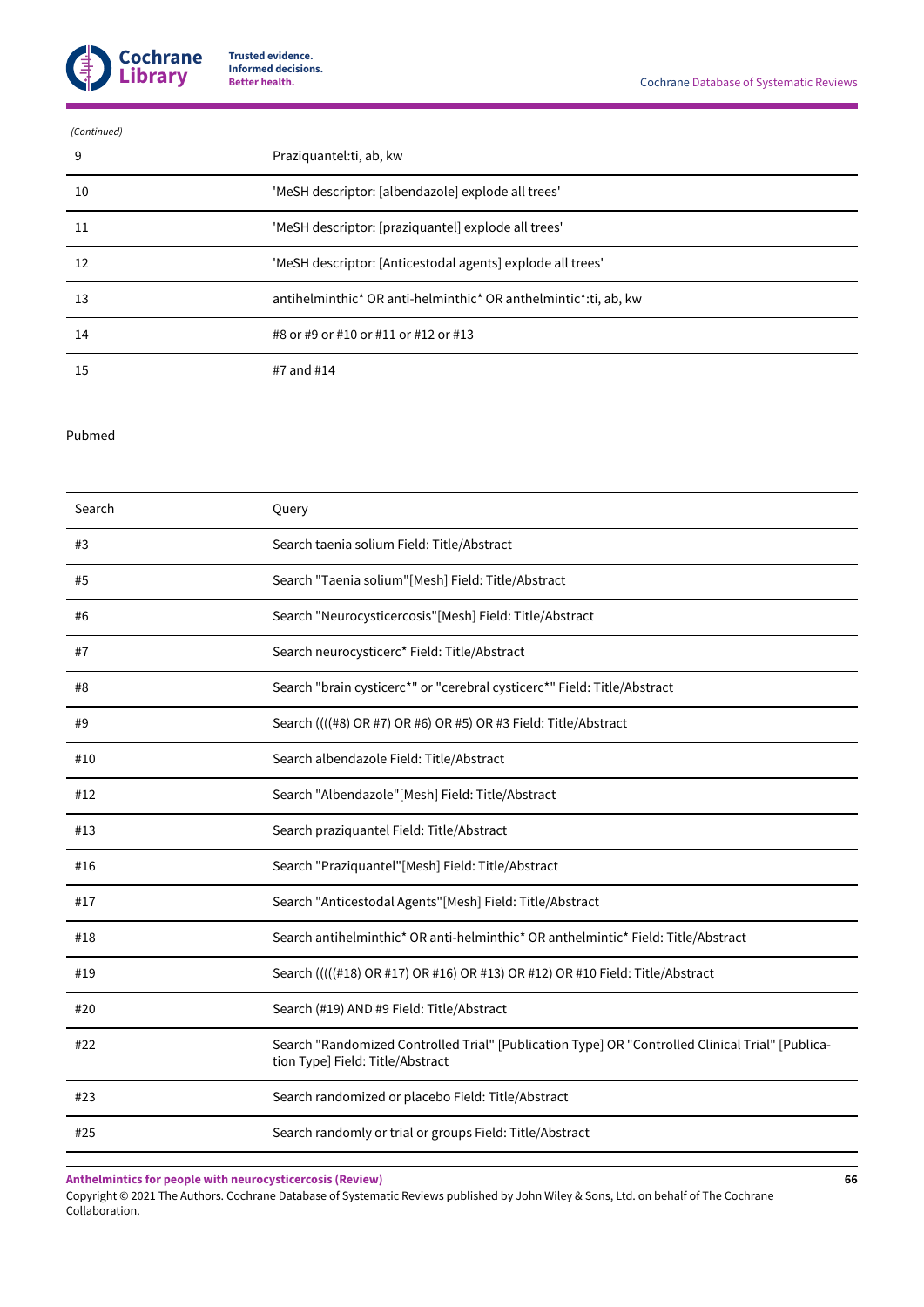*(Continued)*

| | |
|---|---|
| 9 | Praziquantel:ti, ab, kw |
| 10 | 'MeSH descriptor: [albendazole] explode all trees' |
| 11 | 'MeSH descriptor: [praziquantel] explode all trees' |
| 12 | 'MeSH descriptor: [Anticestodal agents] explode all trees' |
| 13 | antihelminthic* OR anti-helminthic* OR anthelmintic*:ti, ab, kw |
| 14 | #8 or #9 or #10 or #11 or #12 or #13 |
| 15 | #7 and #14 |

Pubmed

| Search | Query |
|---|---|
| #3 | Search taenia solium Field: Title/Abstract |
| #5 | Search "Taenia solium"[Mesh] Field: Title/Abstract |
| #6 | Search "Neurocysticercosis"[Mesh] Field: Title/Abstract |
| #7 | Search neurocysticerc* Field: Title/Abstract |
| #8 | Search "brain cysticerc*" or "cerebral cysticerc*" Field: Title/Abstract |
| #9 | Search ((((#8) OR #7) OR #6) OR #5) OR #3 Field: Title/Abstract |
| #10 | Search albendazole Field: Title/Abstract |
| #12 | Search "Albendazole"[Mesh] Field: Title/Abstract |
| #13 | Search praziquantel Field: Title/Abstract |
| #16 | Search "Praziquantel"[Mesh] Field: Title/Abstract |
| #17 | Search "Anticestodal Agents"[Mesh] Field: Title/Abstract |
| #18 | Search antihelminthic* OR anti-helminthic* OR anthelmintic* Field: Title/Abstract |
| #19 | Search (((((#18) OR #17) OR #16) OR #13) OR #12) OR #10 Field: Title/Abstract |
| #20 | Search (#19) AND #9 Field: Title/Abstract |
| #22 | Search "Randomized Controlled Trial" [Publication Type] OR "Controlled Clinical Trial" [Publication Type] Field: Title/Abstract |
| #23 | Search randomized or placebo Field: Title/Abstract |
| #25 | Search randomly or trial or groups Field: Title/Abstract |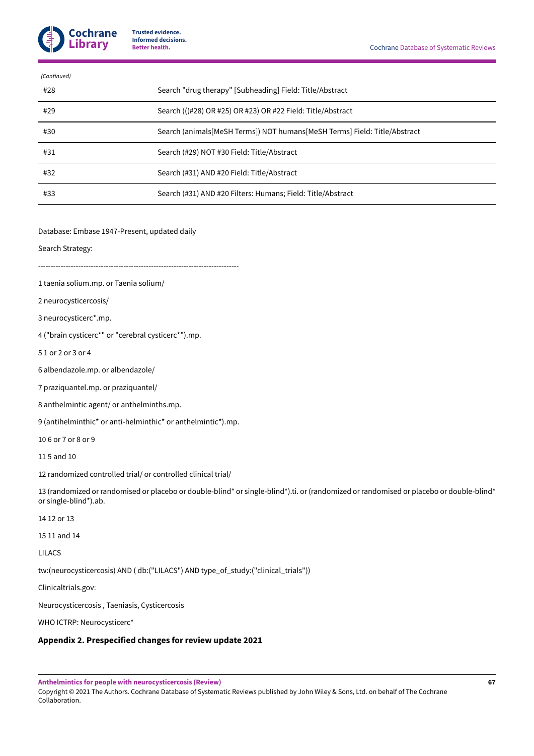*(Continued)*

| | |
|---|---|
| #28 | Search "drug therapy" [Subheading] Field: Title/Abstract |
| #29 | Search (((#28) OR #25) OR #23) OR #22 Field: Title/Abstract |
| #30 | Search (animals[MeSH Terms]) NOT humans[MeSH Terms] Field: Title/Abstract |
| #31 | Search (#29) NOT #30 Field: Title/Abstract |
| #32 | Search (#31) AND #20 Field: Title/Abstract |
| #33 | Search (#31) AND #20 Filters: Humans; Field: Title/Abstract |

Database: Embase 1947-Present, updated daily

Search Strategy:

--------------------------------------------------------------------------------

1 taenia solium.mp. or Taenia solium/

2 neurocysticercosis/

3 neurocysticerc*.mp.

4 ("brain cysticerc*" or "cerebral cysticerc*").mp.

5 1 or 2 or 3 or 4

6 albendazole.mp. or albendazole/

7 praziquantel.mp. or praziquantel/

8 anthelmintic agent/ or anthelminths.mp.

9 (antihelminthic* or anti-helminthic* or anthelmintic*).mp.

10 6 or 7 or 8 or 9

11 5 and 10

12 randomized controlled trial/ or controlled clinical trial/

13 (randomized or randomised or placebo or double-blind* or single-blind*).ti. or (randomized or randomised or placebo or double-blind* or single-blind*).ab.

14 12 or 13

15 11 and 14

LILACS

tw:(neurocysticercosis) AND ( db:("LILACS") AND type_of_study:("clinical_trials"))

Clinicaltrials.gov:

Neurocysticercosis , Taeniasis, Cysticercosis

WHO ICTRP: Neurocysticerc*

### Appendix 2. Prespecified changes for review update 2021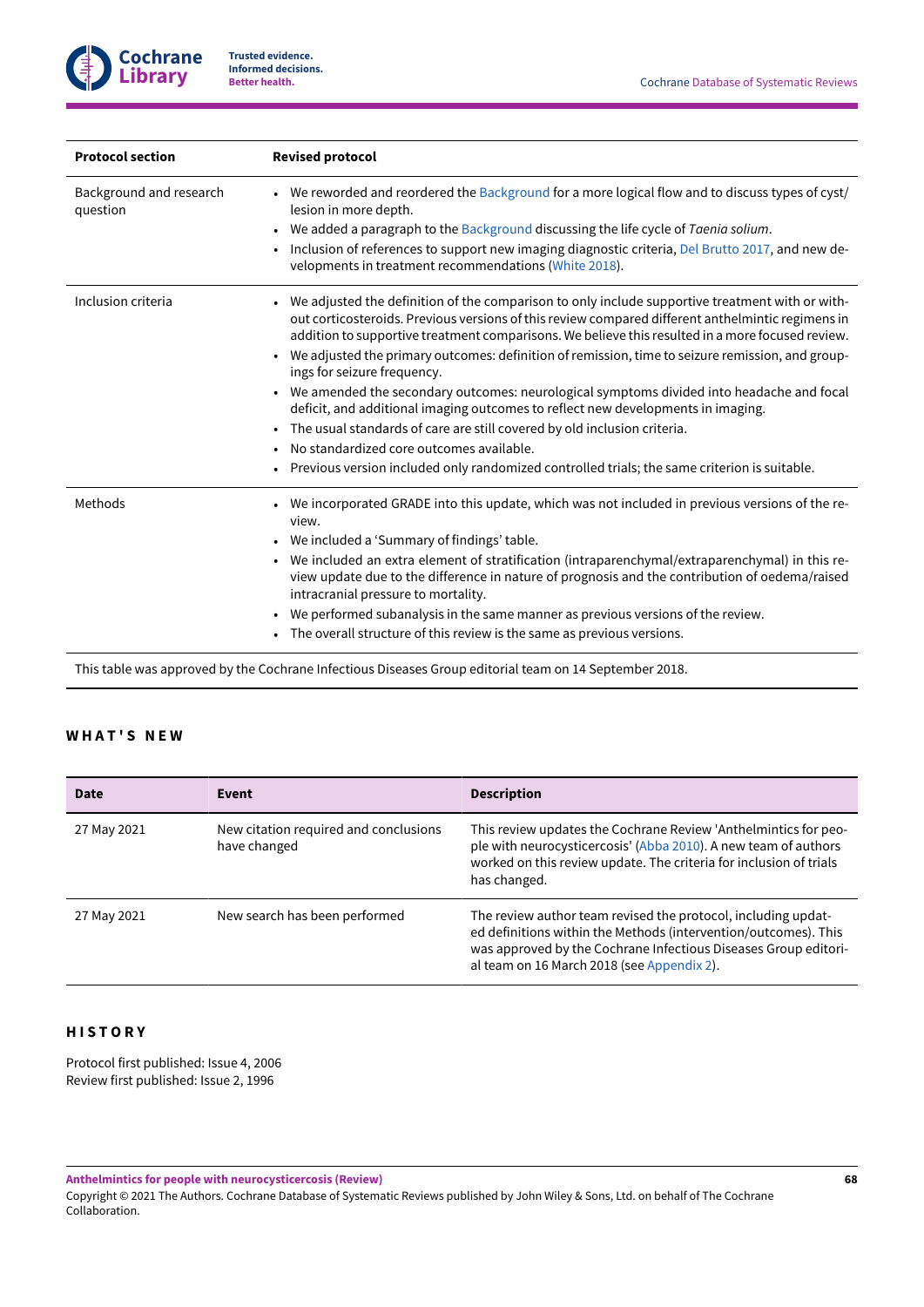| Protocol section | Revised protocol |
|---|---|
| Background and research question | • We reworded and reordered the Background for a more logical flow and to discuss types of cyst/lesion in more depth.<br>• We added a paragraph to the Background discussing the life cycle of *Taenia solium*.<br>• Inclusion of references to support new imaging diagnostic criteria, Del Brutto 2017, and new developments in treatment recommendations (White 2018). |
| Inclusion criteria | • We adjusted the definition of the comparison to only include supportive treatment with or without corticosteroids. Previous versions of this review compared different anthelmintic regimens in addition to supportive treatment comparisons. We believe this resulted in a more focused review.<br>• We adjusted the primary outcomes: definition of remission, time to seizure remission, and groupings for seizure frequency.<br>• We amended the secondary outcomes: neurological symptoms divided into headache and focal deficit, and additional imaging outcomes to reflect new developments in imaging.<br>• The usual standards of care are still covered by old inclusion criteria.<br>• No standardized core outcomes available.<br>• Previous version included only randomized controlled trials; the same criterion is suitable. |
| Methods | • We incorporated GRADE into this update, which was not included in previous versions of the review.<br>• We included a 'Summary of findings' table.<br>• We included an extra element of stratification (intraparenchymal/extraparenchymal) in this review update due to the difference in nature of prognosis and the contribution of oedema/raised intracranial pressure to mortality.<br>• We performed subanalysis in the same manner as previous versions of the review.<br>• The overall structure of this review is the same as previous versions. |

This table was approved by the Cochrane Infectious Diseases Group editorial team on 14 September 2018.

## WHAT'S NEW

| Date | Event | Description |
|---|---|---|
| 27 May 2021 | New citation required and conclusions have changed | This review updates the Cochrane Review 'Anthelmintics for people with neurocysticercosis' (Abba 2010). A new team of authors worked on this review update. The criteria for inclusion of trials has changed. |
| 27 May 2021 | New search has been performed | The review author team revised the protocol, including updated definitions within the Methods (intervention/outcomes). This was approved by the Cochrane Infectious Diseases Group editorial team on 16 March 2018 (see Appendix 2). |

## HISTORY

Protocol first published: Issue 4, 2006
Review first published: Issue 2, 1996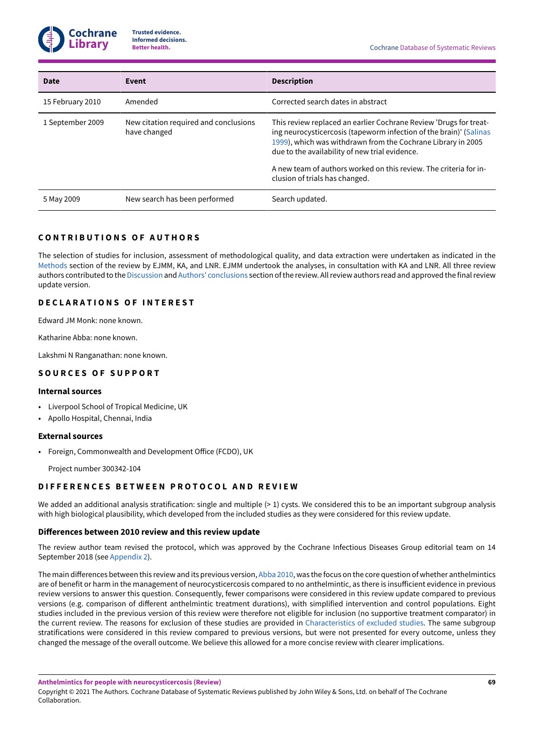| Date | Event | Description |
|---|---|---|
| 15 February 2010 | Amended | Corrected search dates in abstract |
| 1 September 2009 | New citation required and conclusions have changed | This review replaced an earlier Cochrane Review 'Drugs for treating neurocysticercosis (tapeworm infection of the brain)' (Salinas 1999), which was withdrawn from the Cochrane Library in 2005 due to the availability of new trial evidence.<br><br>A new team of authors worked on this review. The criteria for inclusion of trials has changed. |
| 5 May 2009 | New search has been performed | Search updated. |

## CONTRIBUTIONS OF AUTHORS

The selection of studies for inclusion, assessment of methodological quality, and data extraction were undertaken as indicated in the Methods section of the review by EJMM, KA, and LNR. EJMM undertook the analyses, in consultation with KA and LNR. All three review authors contributed to the Discussion and Authors' conclusions section of the review. All review authors read and approved the final review update version.

## DECLARATIONS OF INTEREST

Edward JM Monk: none known.

Katharine Abba: none known.

Lakshmi N Ranganathan: none known.

## SOURCES OF SUPPORT

### Internal sources

- Liverpool School of Tropical Medicine, UK
- Apollo Hospital, Chennai, India

### External sources

- Foreign, Commonwealth and Development Office (FCDO), UK

  Project number 300342-104

## DIFFERENCES BETWEEN PROTOCOL AND REVIEW

We added an additional analysis stratification: single and multiple (> 1) cysts. We considered this to be an important subgroup analysis with high biological plausibility, which developed from the included studies as they were considered for this review update.

### Differences between 2010 review and this review update

The review author team revised the protocol, which was approved by the Cochrane Infectious Diseases Group editorial team on 14 September 2018 (see Appendix 2).

The main differences between this review and its previous version, Abba 2010, was the focus on the core question of whether anthelmintics are of benefit or harm in the management of neurocysticercosis compared to no anthelmintic, as there is insufficient evidence in previous review versions to answer this question. Consequently, fewer comparisons were considered in this review update compared to previous versions (e.g. comparison of different anthelmintic treatment durations), with simplified intervention and control populations. Eight studies included in the previous version of this review were therefore not eligible for inclusion (no supportive treatment comparator) in the current review. The reasons for exclusion of these studies are provided in Characteristics of excluded studies. The same subgroup stratifications were considered in this review compared to previous versions, but were not presented for every outcome, unless they changed the message of the overall outcome. We believe this allowed for a more concise review with clearer implications.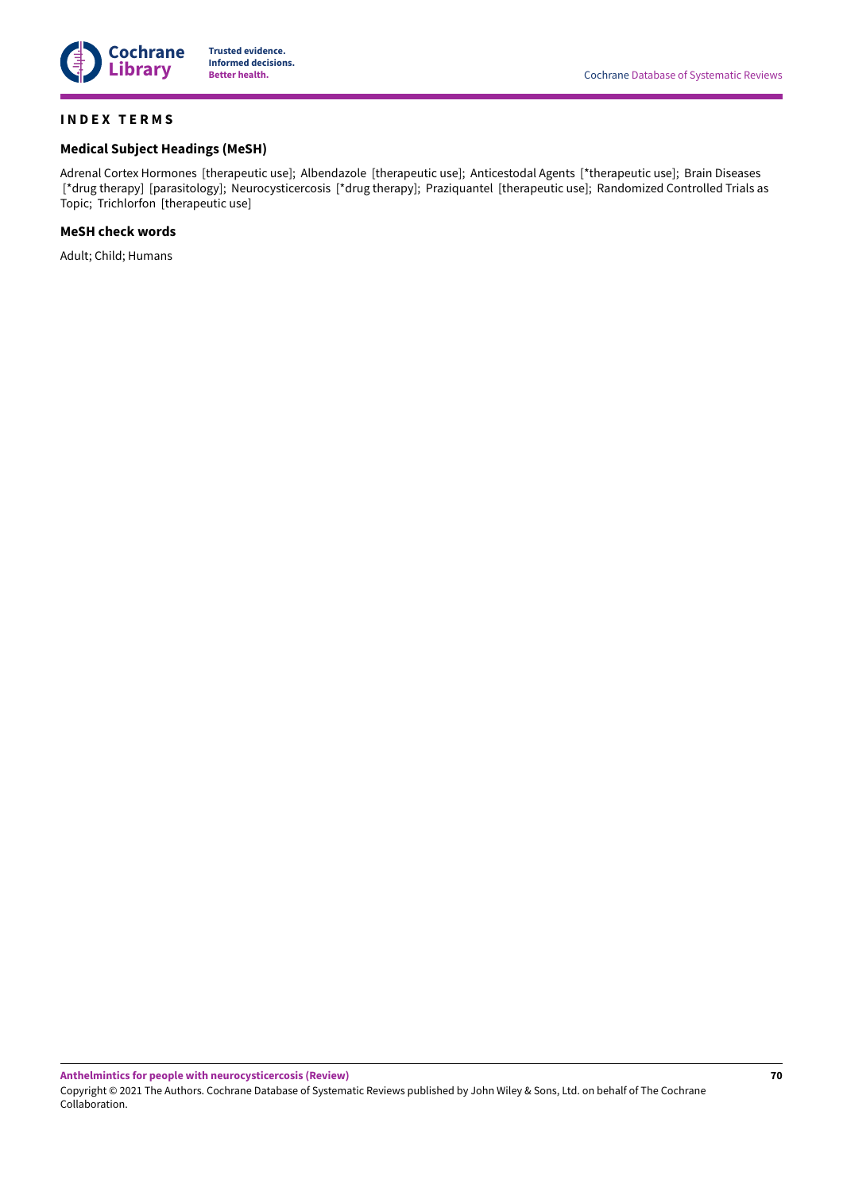## INDEX TERMS

### Medical Subject Headings (MeSH)

Adrenal Cortex Hormones [therapeutic use]; Albendazole [therapeutic use]; Anticestodal Agents [*therapeutic use]; Brain Diseases [*drug therapy] [parasitology]; Neurocysticercosis [*drug therapy]; Praziquantel [therapeutic use]; Randomized Controlled Trials as Topic; Trichlorfon [therapeutic use]

### MeSH check words

Adult; Child; Humans